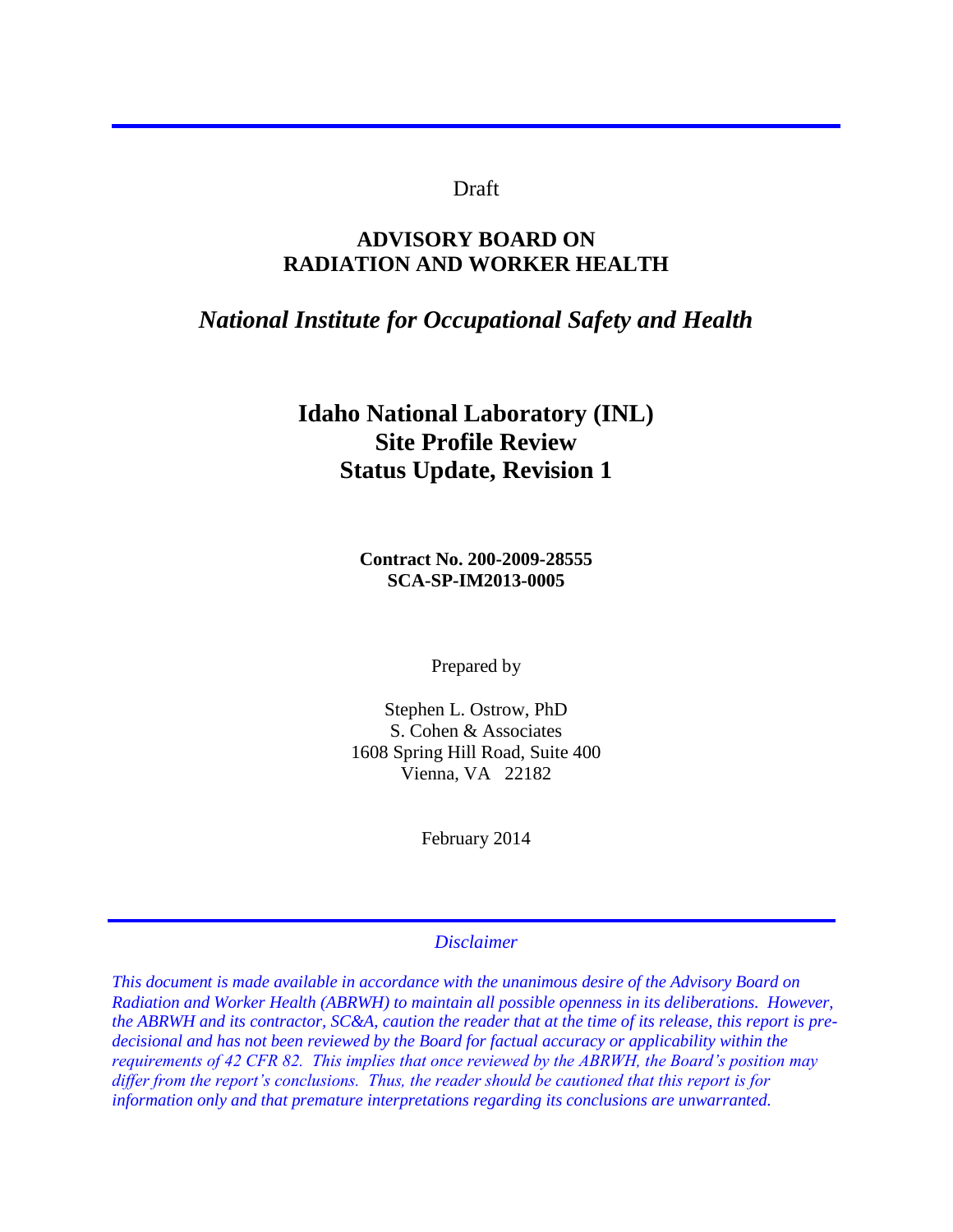Draft

# ADVISORY BOARD ON RADIATION AND WORKER HEALTH

## *National Institute for Occupational Safety and Health*

# Idaho National Laboratory (INL) Site Profile Review Status Update, Revision 1

**Contract No. 200-2009-28555**
**SCA-SP-IM2013-0005**

Prepared by

Stephen L. Ostrow, PhD
S. Cohen & Associates
1608 Spring Hill Road, Suite 400
Vienna, VA 22182

February 2014

---

*Disclaimer*

*This document is made available in accordance with the unanimous desire of the Advisory Board on Radiation and Worker Health (ABRWH) to maintain all possible openness in its deliberations. However, the ABRWH and its contractor, SC&A, caution the reader that at the time of its release, this report is pre-decisional and has not been reviewed by the Board for factual accuracy or applicability within the requirements of 42 CFR 82. This implies that once reviewed by the ABRWH, the Board's position may differ from the report's conclusions. Thus, the reader should be cautioned that this report is for information only and that premature interpretations regarding its conclusions are unwarranted.*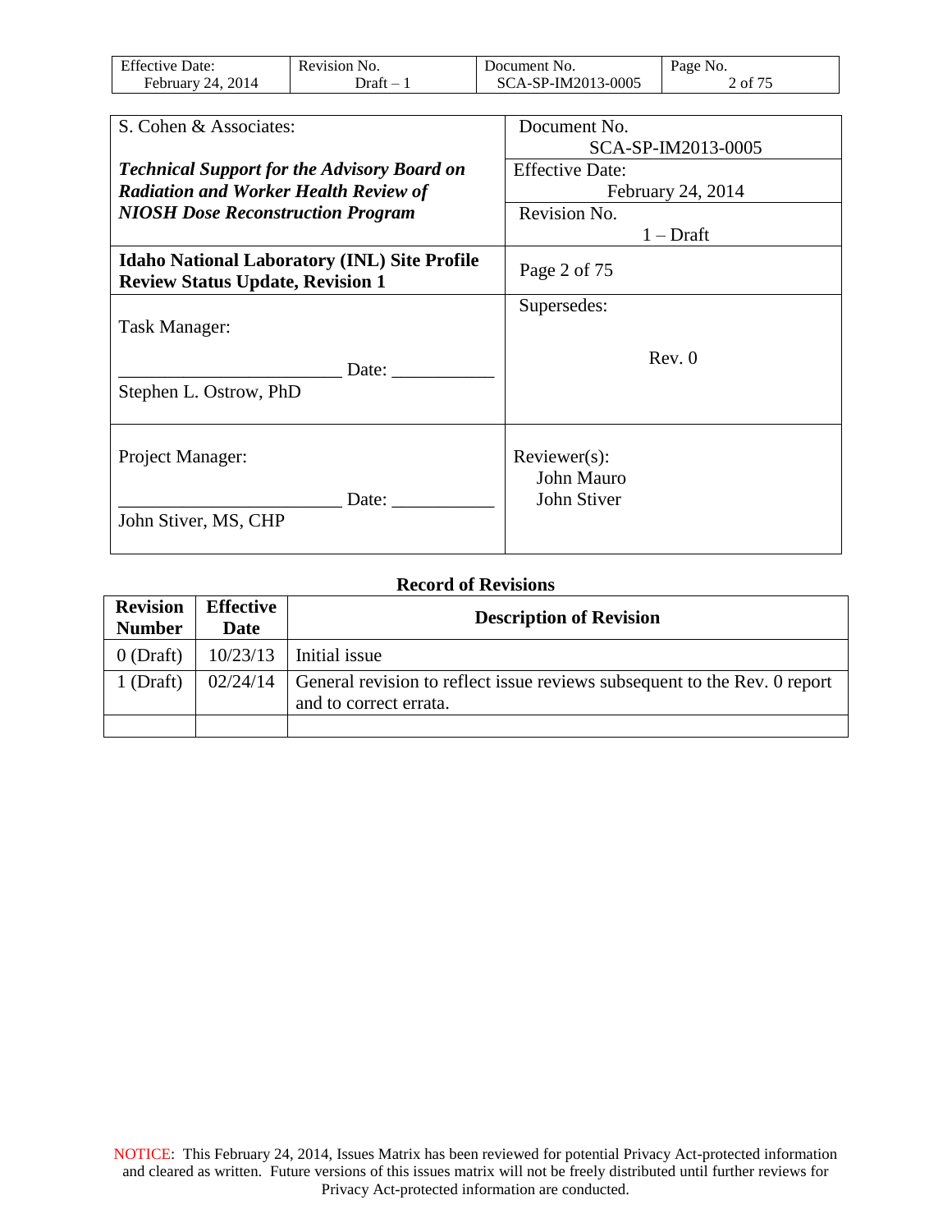| S. Cohen & Associates: | Document No. SCA-SP-IM2013-0005 |
|---|---|
| ***Technical Support for the Advisory Board on Radiation and Worker Health Review of NIOSH Dose Reconstruction Program*** | Effective Date: February 24, 2014 |
| | Revision No. 1 – Draft |
| **Idaho National Laboratory (INL) Site Profile Review Status Update, Revision 1** | Page 2 of 75 |
| Task Manager: _______________________ Date: ___________ Stephen L. Ostrow, PhD | Supersedes: Rev. 0 |
| Project Manager: _______________________ Date: ___________ John Stiver, MS, CHP | Reviewer(s): John Mauro John Stiver |

**Record of Revisions**

| Revision Number | Effective Date | Description of Revision |
|---|---|---|
| 0 (Draft) | 10/23/13 | Initial issue |
| 1 (Draft) | 02/24/14 | General revision to reflect issue reviews subsequent to the Rev. 0 report and to correct errata. |
| | | |

NOTICE: This February 24, 2014, Issues Matrix has been reviewed for potential Privacy Act-protected information and cleared as written. Future versions of this issues matrix will not be freely distributed until further reviews for Privacy Act-protected information are conducted.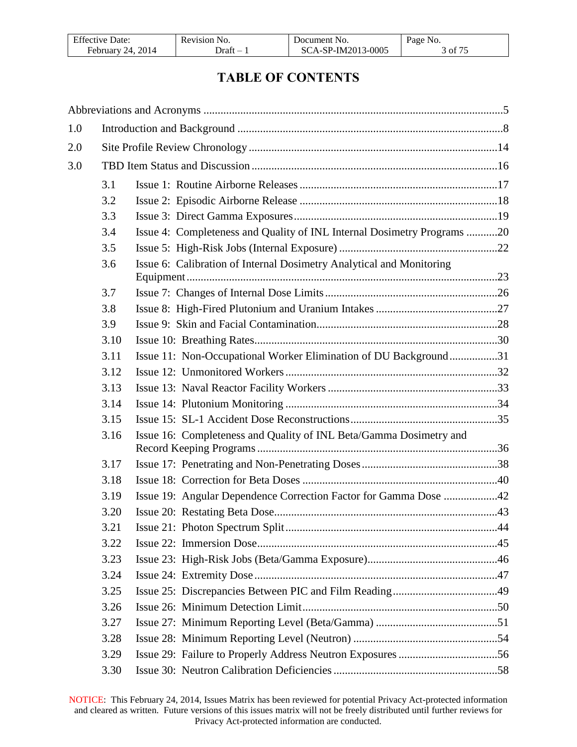# TABLE OF CONTENTS

Abbreviations and Acronyms ........................................................................................................5

1.0 Introduction and Background ............................................................................................8

2.0 Site Profile Review Chronology .......................................................................................14

3.0 TBD Item Status and Discussion ......................................................................................16

- 3.1 Issue 1: Routine Airborne Releases ......................................................................17
- 3.2 Issue 2: Episodic Airborne Release ......................................................................18
- 3.3 Issue 3: Direct Gamma Exposures .......................................................................19
- 3.4 Issue 4: Completeness and Quality of INL Internal Dosimetry Programs ...........20
- 3.5 Issue 5: High-Risk Jobs (Internal Exposure) ........................................................22
- 3.6 Issue 6: Calibration of Internal Dosimetry Analytical and Monitoring Equipment ............................................................................................................23
- 3.7 Issue 7: Changes of Internal Dose Limits ............................................................26
- 3.8 Issue 8: High-Fired Plutonium and Uranium Intakes ...........................................27
- 3.9 Issue 9: Skin and Facial Contamination................................................................28
- 3.10 Issue 10: Breathing Rates.....................................................................................30
- 3.11 Issue 11: Non-Occupational Worker Elimination of DU Background .................31
- 3.12 Issue 12: Unmonitored Workers ...........................................................................32
- 3.13 Issue 13: Naval Reactor Facility Workers ............................................................33
- 3.14 Issue 14: Plutonium Monitoring ...........................................................................34
- 3.15 Issue 15: SL-1 Accident Dose Reconstructions....................................................35
- 3.16 Issue 16: Completeness and Quality of INL Beta/Gamma Dosimetry and Record Keeping Programs ....................................................................................36
- 3.17 Issue 17: Penetrating and Non-Penetrating Doses ................................................38
- 3.18 Issue 18: Correction for Beta Doses .....................................................................40
- 3.19 Issue 19: Angular Dependence Correction Factor for Gamma Dose ...................42
- 3.20 Issue 20: Restating Beta Dose...............................................................................43
- 3.21 Issue 21: Photon Spectrum Split...........................................................................44
- 3.22 Issue 22: Immersion Dose.....................................................................................45
- 3.23 Issue 23: High-Risk Jobs (Beta/Gamma Exposure)..............................................46
- 3.24 Issue 24: Extremity Dose ......................................................................................47
- 3.25 Issue 25: Discrepancies Between PIC and Film Reading.....................................49
- 3.26 Issue 26: Minimum Detection Limit.....................................................................50
- 3.27 Issue 27: Minimum Reporting Level (Beta/Gamma) ...........................................51
- 3.28 Issue 28: Minimum Reporting Level (Neutron) ...................................................54
- 3.29 Issue 29: Failure to Properly Address Neutron Exposures ...................................56
- 3.30 Issue 30: Neutron Calibration Deficiencies ..........................................................58

NOTICE: This February 24, 2014, Issues Matrix has been reviewed for potential Privacy Act-protected information and cleared as written. Future versions of this issues matrix will not be freely distributed until further reviews for Privacy Act-protected information are conducted.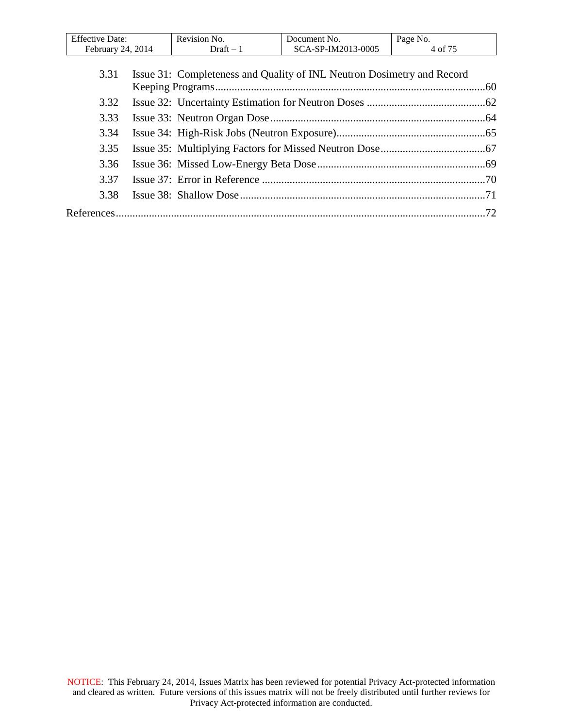3.31 Issue 31: Completeness and Quality of INL Neutron Dosimetry and Record Keeping Programs.....60

3.32 Issue 32: Uncertainty Estimation for Neutron Doses.....62

3.33 Issue 33: Neutron Organ Dose.....64

3.34 Issue 34: High-Risk Jobs (Neutron Exposure).....65

3.35 Issue 35: Multiplying Factors for Missed Neutron Dose.....67

3.36 Issue 36: Missed Low-Energy Beta Dose.....69

3.37 Issue 37: Error in Reference.....70

3.38 Issue 38: Shallow Dose.....71

References.....72

NOTICE: This February 24, 2014, Issues Matrix has been reviewed for potential Privacy Act-protected information and cleared as written. Future versions of this issues matrix will not be freely distributed until further reviews for Privacy Act-protected information are conducted.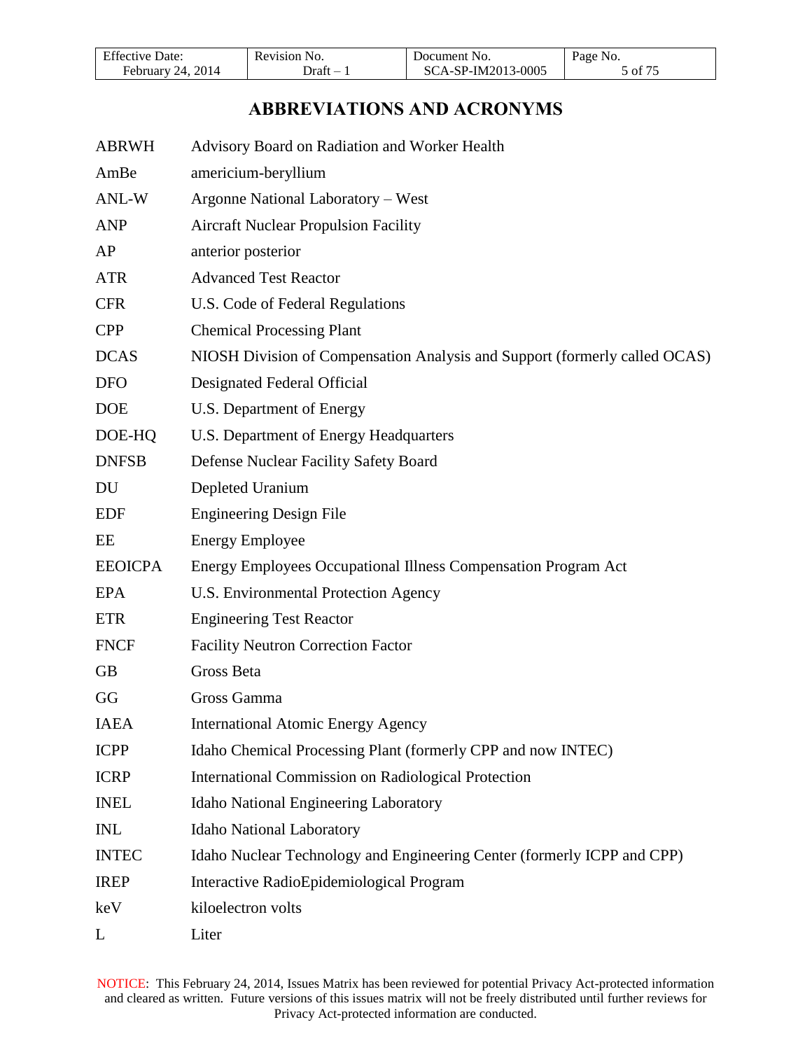# ABBREVIATIONS AND ACRONYMS

| | |
|---|---|
| ABRWH | Advisory Board on Radiation and Worker Health |
| AmBe | americium-beryllium |
| ANL-W | Argonne National Laboratory – West |
| ANP | Aircraft Nuclear Propulsion Facility |
| AP | anterior posterior |
| ATR | Advanced Test Reactor |
| CFR | U.S. Code of Federal Regulations |
| CPP | Chemical Processing Plant |
| DCAS | NIOSH Division of Compensation Analysis and Support (formerly called OCAS) |
| DFO | Designated Federal Official |
| DOE | U.S. Department of Energy |
| DOE-HQ | U.S. Department of Energy Headquarters |
| DNFSB | Defense Nuclear Facility Safety Board |
| DU | Depleted Uranium |
| EDF | Engineering Design File |
| EE | Energy Employee |
| EEOICPA | Energy Employees Occupational Illness Compensation Program Act |
| EPA | U.S. Environmental Protection Agency |
| ETR | Engineering Test Reactor |
| FNCF | Facility Neutron Correction Factor |
| GB | Gross Beta |
| GG | Gross Gamma |
| IAEA | International Atomic Energy Agency |
| ICPP | Idaho Chemical Processing Plant (formerly CPP and now INTEC) |
| ICRP | International Commission on Radiological Protection |
| INEL | Idaho National Engineering Laboratory |
| INL | Idaho National Laboratory |
| INTEC | Idaho Nuclear Technology and Engineering Center (formerly ICPP and CPP) |
| IREP | Interactive RadioEpidemiological Program |
| keV | kiloelectron volts |
| L | Liter |

NOTICE: This February 24, 2014, Issues Matrix has been reviewed for potential Privacy Act-protected information and cleared as written. Future versions of this issues matrix will not be freely distributed until further reviews for Privacy Act-protected information are conducted.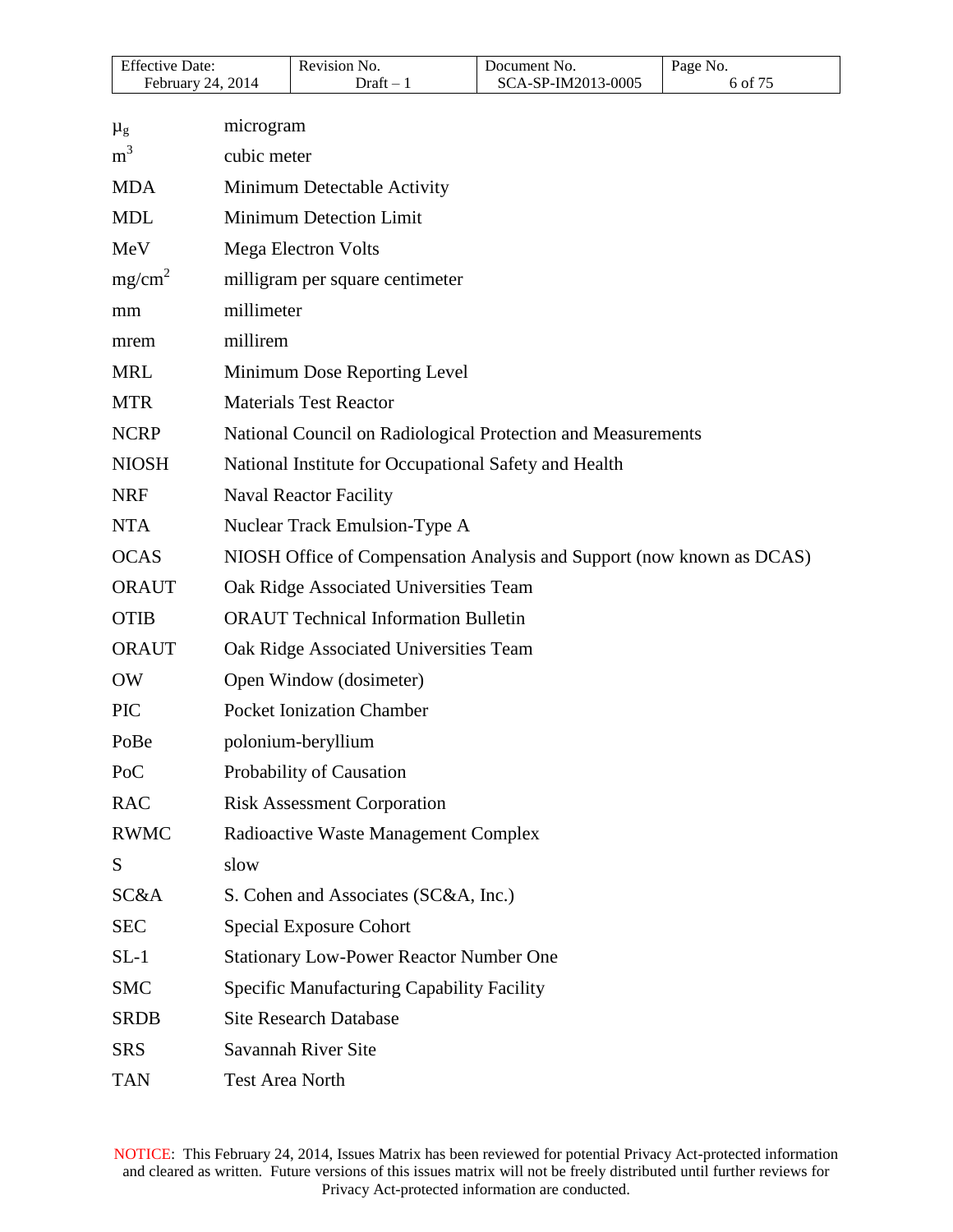| | |
|---|---|
| μg | microgram |
| $m^3$ | cubic meter |
| MDA | Minimum Detectable Activity |
| MDL | Minimum Detection Limit |
| MeV | Mega Electron Volts |
| $mg/cm^2$ | milligram per square centimeter |
| mm | millimeter |
| mrem | millirem |
| MRL | Minimum Dose Reporting Level |
| MTR | Materials Test Reactor |
| NCRP | National Council on Radiological Protection and Measurements |
| NIOSH | National Institute for Occupational Safety and Health |
| NRF | Naval Reactor Facility |
| NTA | Nuclear Track Emulsion-Type A |
| OCAS | NIOSH Office of Compensation Analysis and Support (now known as DCAS) |
| ORAUT | Oak Ridge Associated Universities Team |
| OTIB | ORAUT Technical Information Bulletin |
| ORAUT | Oak Ridge Associated Universities Team |
| OW | Open Window (dosimeter) |
| PIC | Pocket Ionization Chamber |
| PoBe | polonium-beryllium |
| PoC | Probability of Causation |
| RAC | Risk Assessment Corporation |
| RWMC | Radioactive Waste Management Complex |
| S | slow |
| SC&A | S. Cohen and Associates (SC&A, Inc.) |
| SEC | Special Exposure Cohort |
| SL-1 | Stationary Low-Power Reactor Number One |
| SMC | Specific Manufacturing Capability Facility |
| SRDB | Site Research Database |
| SRS | Savannah River Site |
| TAN | Test Area North |

NOTICE: This February 24, 2014, Issues Matrix has been reviewed for potential Privacy Act-protected information and cleared as written. Future versions of this issues matrix will not be freely distributed until further reviews for Privacy Act-protected information are conducted.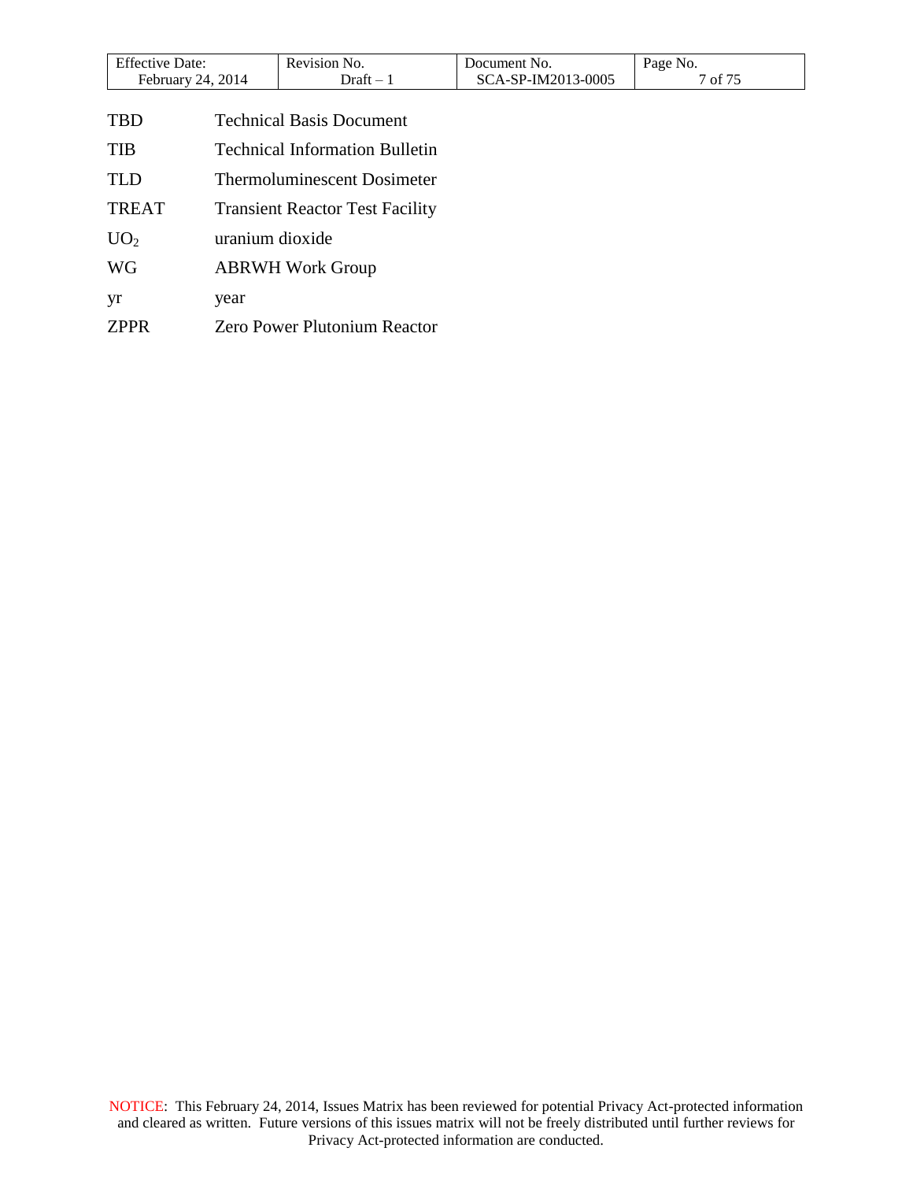| | |
|---|---|
| TBD | Technical Basis Document |
| TIB | Technical Information Bulletin |
| TLD | Thermoluminescent Dosimeter |
| TREAT | Transient Reactor Test Facility |
| $UO_2$ | uranium dioxide |
| WG | ABRWH Work Group |
| yr | year |
| ZPPR | Zero Power Plutonium Reactor |

NOTICE: This February 24, 2014, Issues Matrix has been reviewed for potential Privacy Act-protected information and cleared as written. Future versions of this issues matrix will not be freely distributed until further reviews for Privacy Act-protected information are conducted.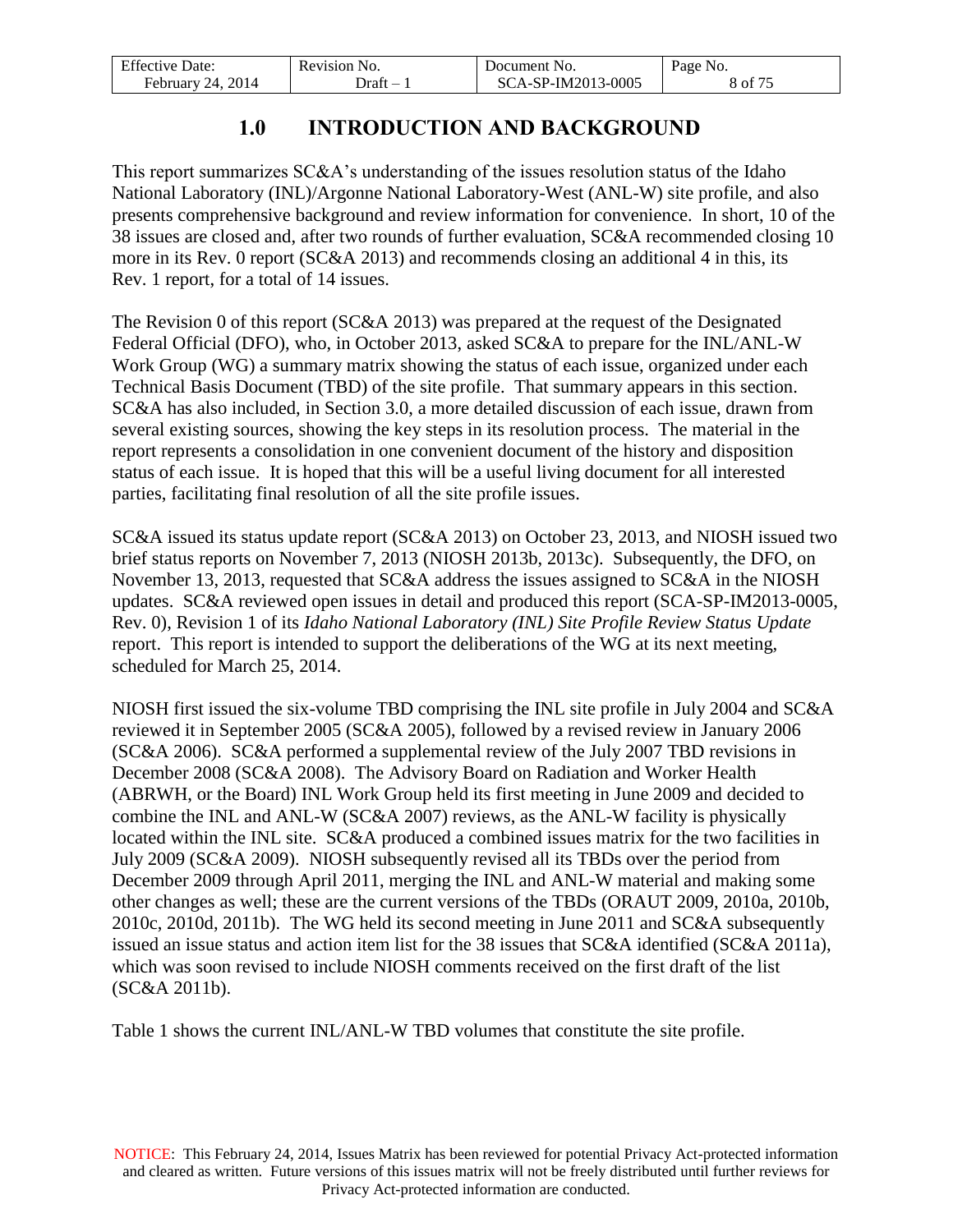# 1.0 INTRODUCTION AND BACKGROUND

This report summarizes SC&A's understanding of the issues resolution status of the Idaho National Laboratory (INL)/Argonne National Laboratory-West (ANL-W) site profile, and also presents comprehensive background and review information for convenience. In short, 10 of the 38 issues are closed and, after two rounds of further evaluation, SC&A recommended closing 10 more in its Rev. 0 report (SC&A 2013) and recommends closing an additional 4 in this, its Rev. 1 report, for a total of 14 issues.

The Revision 0 of this report (SC&A 2013) was prepared at the request of the Designated Federal Official (DFO), who, in October 2013, asked SC&A to prepare for the INL/ANL-W Work Group (WG) a summary matrix showing the status of each issue, organized under each Technical Basis Document (TBD) of the site profile. That summary appears in this section. SC&A has also included, in Section 3.0, a more detailed discussion of each issue, drawn from several existing sources, showing the key steps in its resolution process. The material in the report represents a consolidation in one convenient document of the history and disposition status of each issue. It is hoped that this will be a useful living document for all interested parties, facilitating final resolution of all the site profile issues.

SC&A issued its status update report (SC&A 2013) on October 23, 2013, and NIOSH issued two brief status reports on November 7, 2013 (NIOSH 2013b, 2013c). Subsequently, the DFO, on November 13, 2013, requested that SC&A address the issues assigned to SC&A in the NIOSH updates. SC&A reviewed open issues in detail and produced this report (SCA-SP-IM2013-0005, Rev. 0), Revision 1 of its *Idaho National Laboratory (INL) Site Profile Review Status Update* report. This report is intended to support the deliberations of the WG at its next meeting, scheduled for March 25, 2014.

NIOSH first issued the six-volume TBD comprising the INL site profile in July 2004 and SC&A reviewed it in September 2005 (SC&A 2005), followed by a revised review in January 2006 (SC&A 2006). SC&A performed a supplemental review of the July 2007 TBD revisions in December 2008 (SC&A 2008). The Advisory Board on Radiation and Worker Health (ABRWH, or the Board) INL Work Group held its first meeting in June 2009 and decided to combine the INL and ANL-W (SC&A 2007) reviews, as the ANL-W facility is physically located within the INL site. SC&A produced a combined issues matrix for the two facilities in July 2009 (SC&A 2009). NIOSH subsequently revised all its TBDs over the period from December 2009 through April 2011, merging the INL and ANL-W material and making some other changes as well; these are the current versions of the TBDs (ORAUT 2009, 2010a, 2010b, 2010c, 2010d, 2011b). The WG held its second meeting in June 2011 and SC&A subsequently issued an issue status and action item list for the 38 issues that SC&A identified (SC&A 2011a), which was soon revised to include NIOSH comments received on the first draft of the list (SC&A 2011b).

Table 1 shows the current INL/ANL-W TBD volumes that constitute the site profile.

NOTICE: This February 24, 2014, Issues Matrix has been reviewed for potential Privacy Act-protected information and cleared as written. Future versions of this issues matrix will not be freely distributed until further reviews for Privacy Act-protected information are conducted.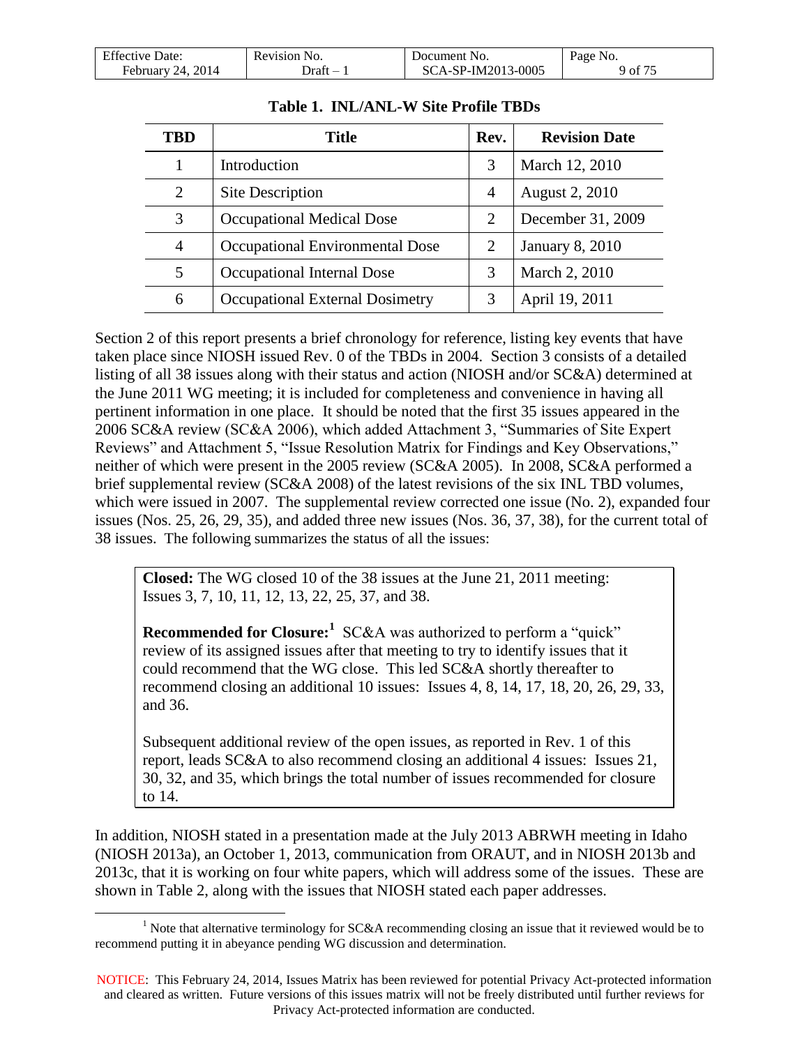**Table 1. INL/ANL-W Site Profile TBDs**

| TBD | Title | Rev. | Revision Date |
|---|---|---|---|
| 1 | Introduction | 3 | March 12, 2010 |
| 2 | Site Description | 4 | August 2, 2010 |
| 3 | Occupational Medical Dose | 2 | December 31, 2009 |
| 4 | Occupational Environmental Dose | 2 | January 8, 2010 |
| 5 | Occupational Internal Dose | 3 | March 2, 2010 |
| 6 | Occupational External Dosimetry | 3 | April 19, 2011 |

Section 2 of this report presents a brief chronology for reference, listing key events that have taken place since NIOSH issued Rev. 0 of the TBDs in 2004. Section 3 consists of a detailed listing of all 38 issues along with their status and action (NIOSH and/or SC&A) determined at the June 2011 WG meeting; it is included for completeness and convenience in having all pertinent information in one place. It should be noted that the first 35 issues appeared in the 2006 SC&A review (SC&A 2006), which added Attachment 3, "Summaries of Site Expert Reviews" and Attachment 5, "Issue Resolution Matrix for Findings and Key Observations," neither of which were present in the 2005 review (SC&A 2005). In 2008, SC&A performed a brief supplemental review (SC&A 2008) of the latest revisions of the six INL TBD volumes, which were issued in 2007. The supplemental review corrected one issue (No. 2), expanded four issues (Nos. 25, 26, 29, 35), and added three new issues (Nos. 36, 37, 38), for the current total of 38 issues. The following summarizes the status of all the issues:

**Closed:** The WG closed 10 of the 38 issues at the June 21, 2011 meeting: Issues 3, 7, 10, 11, 12, 13, 22, 25, 37, and 38.

**Recommended for Closure:**[1] SC&A was authorized to perform a "quick" review of its assigned issues after that meeting to try to identify issues that it could recommend that the WG close. This led SC&A shortly thereafter to recommend closing an additional 10 issues: Issues 4, 8, 14, 17, 18, 20, 26, 29, 33, and 36.

Subsequent additional review of the open issues, as reported in Rev. 1 of this report, leads SC&A to also recommend closing an additional 4 issues: Issues 21, 30, 32, and 35, which brings the total number of issues recommended for closure to 14.

In addition, NIOSH stated in a presentation made at the July 2013 ABRWH meeting in Idaho (NIOSH 2013a), an October 1, 2013, communication from ORAUT, and in NIOSH 2013b and 2013c, that it is working on four white papers, which will address some of the issues. These are shown in Table 2, along with the issues that NIOSH stated each paper addresses.

[1] Note that alternative terminology for SC&A recommending closing an issue that it reviewed would be to recommend putting it in abeyance pending WG discussion and determination.

NOTICE: This February 24, 2014, Issues Matrix has been reviewed for potential Privacy Act-protected information and cleared as written. Future versions of this issues matrix will not be freely distributed until further reviews for Privacy Act-protected information are conducted.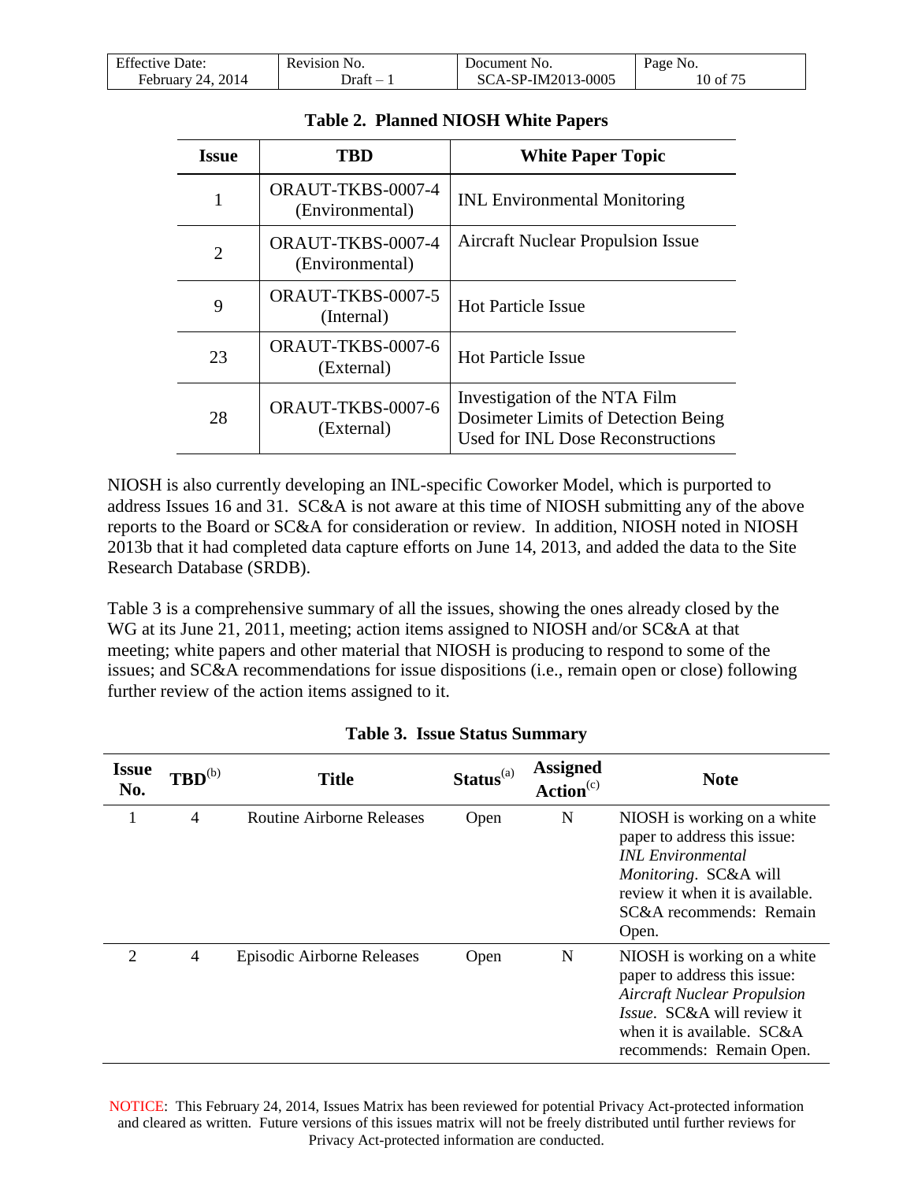**Table 2. Planned NIOSH White Papers**

| Issue | TBD | White Paper Topic |
|---|---|---|
| 1 | ORAUT-TKBS-0007-4 (Environmental) | INL Environmental Monitoring |
| 2 | ORAUT-TKBS-0007-4 (Environmental) | Aircraft Nuclear Propulsion Issue |
| 9 | ORAUT-TKBS-0007-5 (Internal) | Hot Particle Issue |
| 23 | ORAUT-TKBS-0007-6 (External) | Hot Particle Issue |
| 28 | ORAUT-TKBS-0007-6 (External) | Investigation of the NTA Film Dosimeter Limits of Detection Being Used for INL Dose Reconstructions |

NIOSH is also currently developing an INL-specific Coworker Model, which is purported to address Issues 16 and 31. SC&A is not aware at this time of NIOSH submitting any of the above reports to the Board or SC&A for consideration or review. In addition, NIOSH noted in NIOSH 2013b that it had completed data capture efforts on June 14, 2013, and added the data to the Site Research Database (SRDB).

Table 3 is a comprehensive summary of all the issues, showing the ones already closed by the WG at its June 21, 2011, meeting; action items assigned to NIOSH and/or SC&A at that meeting; white papers and other material that NIOSH is producing to respond to some of the issues; and SC&A recommendations for issue dispositions (i.e., remain open or close) following further review of the action items assigned to it.

**Table 3. Issue Status Summary**

| Issue No. | TBD[b] | Title | Status[a] | Assigned Action[c] | Note |
|---|---|---|---|---|---|
| 1 | 4 | Routine Airborne Releases | Open | N | NIOSH is working on a white paper to address this issue: *INL Environmental Monitoring*. SC&A will review it when it is available. SC&A recommends: Remain Open. |
| 2 | 4 | Episodic Airborne Releases | Open | N | NIOSH is working on a white paper to address this issue: *Aircraft Nuclear Propulsion Issue*. SC&A will review it when it is available. SC&A recommends: Remain Open. |

NOTICE: This February 24, 2014, Issues Matrix has been reviewed for potential Privacy Act-protected information and cleared as written. Future versions of this issues matrix will not be freely distributed until further reviews for Privacy Act-protected information are conducted.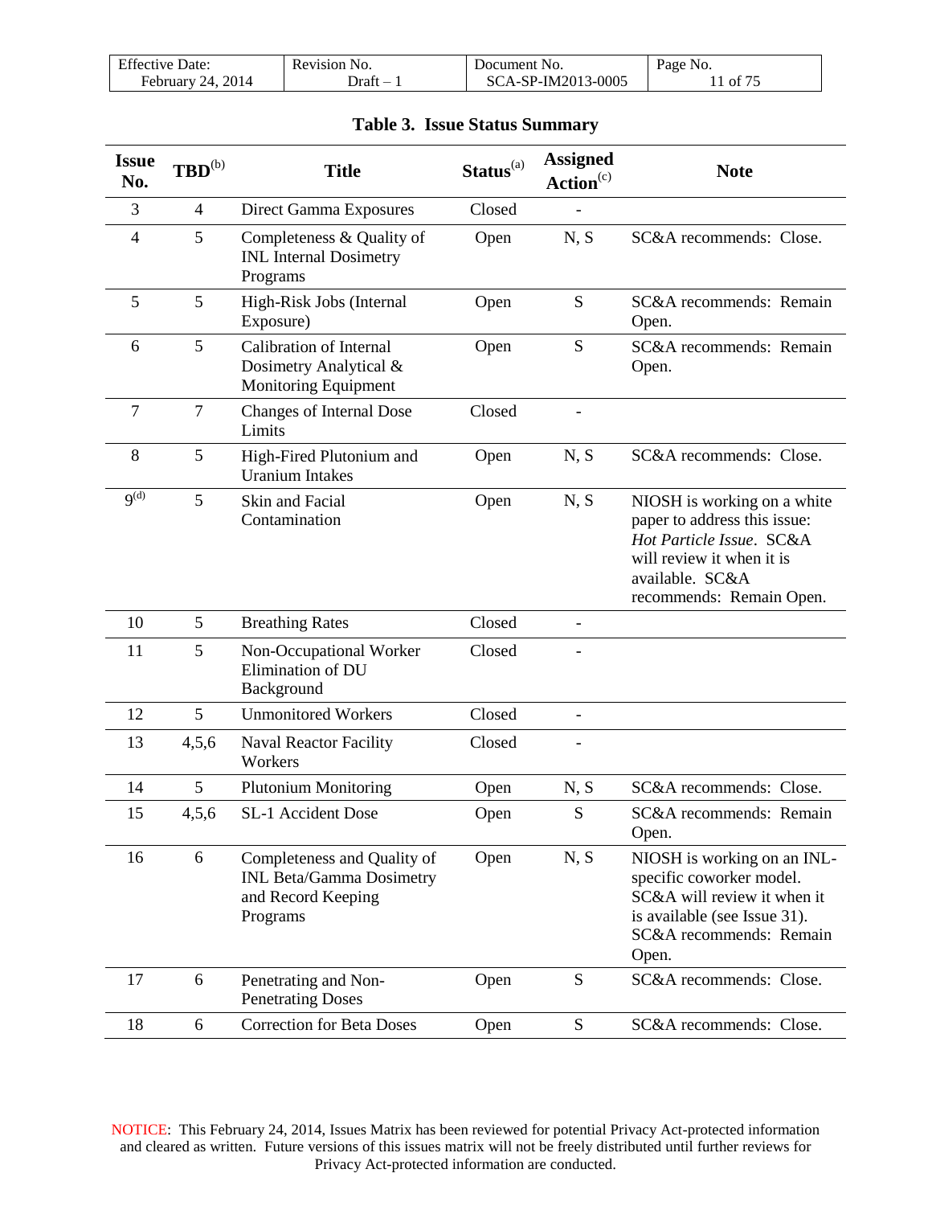**Table 3. Issue Status Summary**

| Issue No. | TBD[b] | Title | Status[a] | Assigned Action[c] | Note |
|---|---|---|---|---|---|
| 3 | 4 | Direct Gamma Exposures | Closed | - | |
| 4 | 5 | Completeness & Quality of INL Internal Dosimetry Programs | Open | N, S | SC&A recommends: Close. |
| 5 | 5 | High-Risk Jobs (Internal Exposure) | Open | S | SC&A recommends: Remain Open. |
| 6 | 5 | Calibration of Internal Dosimetry Analytical & Monitoring Equipment | Open | S | SC&A recommends: Remain Open. |
| 7 | 7 | Changes of Internal Dose Limits | Closed | - | |
| 8 | 5 | High-Fired Plutonium and Uranium Intakes | Open | N, S | SC&A recommends: Close. |
| 9[d] | 5 | Skin and Facial Contamination | Open | N, S | NIOSH is working on a white paper to address this issue: *Hot Particle Issue*. SC&A will review it when it is available. SC&A recommends: Remain Open. |
| 10 | 5 | Breathing Rates | Closed | - | |
| 11 | 5 | Non-Occupational Worker Elimination of DU Background | Closed | - | |
| 12 | 5 | Unmonitored Workers | Closed | - | |
| 13 | 4,5,6 | Naval Reactor Facility Workers | Closed | - | |
| 14 | 5 | Plutonium Monitoring | Open | N, S | SC&A recommends: Close. |
| 15 | 4,5,6 | SL-1 Accident Dose | Open | S | SC&A recommends: Remain Open. |
| 16 | 6 | Completeness and Quality of INL Beta/Gamma Dosimetry and Record Keeping Programs | Open | N, S | NIOSH is working on an INL-specific coworker model. SC&A will review it when it is available (see Issue 31). SC&A recommends: Remain Open. |
| 17 | 6 | Penetrating and Non-Penetrating Doses | Open | S | SC&A recommends: Close. |
| 18 | 6 | Correction for Beta Doses | Open | S | SC&A recommends: Close. |

NOTICE: This February 24, 2014, Issues Matrix has been reviewed for potential Privacy Act-protected information and cleared as written. Future versions of this issues matrix will not be freely distributed until further reviews for Privacy Act-protected information are conducted.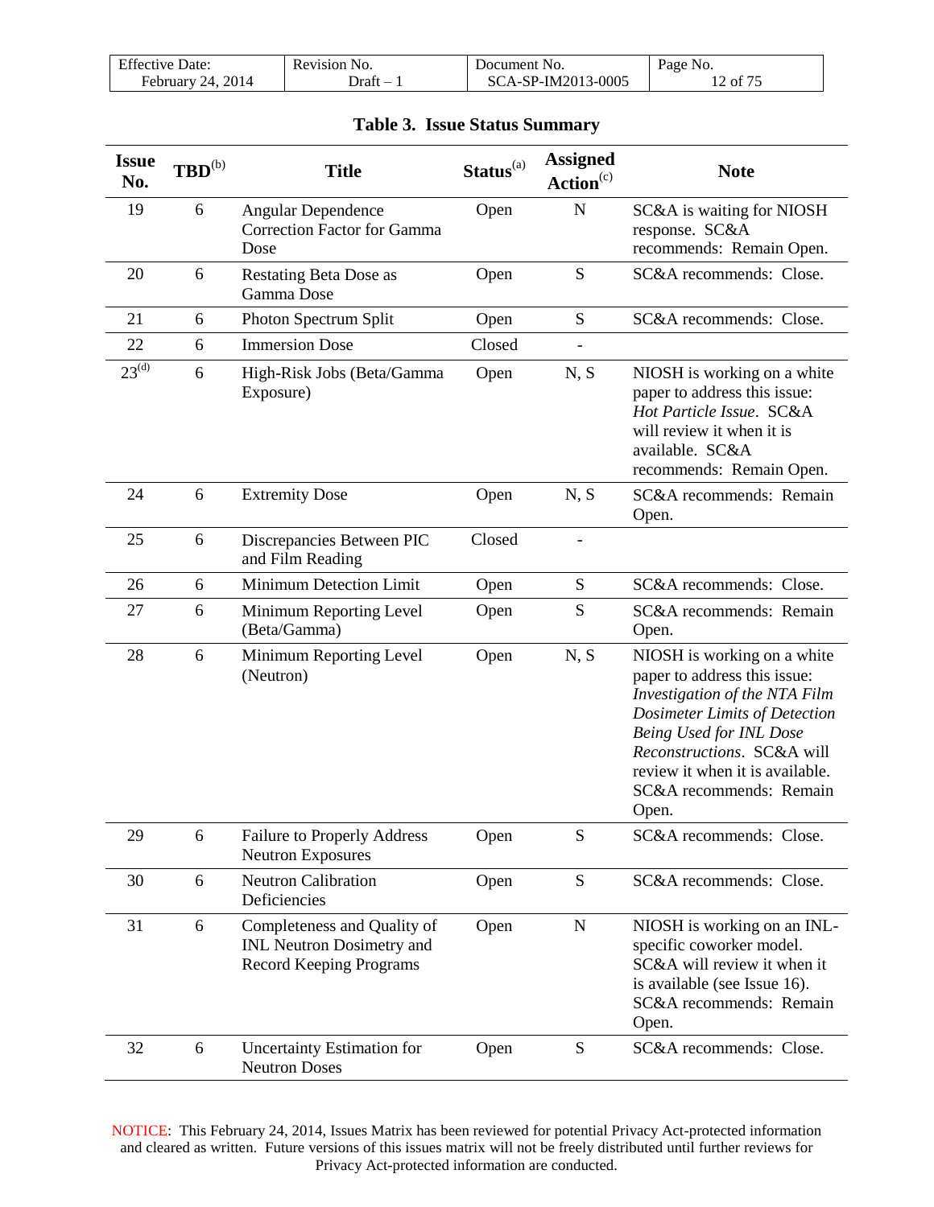**Table 3. Issue Status Summary**

| Issue No. | TBD[b] | Title | Status[a] | Assigned Action[c] | Note |
|---|---|---|---|---|---|
| 19 | 6 | Angular Dependence Correction Factor for Gamma Dose | Open | N | SC&A is waiting for NIOSH response. SC&A recommends: Remain Open. |
| 20 | 6 | Restating Beta Dose as Gamma Dose | Open | S | SC&A recommends: Close. |
| 21 | 6 | Photon Spectrum Split | Open | S | SC&A recommends: Close. |
| 22 | 6 | Immersion Dose | Closed | - | |
| 23[d] | 6 | High-Risk Jobs (Beta/Gamma Exposure) | Open | N, S | NIOSH is working on a white paper to address this issue: *Hot Particle Issue*. SC&A will review it when it is available. SC&A recommends: Remain Open. |
| 24 | 6 | Extremity Dose | Open | N, S | SC&A recommends: Remain Open. |
| 25 | 6 | Discrepancies Between PIC and Film Reading | Closed | - | |
| 26 | 6 | Minimum Detection Limit | Open | S | SC&A recommends: Close. |
| 27 | 6 | Minimum Reporting Level (Beta/Gamma) | Open | S | SC&A recommends: Remain Open. |
| 28 | 6 | Minimum Reporting Level (Neutron) | Open | N, S | NIOSH is working on a white paper to address this issue: *Investigation of the NTA Film Dosimeter Limits of Detection Being Used for INL Dose Reconstructions*. SC&A will review it when it is available. SC&A recommends: Remain Open. |
| 29 | 6 | Failure to Properly Address Neutron Exposures | Open | S | SC&A recommends: Close. |
| 30 | 6 | Neutron Calibration Deficiencies | Open | S | SC&A recommends: Close. |
| 31 | 6 | Completeness and Quality of INL Neutron Dosimetry and Record Keeping Programs | Open | N | NIOSH is working on an INL-specific coworker model. SC&A will review it when it is available (see Issue 16). SC&A recommends: Remain Open. |
| 32 | 6 | Uncertainty Estimation for Neutron Doses | Open | S | SC&A recommends: Close. |

NOTICE: This February 24, 2014, Issues Matrix has been reviewed for potential Privacy Act-protected information and cleared as written. Future versions of this issues matrix will not be freely distributed until further reviews for Privacy Act-protected information are conducted.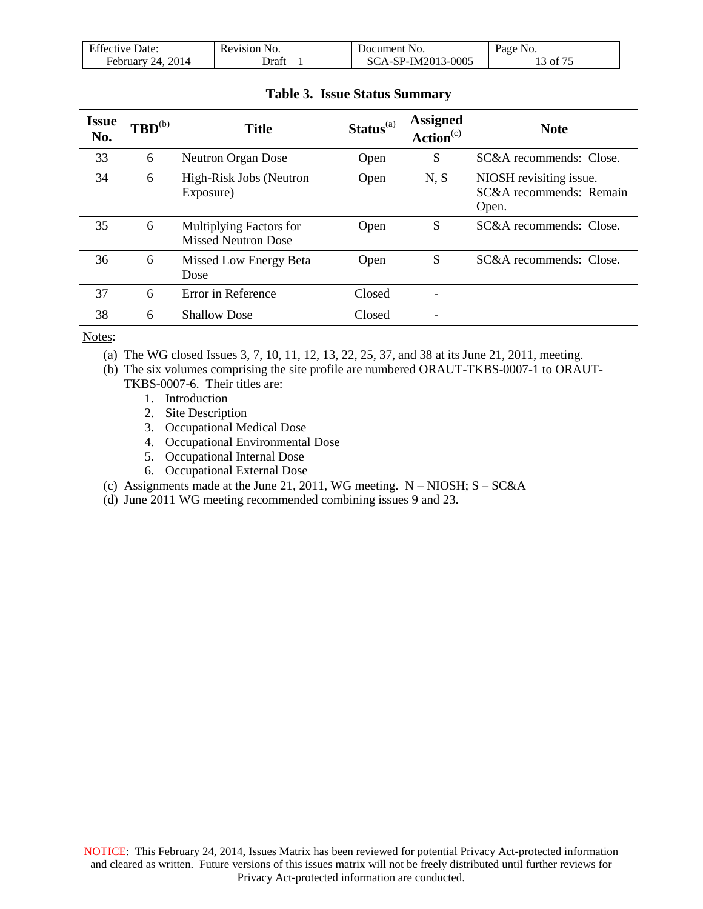**Table 3. Issue Status Summary**

| Issue No. | TBD[(b)] | Title | Status[(a)] | Assigned Action[(c)] | Note |
|---|---|---|---|---|---|
| 33 | 6 | Neutron Organ Dose | Open | S | SC&A recommends: Close. |
| 34 | 6 | High-Risk Jobs (Neutron Exposure) | Open | N, S | NIOSH revisiting issue. SC&A recommends: Remain Open. |
| 35 | 6 | Multiplying Factors for Missed Neutron Dose | Open | S | SC&A recommends: Close. |
| 36 | 6 | Missed Low Energy Beta Dose | Open | S | SC&A recommends: Close. |
| 37 | 6 | Error in Reference | Closed | - | |
| 38 | 6 | Shallow Dose | Closed | - | |

Notes:

(a) The WG closed Issues 3, 7, 10, 11, 12, 13, 22, 25, 37, and 38 at its June 21, 2011, meeting.

(b) The six volumes comprising the site profile are numbered ORAUT-TKBS-0007-1 to ORAUT-TKBS-0007-6. Their titles are:

1. Introduction
2. Site Description
3. Occupational Medical Dose
4. Occupational Environmental Dose
5. Occupational Internal Dose
6. Occupational External Dose

(c) Assignments made at the June 21, 2011, WG meeting. N – NIOSH; S – SC&A

(d) June 2011 WG meeting recommended combining issues 9 and 23.

NOTICE: This February 24, 2014, Issues Matrix has been reviewed for potential Privacy Act-protected information and cleared as written. Future versions of this issues matrix will not be freely distributed until further reviews for Privacy Act-protected information are conducted.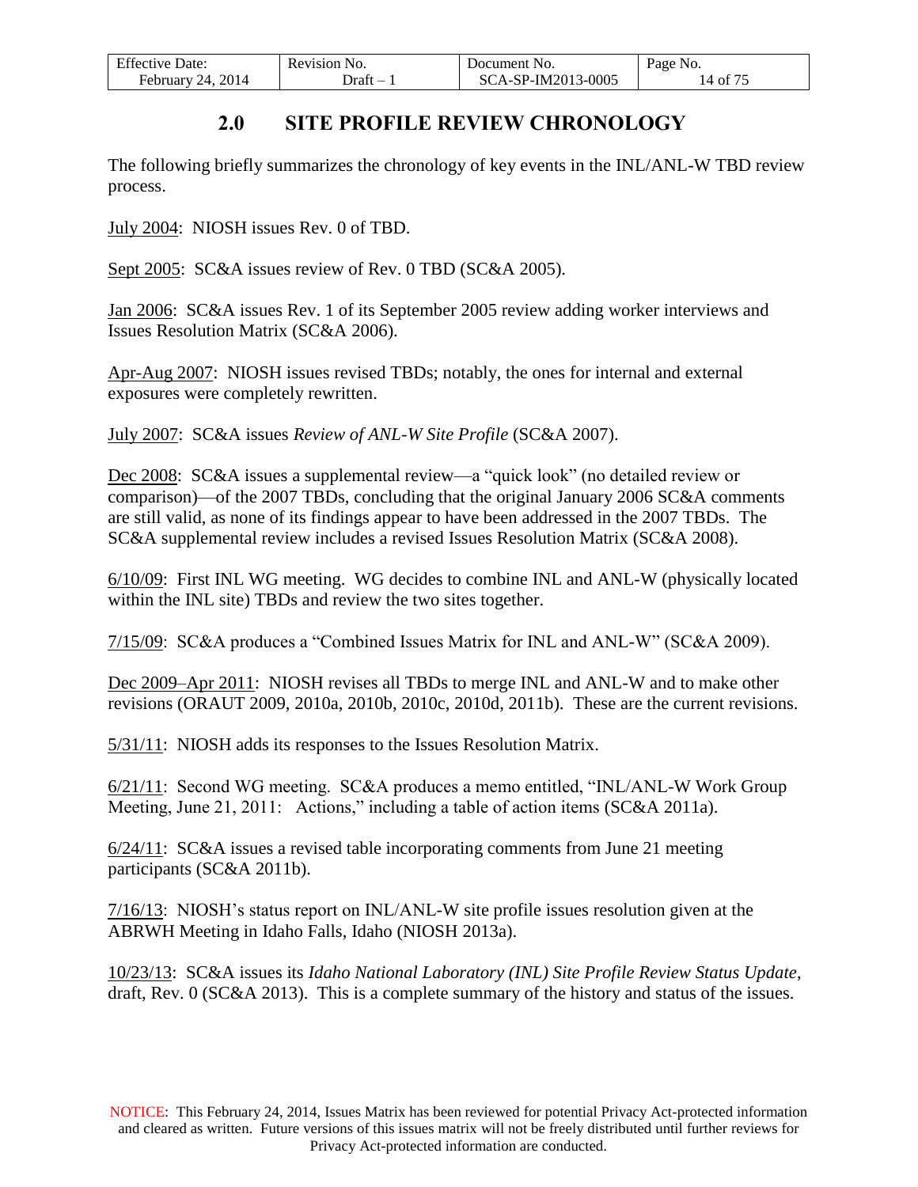## 2.0 SITE PROFILE REVIEW CHRONOLOGY

The following briefly summarizes the chronology of key events in the INL/ANL-W TBD review process.

July 2004: NIOSH issues Rev. 0 of TBD.

Sept 2005: SC&A issues review of Rev. 0 TBD (SC&A 2005).

Jan 2006: SC&A issues Rev. 1 of its September 2005 review adding worker interviews and Issues Resolution Matrix (SC&A 2006).

Apr-Aug 2007: NIOSH issues revised TBDs; notably, the ones for internal and external exposures were completely rewritten.

July 2007: SC&A issues *Review of ANL-W Site Profile* (SC&A 2007).

Dec 2008: SC&A issues a supplemental review—a "quick look" (no detailed review or comparison)—of the 2007 TBDs, concluding that the original January 2006 SC&A comments are still valid, as none of its findings appear to have been addressed in the 2007 TBDs. The SC&A supplemental review includes a revised Issues Resolution Matrix (SC&A 2008).

6/10/09: First INL WG meeting. WG decides to combine INL and ANL-W (physically located within the INL site) TBDs and review the two sites together.

7/15/09: SC&A produces a "Combined Issues Matrix for INL and ANL-W" (SC&A 2009).

Dec 2009–Apr 2011: NIOSH revises all TBDs to merge INL and ANL-W and to make other revisions (ORAUT 2009, 2010a, 2010b, 2010c, 2010d, 2011b). These are the current revisions.

5/31/11: NIOSH adds its responses to the Issues Resolution Matrix.

6/21/11: Second WG meeting. SC&A produces a memo entitled, "INL/ANL-W Work Group Meeting, June 21, 2011: Actions," including a table of action items (SC&A 2011a).

6/24/11: SC&A issues a revised table incorporating comments from June 21 meeting participants (SC&A 2011b).

7/16/13: NIOSH's status report on INL/ANL-W site profile issues resolution given at the ABRWH Meeting in Idaho Falls, Idaho (NIOSH 2013a).

10/23/13: SC&A issues its *Idaho National Laboratory (INL) Site Profile Review Status Update*, draft, Rev. 0 (SC&A 2013). This is a complete summary of the history and status of the issues.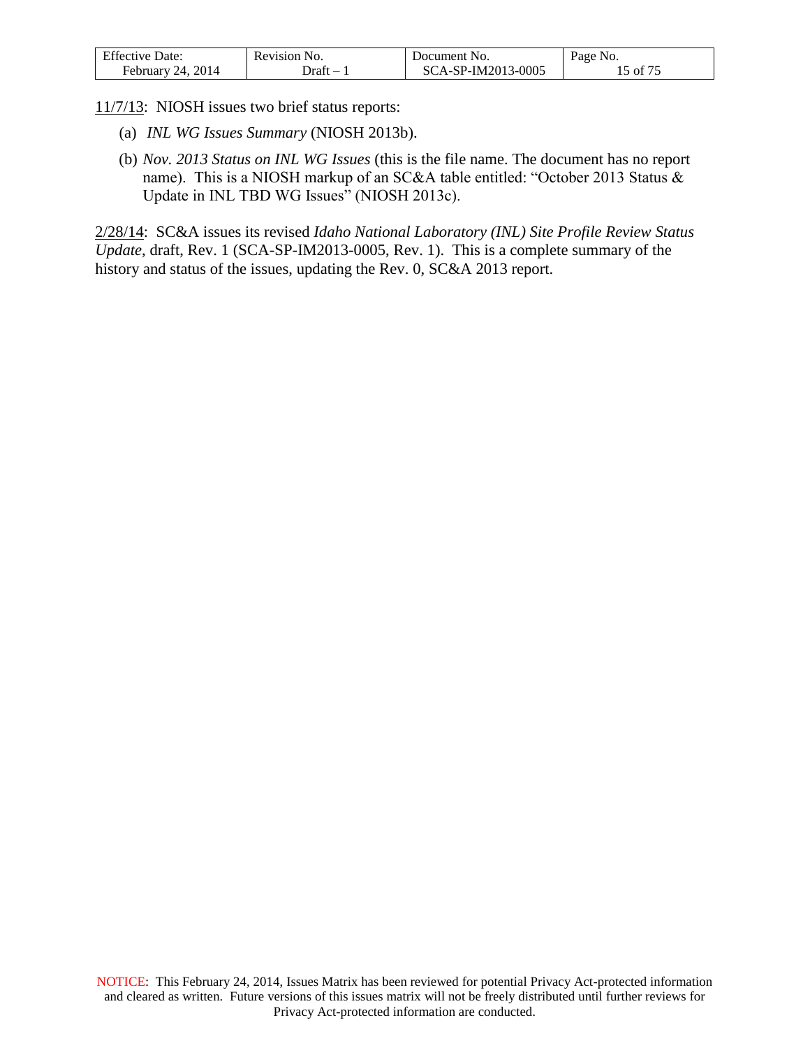11/7/13: NIOSH issues two brief status reports:

(a) *INL WG Issues Summary* (NIOSH 2013b).

(b) *Nov. 2013 Status on INL WG Issues* (this is the file name. The document has no report name). This is a NIOSH markup of an SC&A table entitled: "October 2013 Status & Update in INL TBD WG Issues" (NIOSH 2013c).

2/28/14: SC&A issues its revised *Idaho National Laboratory (INL) Site Profile Review Status Update*, draft, Rev. 1 (SCA-SP-IM2013-0005, Rev. 1). This is a complete summary of the history and status of the issues, updating the Rev. 0, SC&A 2013 report.

NOTICE: This February 24, 2014, Issues Matrix has been reviewed for potential Privacy Act-protected information and cleared as written. Future versions of this issues matrix will not be freely distributed until further reviews for Privacy Act-protected information are conducted.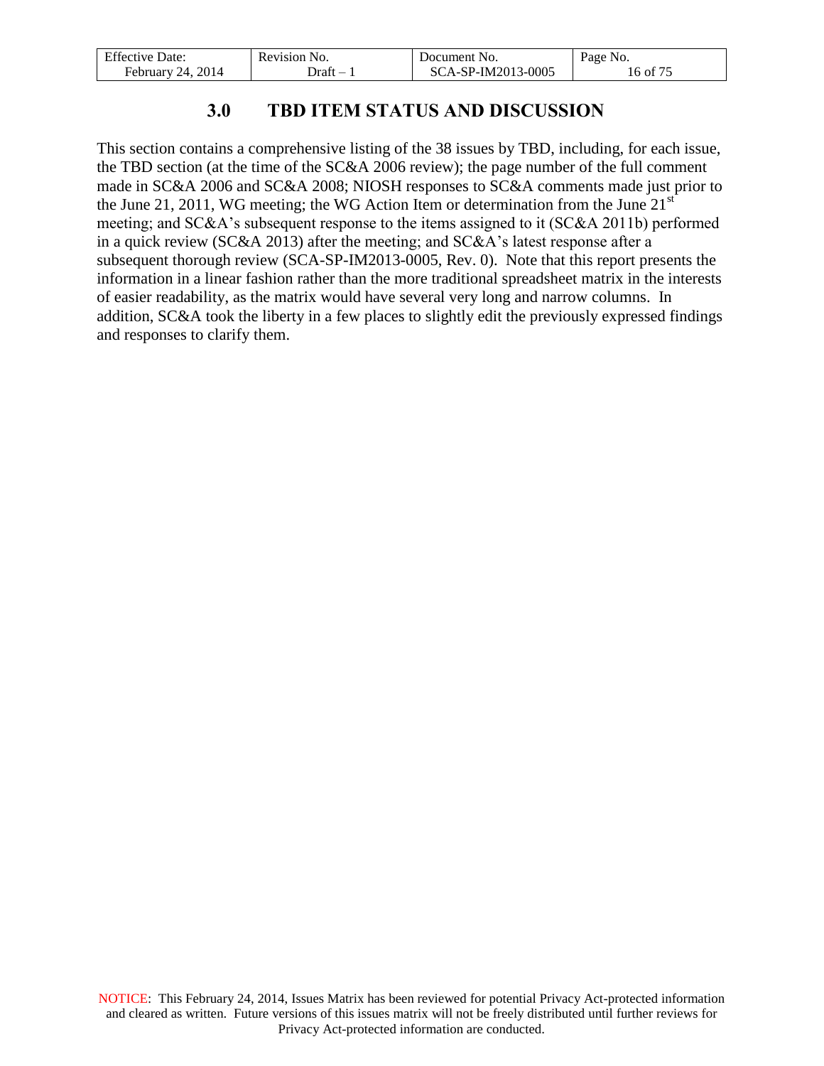# 3.0 TBD ITEM STATUS AND DISCUSSION

This section contains a comprehensive listing of the 38 issues by TBD, including, for each issue, the TBD section (at the time of the SC&A 2006 review); the page number of the full comment made in SC&A 2006 and SC&A 2008; NIOSH responses to SC&A comments made just prior to the June 21, 2011, WG meeting; the WG Action Item or determination from the June 21st meeting; and SC&A's subsequent response to the items assigned to it (SC&A 2011b) performed in a quick review (SC&A 2013) after the meeting; and SC&A's latest response after a subsequent thorough review (SCA-SP-IM2013-0005, Rev. 0). Note that this report presents the information in a linear fashion rather than the more traditional spreadsheet matrix in the interests of easier readability, as the matrix would have several very long and narrow columns. In addition, SC&A took the liberty in a few places to slightly edit the previously expressed findings and responses to clarify them.

NOTICE: This February 24, 2014, Issues Matrix has been reviewed for potential Privacy Act-protected information and cleared as written. Future versions of this issues matrix will not be freely distributed until further reviews for Privacy Act-protected information are conducted.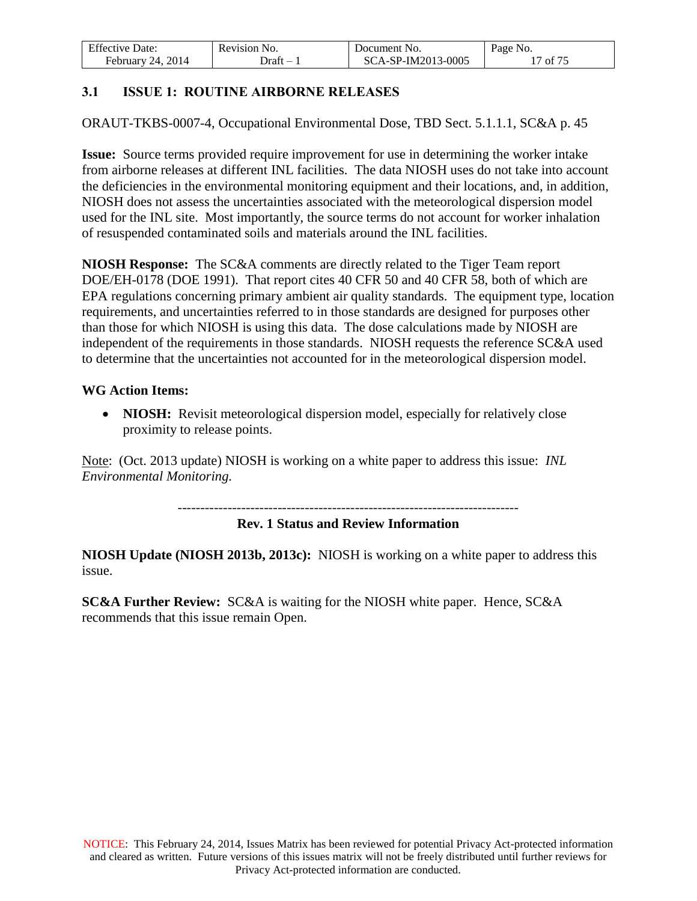### 3.1 ISSUE 1: ROUTINE AIRBORNE RELEASES

ORAUT-TKBS-0007-4, Occupational Environmental Dose, TBD Sect. 5.1.1.1, SC&A p. 45

**Issue:** Source terms provided require improvement for use in determining the worker intake from airborne releases at different INL facilities. The data NIOSH uses do not take into account the deficiencies in the environmental monitoring equipment and their locations, and, in addition, NIOSH does not assess the uncertainties associated with the meteorological dispersion model used for the INL site. Most importantly, the source terms do not account for worker inhalation of resuspended contaminated soils and materials around the INL facilities.

**NIOSH Response:** The SC&A comments are directly related to the Tiger Team report DOE/EH-0178 (DOE 1991). That report cites 40 CFR 50 and 40 CFR 58, both of which are EPA regulations concerning primary ambient air quality standards. The equipment type, location requirements, and uncertainties referred to in those standards are designed for purposes other than those for which NIOSH is using this data. The dose calculations made by NIOSH are independent of the requirements in those standards. NIOSH requests the reference SC&A used to determine that the uncertainties not accounted for in the meteorological dispersion model.

**WG Action Items:**

- **NIOSH:** Revisit meteorological dispersion model, especially for relatively close proximity to release points.

Note: (Oct. 2013 update) NIOSH is working on a white paper to address this issue: *INL Environmental Monitoring.*

---------------------------------------------------------------------------

**Rev. 1 Status and Review Information**

**NIOSH Update (NIOSH 2013b, 2013c):** NIOSH is working on a white paper to address this issue.

**SC&A Further Review:** SC&A is waiting for the NIOSH white paper. Hence, SC&A recommends that this issue remain Open.

NOTICE: This February 24, 2014, Issues Matrix has been reviewed for potential Privacy Act-protected information and cleared as written. Future versions of this issues matrix will not be freely distributed until further reviews for Privacy Act-protected information are conducted.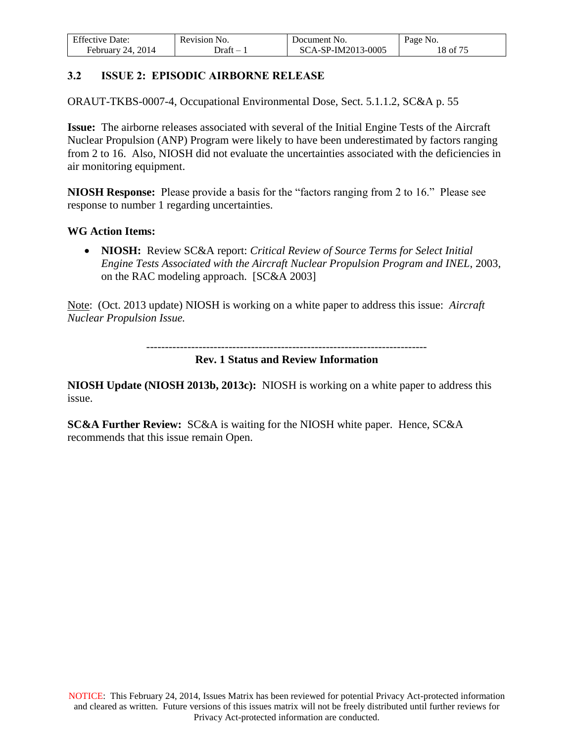## 3.2 ISSUE 2: EPISODIC AIRBORNE RELEASE

ORAUT-TKBS-0007-4, Occupational Environmental Dose, Sect. 5.1.1.2, SC&A p. 55

**Issue:** The airborne releases associated with several of the Initial Engine Tests of the Aircraft Nuclear Propulsion (ANP) Program were likely to have been underestimated by factors ranging from 2 to 16. Also, NIOSH did not evaluate the uncertainties associated with the deficiencies in air monitoring equipment.

**NIOSH Response:** Please provide a basis for the "factors ranging from 2 to 16." Please see response to number 1 regarding uncertainties.

**WG Action Items:**

- **NIOSH:** Review SC&A report: *Critical Review of Source Terms for Select Initial Engine Tests Associated with the Aircraft Nuclear Propulsion Program and INEL*, 2003, on the RAC modeling approach. [SC&A 2003]

Note: (Oct. 2013 update) NIOSH is working on a white paper to address this issue: *Aircraft Nuclear Propulsion Issue.*

---

**Rev. 1 Status and Review Information**

**NIOSH Update (NIOSH 2013b, 2013c):** NIOSH is working on a white paper to address this issue.

**SC&A Further Review:** SC&A is waiting for the NIOSH white paper. Hence, SC&A recommends that this issue remain Open.

NOTICE: This February 24, 2014, Issues Matrix has been reviewed for potential Privacy Act-protected information and cleared as written. Future versions of this issues matrix will not be freely distributed until further reviews for Privacy Act-protected information are conducted.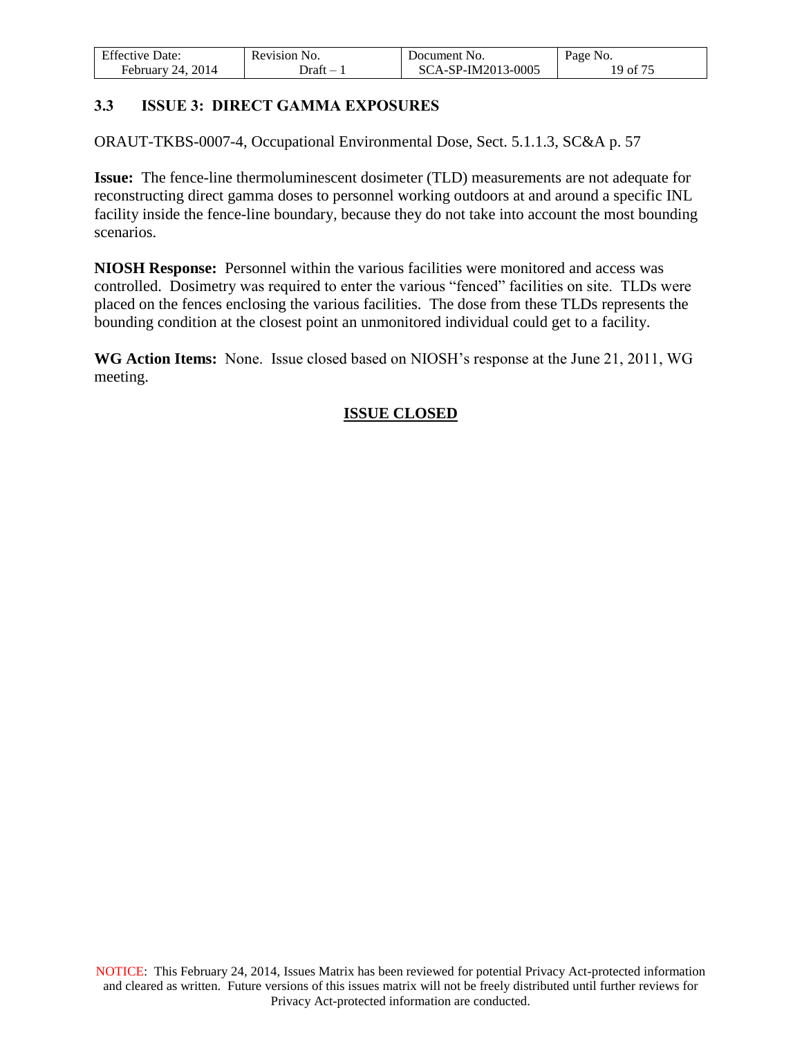### 3.3 ISSUE 3: DIRECT GAMMA EXPOSURES

ORAUT-TKBS-0007-4, Occupational Environmental Dose, Sect. 5.1.1.3, SC&A p. 57

**Issue:** The fence-line thermoluminescent dosimeter (TLD) measurements are not adequate for reconstructing direct gamma doses to personnel working outdoors at and around a specific INL facility inside the fence-line boundary, because they do not take into account the most bounding scenarios.

**NIOSH Response:** Personnel within the various facilities were monitored and access was controlled. Dosimetry was required to enter the various "fenced" facilities on site. TLDs were placed on the fences enclosing the various facilities. The dose from these TLDs represents the bounding condition at the closest point an unmonitored individual could get to a facility.

**WG Action Items:** None. Issue closed based on NIOSH's response at the June 21, 2011, WG meeting.

**ISSUE CLOSED**

NOTICE: This February 24, 2014, Issues Matrix has been reviewed for potential Privacy Act-protected information and cleared as written. Future versions of this issues matrix will not be freely distributed until further reviews for Privacy Act-protected information are conducted.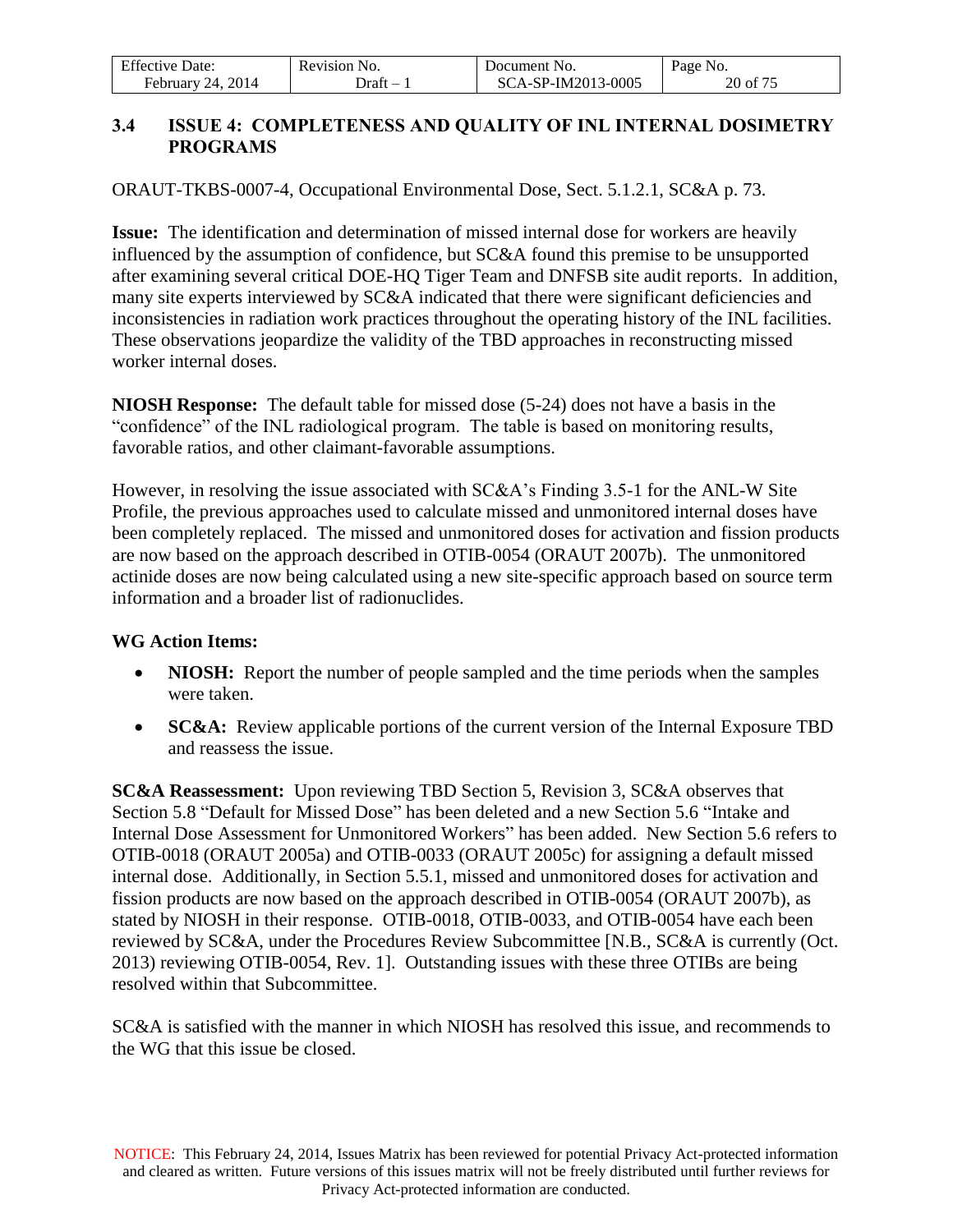### 3.4 ISSUE 4: COMPLETENESS AND QUALITY OF INL INTERNAL DOSIMETRY PROGRAMS

ORAUT-TKBS-0007-4, Occupational Environmental Dose, Sect. 5.1.2.1, SC&A p. 73.

**Issue:** The identification and determination of missed internal dose for workers are heavily influenced by the assumption of confidence, but SC&A found this premise to be unsupported after examining several critical DOE-HQ Tiger Team and DNFSB site audit reports. In addition, many site experts interviewed by SC&A indicated that there were significant deficiencies and inconsistencies in radiation work practices throughout the operating history of the INL facilities. These observations jeopardize the validity of the TBD approaches in reconstructing missed worker internal doses.

**NIOSH Response:** The default table for missed dose (5-24) does not have a basis in the "confidence" of the INL radiological program. The table is based on monitoring results, favorable ratios, and other claimant-favorable assumptions.

However, in resolving the issue associated with SC&A's Finding 3.5-1 for the ANL-W Site Profile, the previous approaches used to calculate missed and unmonitored internal doses have been completely replaced. The missed and unmonitored doses for activation and fission products are now based on the approach described in OTIB-0054 (ORAUT 2007b). The unmonitored actinide doses are now being calculated using a new site-specific approach based on source term information and a broader list of radionuclides.

**WG Action Items:**

- **NIOSH:** Report the number of people sampled and the time periods when the samples were taken.
- **SC&A:** Review applicable portions of the current version of the Internal Exposure TBD and reassess the issue.

**SC&A Reassessment:** Upon reviewing TBD Section 5, Revision 3, SC&A observes that Section 5.8 "Default for Missed Dose" has been deleted and a new Section 5.6 "Intake and Internal Dose Assessment for Unmonitored Workers" has been added. New Section 5.6 refers to OTIB-0018 (ORAUT 2005a) and OTIB-0033 (ORAUT 2005c) for assigning a default missed internal dose. Additionally, in Section 5.5.1, missed and unmonitored doses for activation and fission products are now based on the approach described in OTIB-0054 (ORAUT 2007b), as stated by NIOSH in their response. OTIB-0018, OTIB-0033, and OTIB-0054 have each been reviewed by SC&A, under the Procedures Review Subcommittee [N.B., SC&A is currently (Oct. 2013) reviewing OTIB-0054, Rev. 1]. Outstanding issues with these three OTIBs are being resolved within that Subcommittee.

SC&A is satisfied with the manner in which NIOSH has resolved this issue, and recommends to the WG that this issue be closed.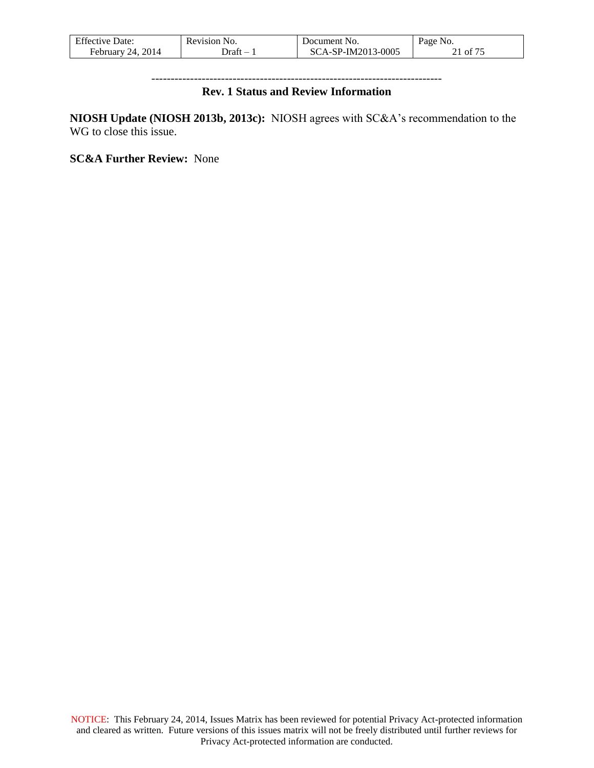---------------------------------------------------------------------------

**Rev. 1 Status and Review Information**

**NIOSH Update (NIOSH 2013b, 2013c):** NIOSH agrees with SC&A's recommendation to the WG to close this issue.

**SC&A Further Review:** None

NOTICE: This February 24, 2014, Issues Matrix has been reviewed for potential Privacy Act-protected information and cleared as written. Future versions of this issues matrix will not be freely distributed until further reviews for Privacy Act-protected information are conducted.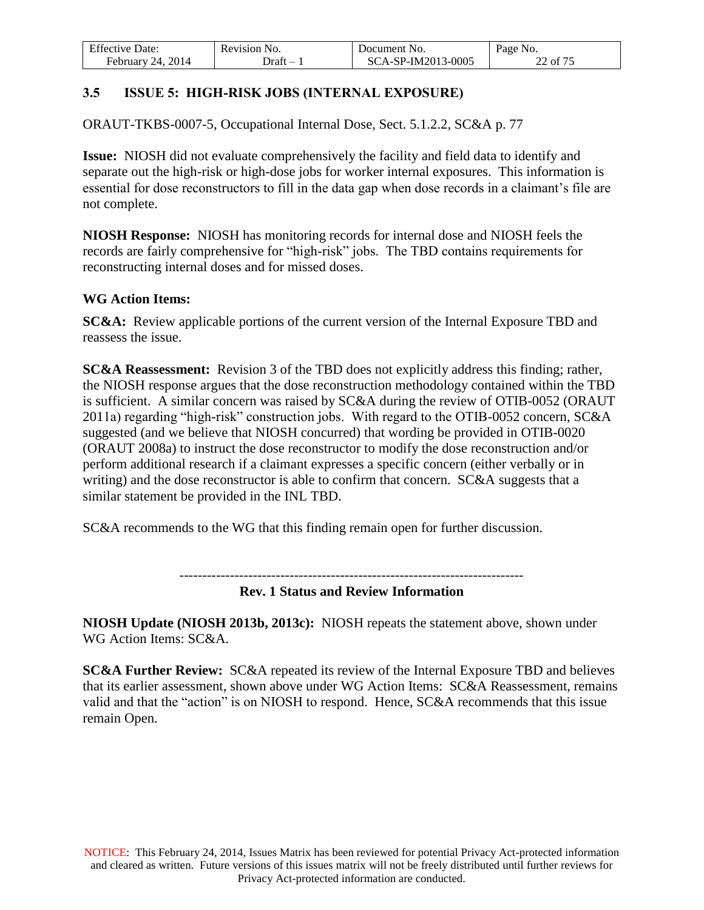### 3.5 ISSUE 5: HIGH-RISK JOBS (INTERNAL EXPOSURE)

ORAUT-TKBS-0007-5, Occupational Internal Dose, Sect. 5.1.2.2, SC&A p. 77

**Issue:** NIOSH did not evaluate comprehensively the facility and field data to identify and separate out the high-risk or high-dose jobs for worker internal exposures. This information is essential for dose reconstructors to fill in the data gap when dose records in a claimant's file are not complete.

**NIOSH Response:** NIOSH has monitoring records for internal dose and NIOSH feels the records are fairly comprehensive for "high-risk" jobs. The TBD contains requirements for reconstructing internal doses and for missed doses.

**WG Action Items:**

**SC&A:** Review applicable portions of the current version of the Internal Exposure TBD and reassess the issue.

**SC&A Reassessment:** Revision 3 of the TBD does not explicitly address this finding; rather, the NIOSH response argues that the dose reconstruction methodology contained within the TBD is sufficient. A similar concern was raised by SC&A during the review of OTIB-0052 (ORAUT 2011a) regarding "high-risk" construction jobs. With regard to the OTIB-0052 concern, SC&A suggested (and we believe that NIOSH concurred) that wording be provided in OTIB-0020 (ORAUT 2008a) to instruct the dose reconstructor to modify the dose reconstruction and/or perform additional research if a claimant expresses a specific concern (either verbally or in writing) and the dose reconstructor is able to confirm that concern. SC&A suggests that a similar statement be provided in the INL TBD.

SC&A recommends to the WG that this finding remain open for further discussion.

---

**Rev. 1 Status and Review Information**

**NIOSH Update (NIOSH 2013b, 2013c):** NIOSH repeats the statement above, shown under WG Action Items: SC&A.

**SC&A Further Review:** SC&A repeated its review of the Internal Exposure TBD and believes that its earlier assessment, shown above under WG Action Items: SC&A Reassessment, remains valid and that the "action" is on NIOSH to respond. Hence, SC&A recommends that this issue remain Open.

NOTICE: This February 24, 2014, Issues Matrix has been reviewed for potential Privacy Act-protected information and cleared as written. Future versions of this issues matrix will not be freely distributed until further reviews for Privacy Act-protected information are conducted.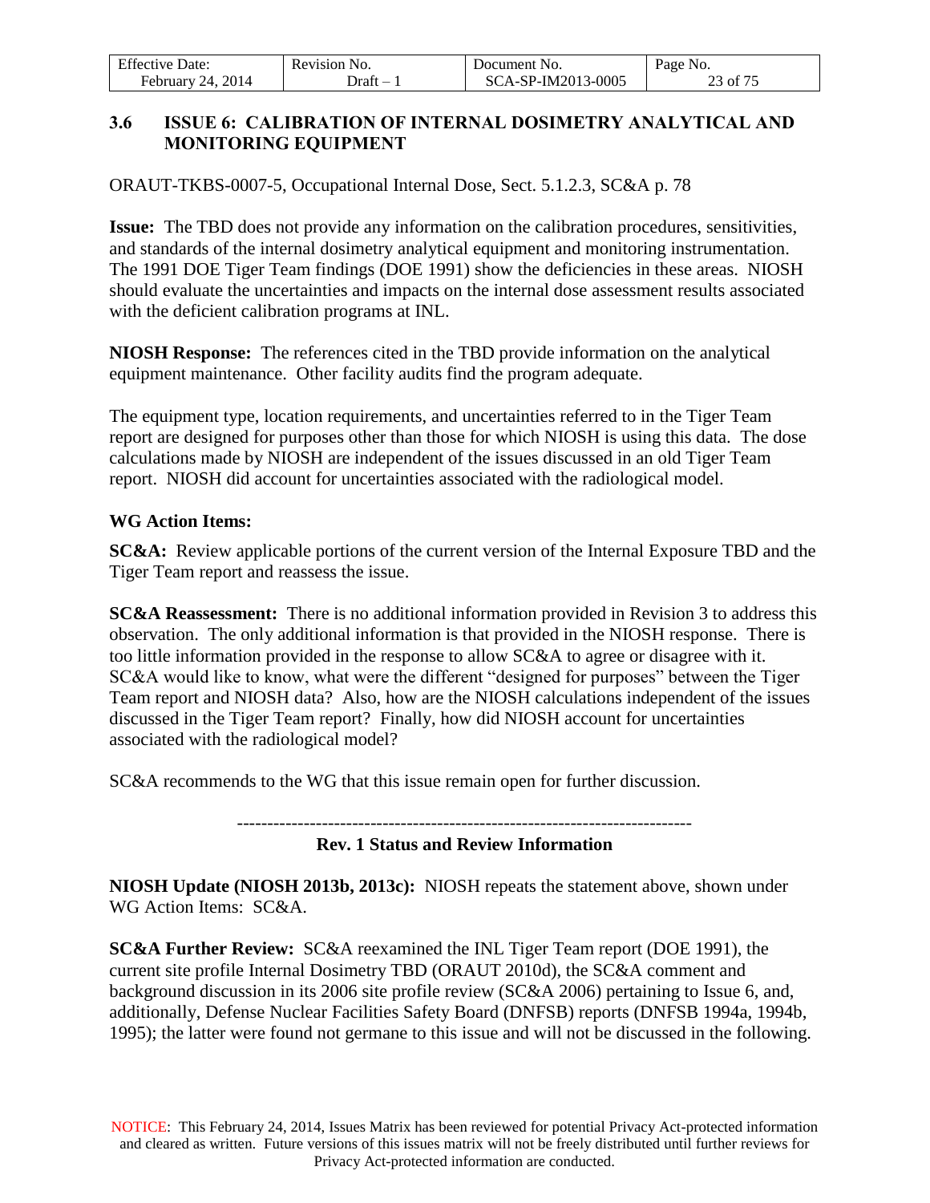### 3.6 ISSUE 6: CALIBRATION OF INTERNAL DOSIMETRY ANALYTICAL AND MONITORING EQUIPMENT

ORAUT-TKBS-0007-5, Occupational Internal Dose, Sect. 5.1.2.3, SC&A p. 78

**Issue:** The TBD does not provide any information on the calibration procedures, sensitivities, and standards of the internal dosimetry analytical equipment and monitoring instrumentation. The 1991 DOE Tiger Team findings (DOE 1991) show the deficiencies in these areas. NIOSH should evaluate the uncertainties and impacts on the internal dose assessment results associated with the deficient calibration programs at INL.

**NIOSH Response:** The references cited in the TBD provide information on the analytical equipment maintenance. Other facility audits find the program adequate.

The equipment type, location requirements, and uncertainties referred to in the Tiger Team report are designed for purposes other than those for which NIOSH is using this data. The dose calculations made by NIOSH are independent of the issues discussed in an old Tiger Team report. NIOSH did account for uncertainties associated with the radiological model.

**WG Action Items:**

**SC&A:** Review applicable portions of the current version of the Internal Exposure TBD and the Tiger Team report and reassess the issue.

**SC&A Reassessment:** There is no additional information provided in Revision 3 to address this observation. The only additional information is that provided in the NIOSH response. There is too little information provided in the response to allow SC&A to agree or disagree with it. SC&A would like to know, what were the different "designed for purposes" between the Tiger Team report and NIOSH data? Also, how are the NIOSH calculations independent of the issues discussed in the Tiger Team report? Finally, how did NIOSH account for uncertainties associated with the radiological model?

SC&A recommends to the WG that this issue remain open for further discussion.

---

**Rev. 1 Status and Review Information**

**NIOSH Update (NIOSH 2013b, 2013c):** NIOSH repeats the statement above, shown under WG Action Items: SC&A.

**SC&A Further Review:** SC&A reexamined the INL Tiger Team report (DOE 1991), the current site profile Internal Dosimetry TBD (ORAUT 2010d), the SC&A comment and background discussion in its 2006 site profile review (SC&A 2006) pertaining to Issue 6, and, additionally, Defense Nuclear Facilities Safety Board (DNFSB) reports (DNFSB 1994a, 1994b, 1995); the latter were found not germane to this issue and will not be discussed in the following.

NOTICE: This February 24, 2014, Issues Matrix has been reviewed for potential Privacy Act-protected information and cleared as written. Future versions of this issues matrix will not be freely distributed until further reviews for Privacy Act-protected information are conducted.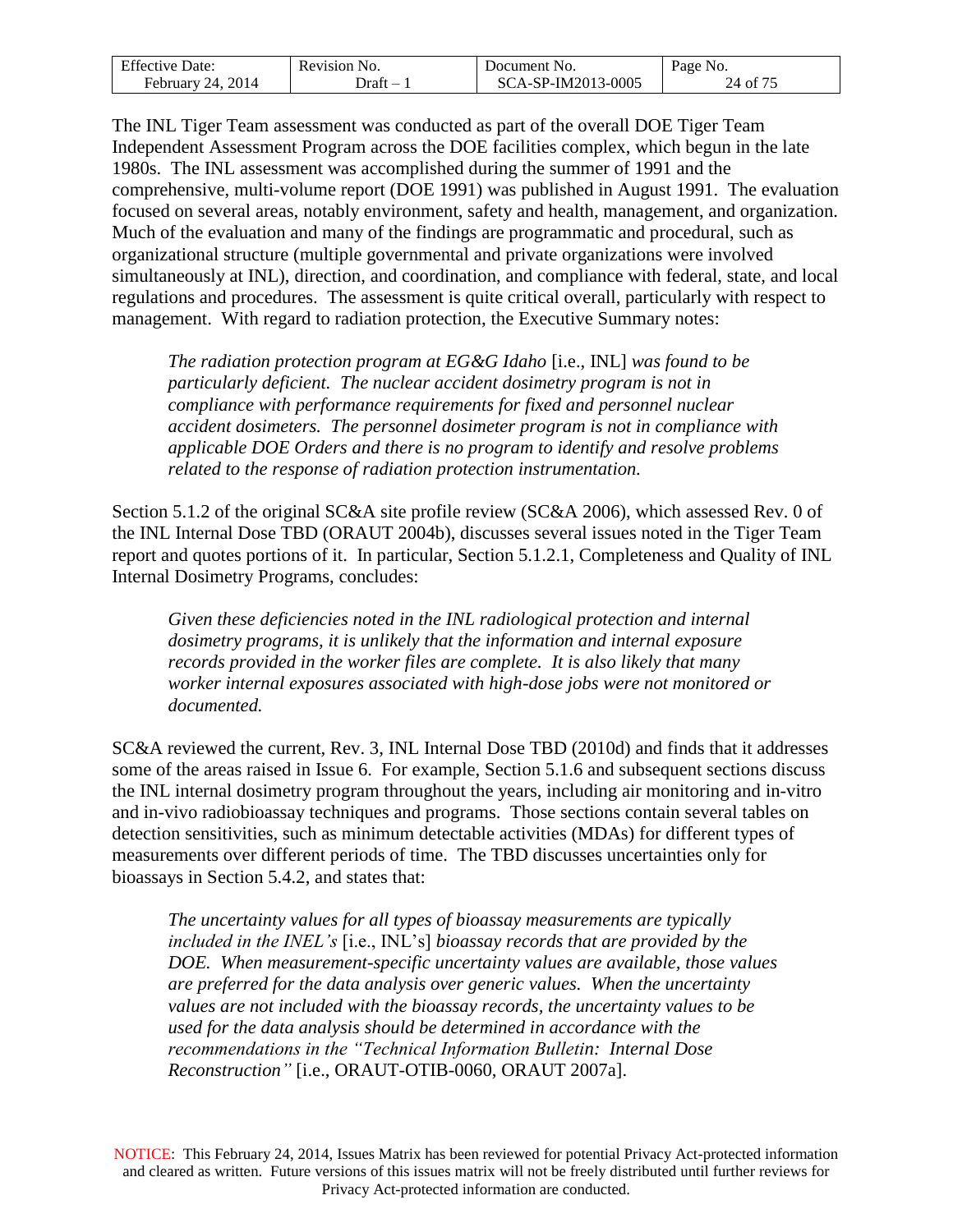The INL Tiger Team assessment was conducted as part of the overall DOE Tiger Team Independent Assessment Program across the DOE facilities complex, which begun in the late 1980s. The INL assessment was accomplished during the summer of 1991 and the comprehensive, multi-volume report (DOE 1991) was published in August 1991. The evaluation focused on several areas, notably environment, safety and health, management, and organization. Much of the evaluation and many of the findings are programmatic and procedural, such as organizational structure (multiple governmental and private organizations were involved simultaneously at INL), direction, and coordination, and compliance with federal, state, and local regulations and procedures. The assessment is quite critical overall, particularly with respect to management. With regard to radiation protection, the Executive Summary notes:

> *The radiation protection program at EG&G Idaho* [i.e., INL] *was found to be particularly deficient. The nuclear accident dosimetry program is not in compliance with performance requirements for fixed and personnel nuclear accident dosimeters. The personnel dosimeter program is not in compliance with applicable DOE Orders and there is no program to identify and resolve problems related to the response of radiation protection instrumentation.*

Section 5.1.2 of the original SC&A site profile review (SC&A 2006), which assessed Rev. 0 of the INL Internal Dose TBD (ORAUT 2004b), discusses several issues noted in the Tiger Team report and quotes portions of it. In particular, Section 5.1.2.1, Completeness and Quality of INL Internal Dosimetry Programs, concludes:

> *Given these deficiencies noted in the INL radiological protection and internal dosimetry programs, it is unlikely that the information and internal exposure records provided in the worker files are complete. It is also likely that many worker internal exposures associated with high-dose jobs were not monitored or documented.*

SC&A reviewed the current, Rev. 3, INL Internal Dose TBD (2010d) and finds that it addresses some of the areas raised in Issue 6. For example, Section 5.1.6 and subsequent sections discuss the INL internal dosimetry program throughout the years, including air monitoring and in-vitro and in-vivo radiobioassay techniques and programs. Those sections contain several tables on detection sensitivities, such as minimum detectable activities (MDAs) for different types of measurements over different periods of time. The TBD discusses uncertainties only for bioassays in Section 5.4.2, and states that:

> *The uncertainty values for all types of bioassay measurements are typically included in the INEL's* [i.e., INL's] *bioassay records that are provided by the DOE. When measurement-specific uncertainty values are available, those values are preferred for the data analysis over generic values. When the uncertainty values are not included with the bioassay records, the uncertainty values to be used for the data analysis should be determined in accordance with the recommendations in the "Technical Information Bulletin: Internal Dose Reconstruction"* [i.e., ORAUT-OTIB-0060, ORAUT 2007a].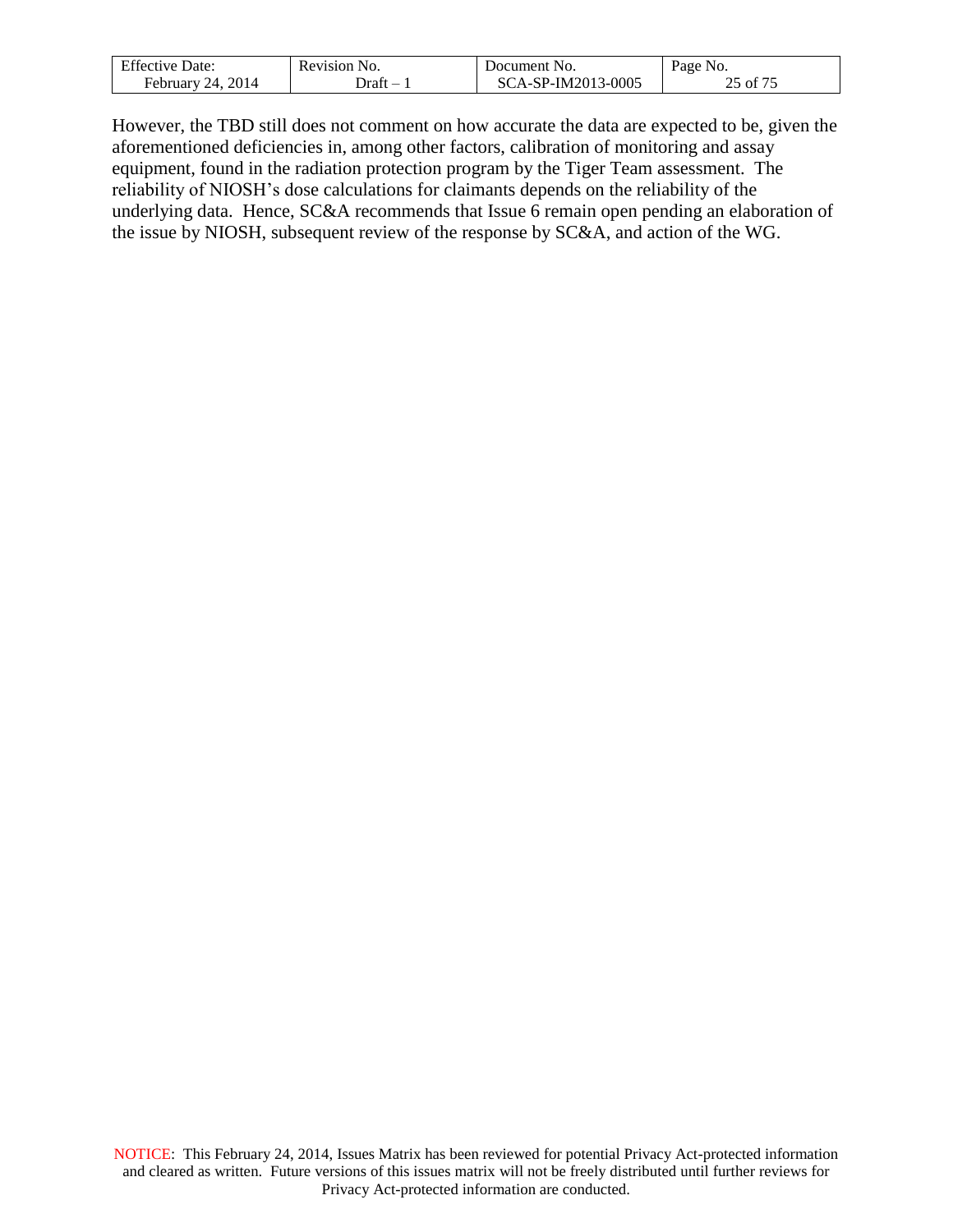However, the TBD still does not comment on how accurate the data are expected to be, given the aforementioned deficiencies in, among other factors, calibration of monitoring and assay equipment, found in the radiation protection program by the Tiger Team assessment. The reliability of NIOSH's dose calculations for claimants depends on the reliability of the underlying data. Hence, SC&A recommends that Issue 6 remain open pending an elaboration of the issue by NIOSH, subsequent review of the response by SC&A, and action of the WG.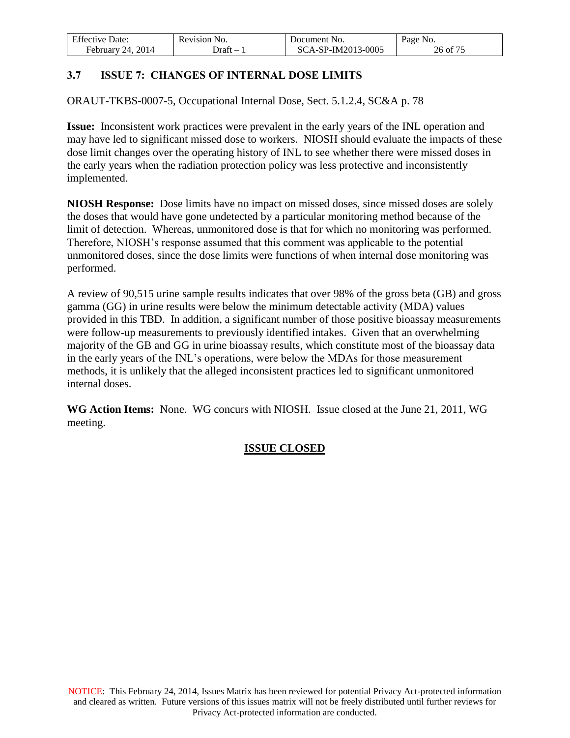### 3.7 ISSUE 7: CHANGES OF INTERNAL DOSE LIMITS

ORAUT-TKBS-0007-5, Occupational Internal Dose, Sect. 5.1.2.4, SC&A p. 78

**Issue:** Inconsistent work practices were prevalent in the early years of the INL operation and may have led to significant missed dose to workers. NIOSH should evaluate the impacts of these dose limit changes over the operating history of INL to see whether there were missed doses in the early years when the radiation protection policy was less protective and inconsistently implemented.

**NIOSH Response:** Dose limits have no impact on missed doses, since missed doses are solely the doses that would have gone undetected by a particular monitoring method because of the limit of detection. Whereas, unmonitored dose is that for which no monitoring was performed. Therefore, NIOSH's response assumed that this comment was applicable to the potential unmonitored doses, since the dose limits were functions of when internal dose monitoring was performed.

A review of 90,515 urine sample results indicates that over 98% of the gross beta (GB) and gross gamma (GG) in urine results were below the minimum detectable activity (MDA) values provided in this TBD. In addition, a significant number of those positive bioassay measurements were follow-up measurements to previously identified intakes. Given that an overwhelming majority of the GB and GG in urine bioassay results, which constitute most of the bioassay data in the early years of the INL's operations, were below the MDAs for those measurement methods, it is unlikely that the alleged inconsistent practices led to significant unmonitored internal doses.

**WG Action Items:** None. WG concurs with NIOSH. Issue closed at the June 21, 2011, WG meeting.

**ISSUE CLOSED**

NOTICE: This February 24, 2014, Issues Matrix has been reviewed for potential Privacy Act-protected information and cleared as written. Future versions of this issues matrix will not be freely distributed until further reviews for Privacy Act-protected information are conducted.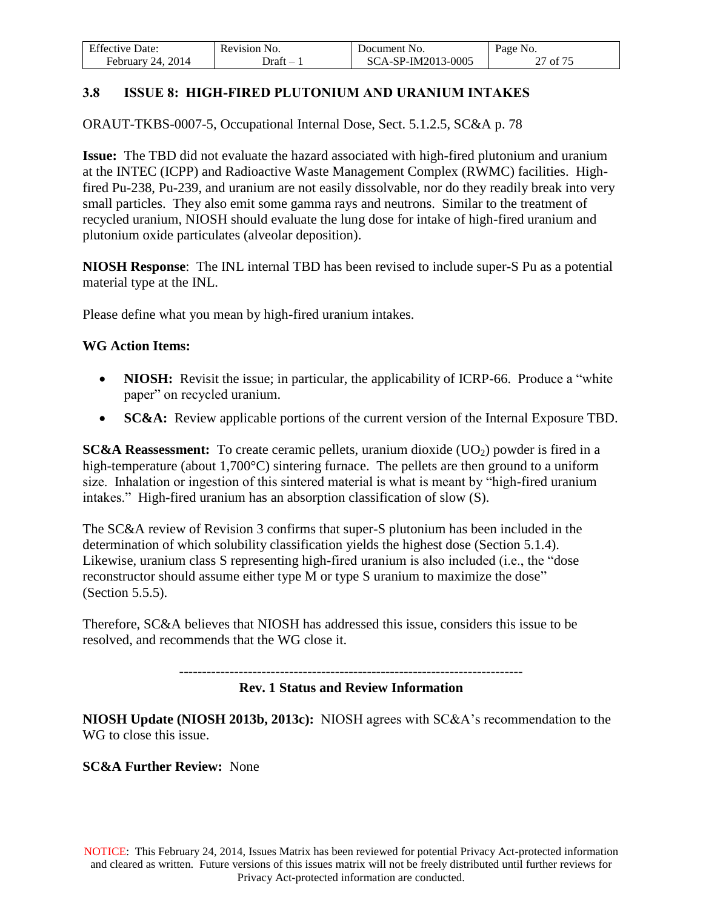### 3.8 ISSUE 8: HIGH-FIRED PLUTONIUM AND URANIUM INTAKES

ORAUT-TKBS-0007-5, Occupational Internal Dose, Sect. 5.1.2.5, SC&A p. 78

**Issue:** The TBD did not evaluate the hazard associated with high-fired plutonium and uranium at the INTEC (ICPP) and Radioactive Waste Management Complex (RWMC) facilities. High-fired Pu-238, Pu-239, and uranium are not easily dissolvable, nor do they readily break into very small particles. They also emit some gamma rays and neutrons. Similar to the treatment of recycled uranium, NIOSH should evaluate the lung dose for intake of high-fired uranium and plutonium oxide particulates (alveolar deposition).

**NIOSH Response**: The INL internal TBD has been revised to include super-S Pu as a potential material type at the INL.

Please define what you mean by high-fired uranium intakes.

**WG Action Items:**

- **NIOSH:** Revisit the issue; in particular, the applicability of ICRP-66. Produce a "white paper" on recycled uranium.
- **SC&A:** Review applicable portions of the current version of the Internal Exposure TBD.

**SC&A Reassessment:** To create ceramic pellets, uranium dioxide ($UO_2$) powder is fired in a high-temperature (about 1,700°C) sintering furnace. The pellets are then ground to a uniform size. Inhalation or ingestion of this sintered material is what is meant by "high-fired uranium intakes." High-fired uranium has an absorption classification of slow (S).

The SC&A review of Revision 3 confirms that super-S plutonium has been included in the determination of which solubility classification yields the highest dose (Section 5.1.4). Likewise, uranium class S representing high-fired uranium is also included (i.e., the "dose reconstructor should assume either type M or type S uranium to maximize the dose" (Section 5.5.5).

Therefore, SC&A believes that NIOSH has addressed this issue, considers this issue to be resolved, and recommends that the WG close it.

---

**Rev. 1 Status and Review Information**

**NIOSH Update (NIOSH 2013b, 2013c):** NIOSH agrees with SC&A's recommendation to the WG to close this issue.

**SC&A Further Review:** None

NOTICE: This February 24, 2014, Issues Matrix has been reviewed for potential Privacy Act-protected information and cleared as written. Future versions of this issues matrix will not be freely distributed until further reviews for Privacy Act-protected information are conducted.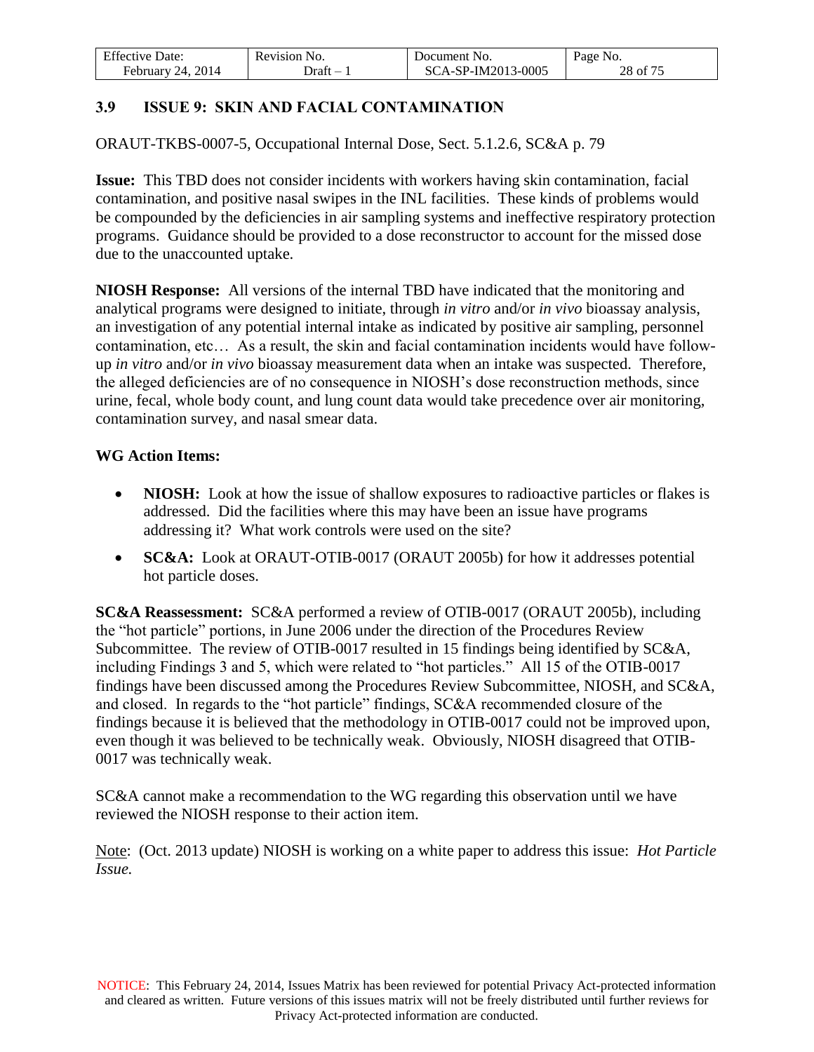## 3.9 ISSUE 9: SKIN AND FACIAL CONTAMINATION

ORAUT-TKBS-0007-5, Occupational Internal Dose, Sect. 5.1.2.6, SC&A p. 79

**Issue:** This TBD does not consider incidents with workers having skin contamination, facial contamination, and positive nasal swipes in the INL facilities. These kinds of problems would be compounded by the deficiencies in air sampling systems and ineffective respiratory protection programs. Guidance should be provided to a dose reconstructor to account for the missed dose due to the unaccounted uptake.

**NIOSH Response:** All versions of the internal TBD have indicated that the monitoring and analytical programs were designed to initiate, through *in vitro* and/or *in vivo* bioassay analysis, an investigation of any potential internal intake as indicated by positive air sampling, personnel contamination, etc… As a result, the skin and facial contamination incidents would have follow-up *in vitro* and/or *in vivo* bioassay measurement data when an intake was suspected. Therefore, the alleged deficiencies are of no consequence in NIOSH's dose reconstruction methods, since urine, fecal, whole body count, and lung count data would take precedence over air monitoring, contamination survey, and nasal smear data.

**WG Action Items:**

- **NIOSH:** Look at how the issue of shallow exposures to radioactive particles or flakes is addressed. Did the facilities where this may have been an issue have programs addressing it? What work controls were used on the site?
- **SC&A:** Look at ORAUT-OTIB-0017 (ORAUT 2005b) for how it addresses potential hot particle doses.

**SC&A Reassessment:** SC&A performed a review of OTIB-0017 (ORAUT 2005b), including the "hot particle" portions, in June 2006 under the direction of the Procedures Review Subcommittee. The review of OTIB-0017 resulted in 15 findings being identified by SC&A, including Findings 3 and 5, which were related to "hot particles." All 15 of the OTIB-0017 findings have been discussed among the Procedures Review Subcommittee, NIOSH, and SC&A, and closed. In regards to the "hot particle" findings, SC&A recommended closure of the findings because it is believed that the methodology in OTIB-0017 could not be improved upon, even though it was believed to be technically weak. Obviously, NIOSH disagreed that OTIB-0017 was technically weak.

SC&A cannot make a recommendation to the WG regarding this observation until we have reviewed the NIOSH response to their action item.

Note: (Oct. 2013 update) NIOSH is working on a white paper to address this issue: *Hot Particle Issue.*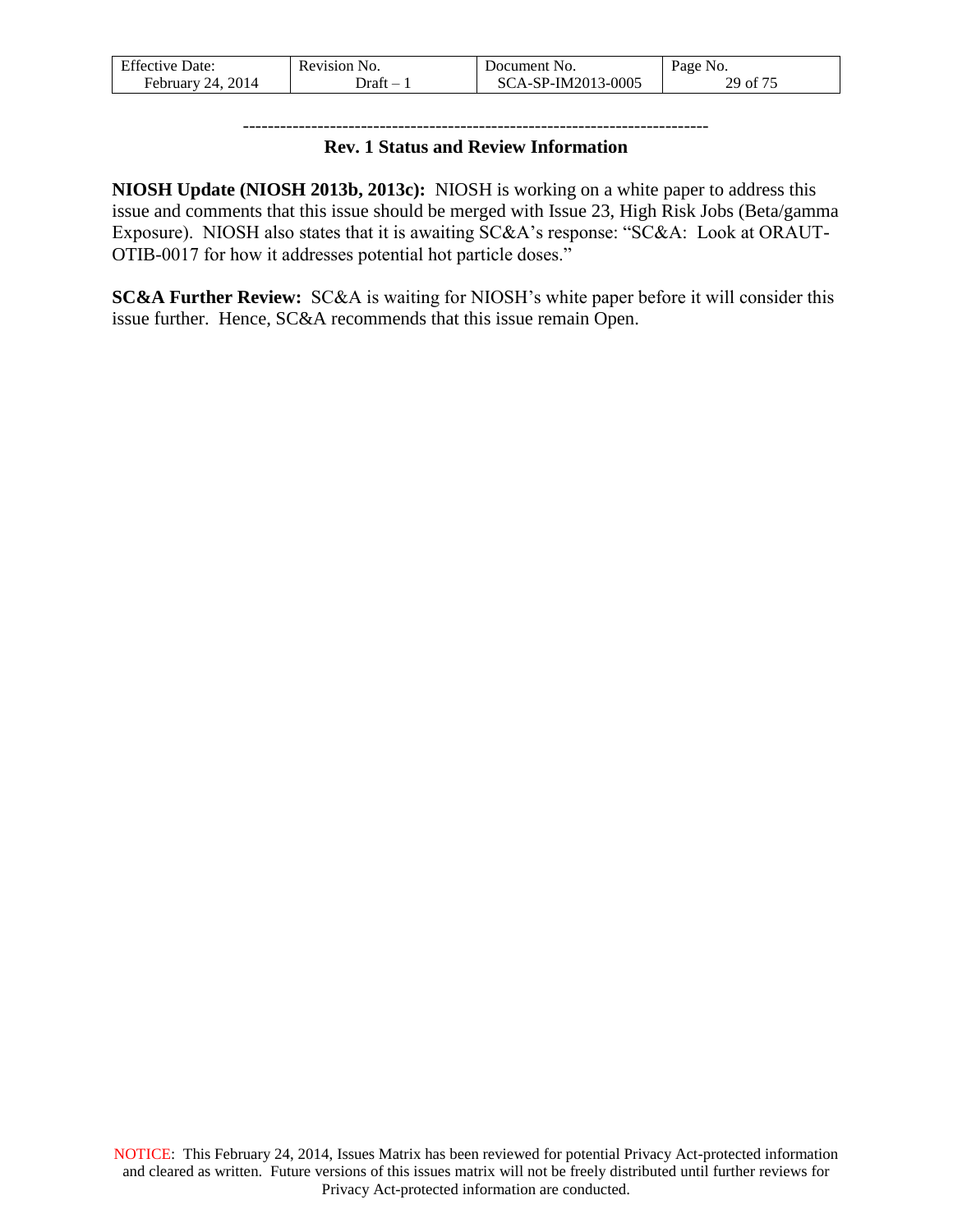---------------------------------------------------------------------------

**Rev. 1 Status and Review Information**

**NIOSH Update (NIOSH 2013b, 2013c):** NIOSH is working on a white paper to address this issue and comments that this issue should be merged with Issue 23, High Risk Jobs (Beta/gamma Exposure). NIOSH also states that it is awaiting SC&A's response: "SC&A: Look at ORAUT-OTIB-0017 for how it addresses potential hot particle doses."

**SC&A Further Review:** SC&A is waiting for NIOSH's white paper before it will consider this issue further. Hence, SC&A recommends that this issue remain Open.

NOTICE: This February 24, 2014, Issues Matrix has been reviewed for potential Privacy Act-protected information and cleared as written. Future versions of this issues matrix will not be freely distributed until further reviews for Privacy Act-protected information are conducted.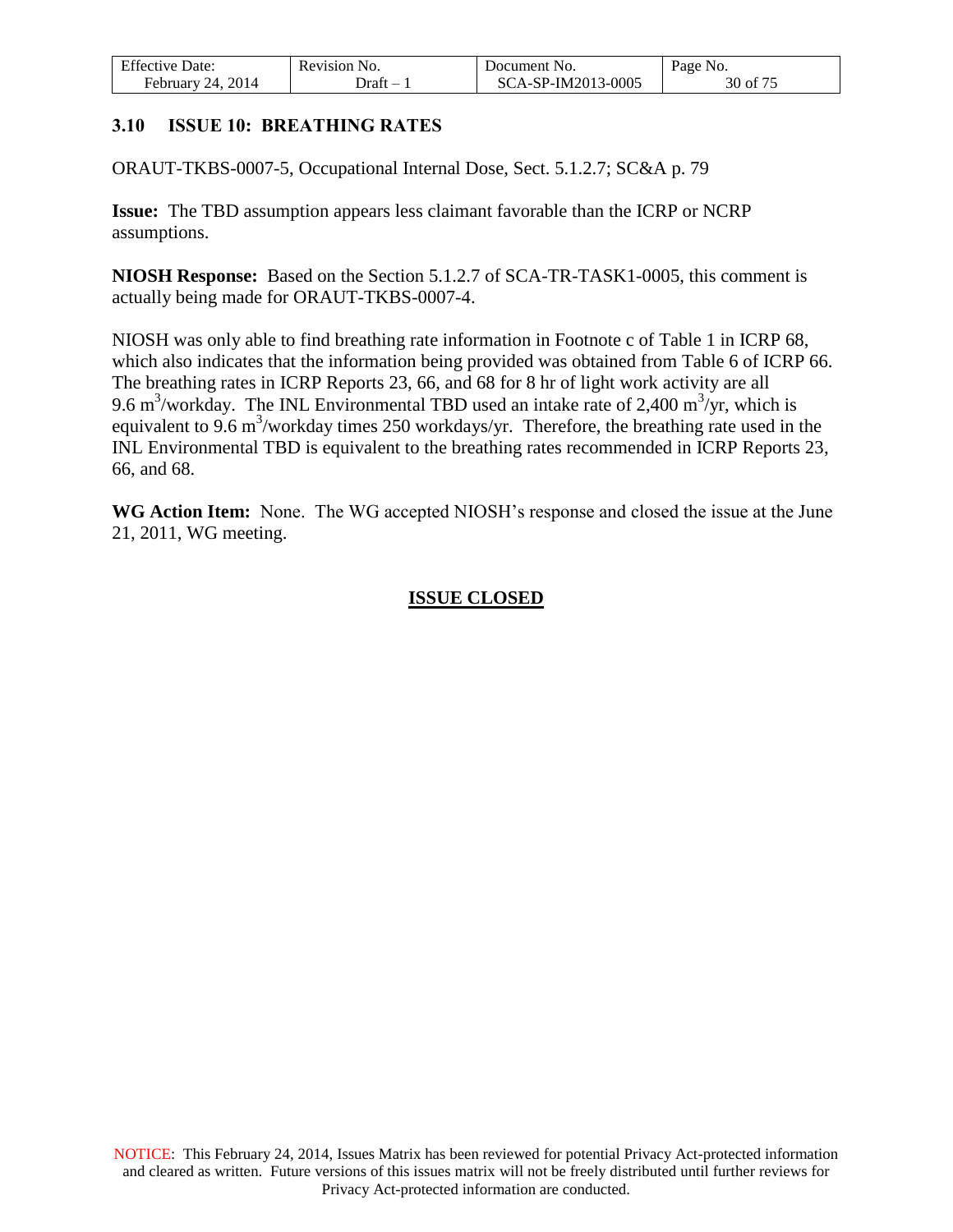### 3.10 ISSUE 10: BREATHING RATES

ORAUT-TKBS-0007-5, Occupational Internal Dose, Sect. 5.1.2.7; SC&A p. 79

**Issue:** The TBD assumption appears less claimant favorable than the ICRP or NCRP assumptions.

**NIOSH Response:** Based on the Section 5.1.2.7 of SCA-TR-TASK1-0005, this comment is actually being made for ORAUT-TKBS-0007-4.

NIOSH was only able to find breathing rate information in Footnote c of Table 1 in ICRP 68, which also indicates that the information being provided was obtained from Table 6 of ICRP 66. The breathing rates in ICRP Reports 23, 66, and 68 for 8 hr of light work activity are all 9.6 $m^3$/workday. The INL Environmental TBD used an intake rate of 2,400 $m^3$/yr, which is equivalent to 9.6 $m^3$/workday times 250 workdays/yr. Therefore, the breathing rate used in the INL Environmental TBD is equivalent to the breathing rates recommended in ICRP Reports 23, 66, and 68.

**WG Action Item:** None. The WG accepted NIOSH's response and closed the issue at the June 21, 2011, WG meeting.

**ISSUE CLOSED**

NOTICE: This February 24, 2014, Issues Matrix has been reviewed for potential Privacy Act-protected information and cleared as written. Future versions of this issues matrix will not be freely distributed until further reviews for Privacy Act-protected information are conducted.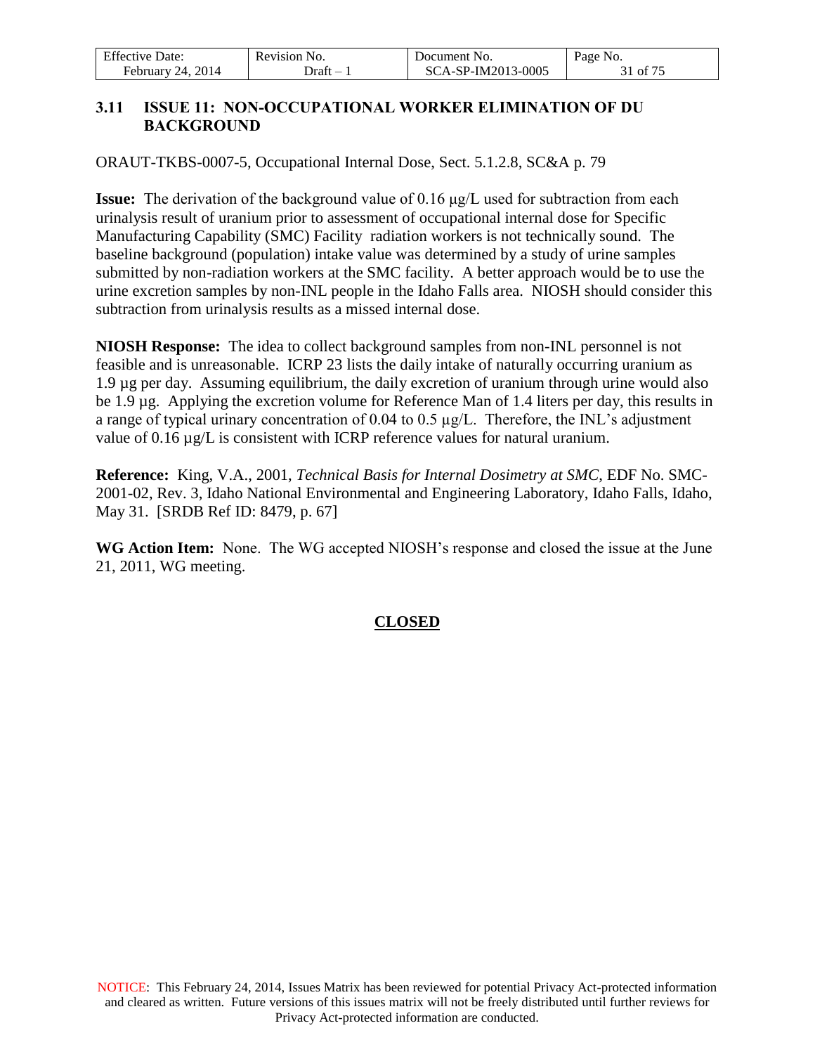### 3.11 ISSUE 11: NON-OCCUPATIONAL WORKER ELIMINATION OF DU BACKGROUND

ORAUT-TKBS-0007-5, Occupational Internal Dose, Sect. 5.1.2.8, SC&A p. 79

**Issue:** The derivation of the background value of 0.16 µg/L used for subtraction from each urinalysis result of uranium prior to assessment of occupational internal dose for Specific Manufacturing Capability (SMC) Facility radiation workers is not technically sound. The baseline background (population) intake value was determined by a study of urine samples submitted by non-radiation workers at the SMC facility. A better approach would be to use the urine excretion samples by non-INL people in the Idaho Falls area. NIOSH should consider this subtraction from urinalysis results as a missed internal dose.

**NIOSH Response:** The idea to collect background samples from non-INL personnel is not feasible and is unreasonable. ICRP 23 lists the daily intake of naturally occurring uranium as 1.9 µg per day. Assuming equilibrium, the daily excretion of uranium through urine would also be 1.9 µg. Applying the excretion volume for Reference Man of 1.4 liters per day, this results in a range of typical urinary concentration of 0.04 to 0.5 µg/L. Therefore, the INL's adjustment value of 0.16 µg/L is consistent with ICRP reference values for natural uranium.

**Reference:** King, V.A., 2001, *Technical Basis for Internal Dosimetry at SMC*, EDF No. SMC-2001-02, Rev. 3, Idaho National Environmental and Engineering Laboratory, Idaho Falls, Idaho, May 31. [SRDB Ref ID: 8479, p. 67]

**WG Action Item:** None. The WG accepted NIOSH's response and closed the issue at the June 21, 2011, WG meeting.

**CLOSED**

NOTICE: This February 24, 2014, Issues Matrix has been reviewed for potential Privacy Act-protected information and cleared as written. Future versions of this issues matrix will not be freely distributed until further reviews for Privacy Act-protected information are conducted.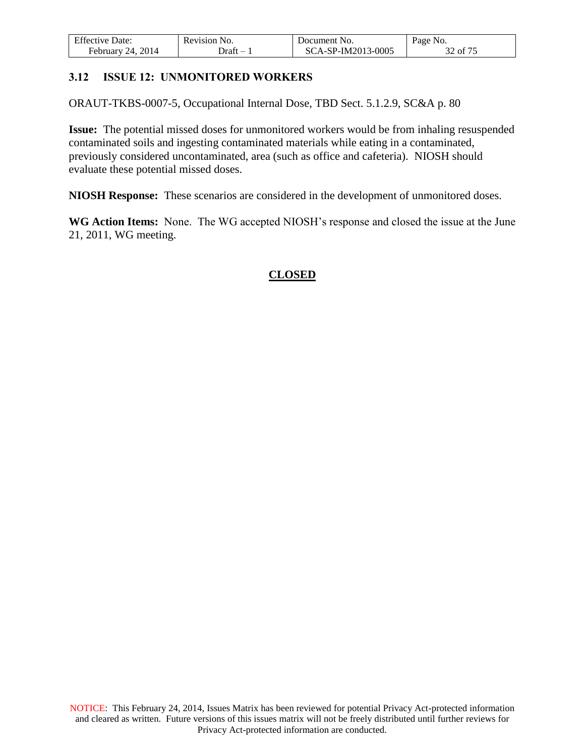### 3.12 ISSUE 12: UNMONITORED WORKERS

ORAUT-TKBS-0007-5, Occupational Internal Dose, TBD Sect. 5.1.2.9, SC&A p. 80

**Issue:** The potential missed doses for unmonitored workers would be from inhaling resuspended contaminated soils and ingesting contaminated materials while eating in a contaminated, previously considered uncontaminated, area (such as office and cafeteria). NIOSH should evaluate these potential missed doses.

**NIOSH Response:** These scenarios are considered in the development of unmonitored doses.

**WG Action Items:** None. The WG accepted NIOSH's response and closed the issue at the June 21, 2011, WG meeting.

**CLOSED**

NOTICE: This February 24, 2014, Issues Matrix has been reviewed for potential Privacy Act-protected information and cleared as written. Future versions of this issues matrix will not be freely distributed until further reviews for Privacy Act-protected information are conducted.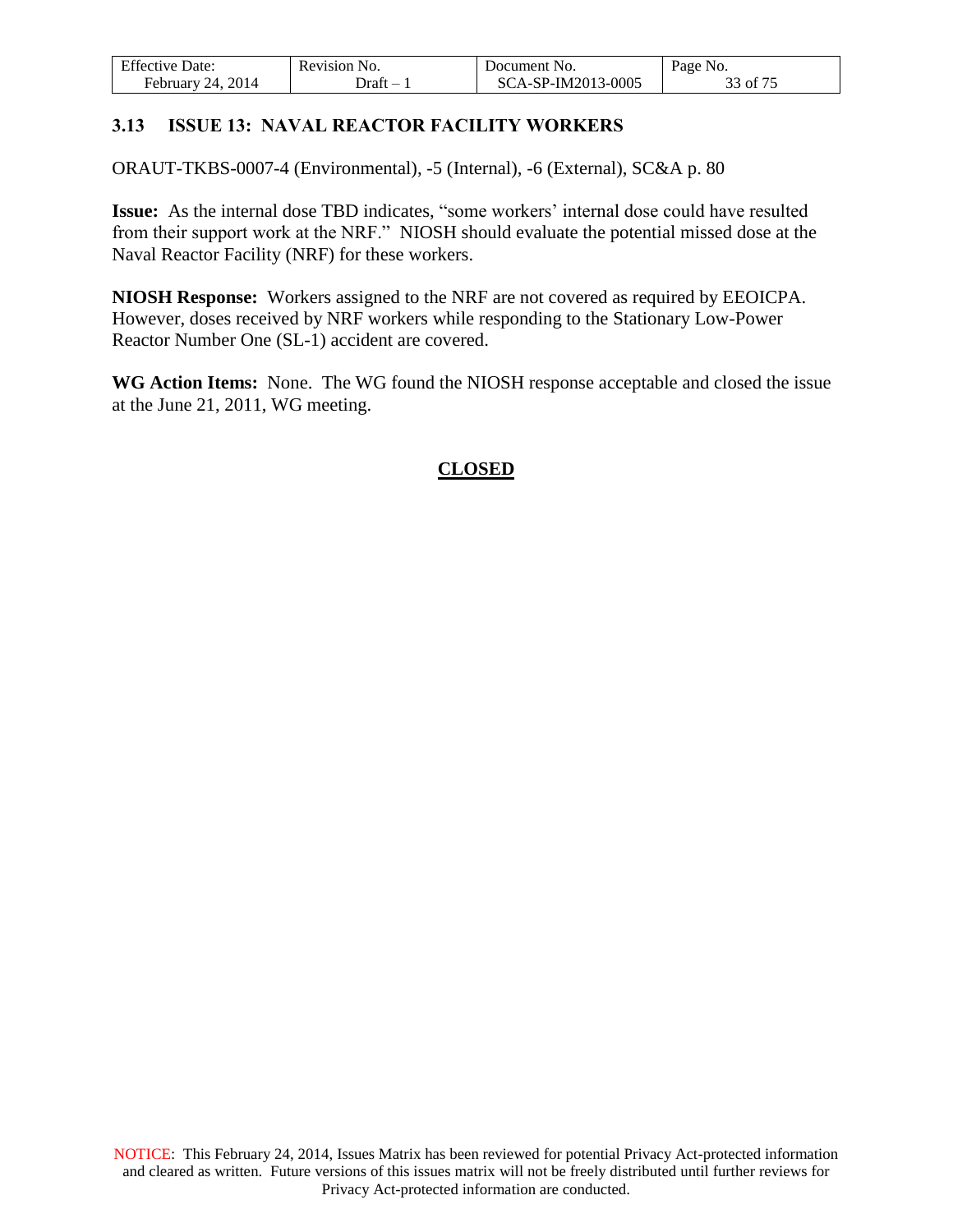### 3.13 ISSUE 13: NAVAL REACTOR FACILITY WORKERS

ORAUT-TKBS-0007-4 (Environmental), -5 (Internal), -6 (External), SC&A p. 80

**Issue:** As the internal dose TBD indicates, "some workers' internal dose could have resulted from their support work at the NRF." NIOSH should evaluate the potential missed dose at the Naval Reactor Facility (NRF) for these workers.

**NIOSH Response:** Workers assigned to the NRF are not covered as required by EEOICPA. However, doses received by NRF workers while responding to the Stationary Low-Power Reactor Number One (SL-1) accident are covered.

**WG Action Items:** None. The WG found the NIOSH response acceptable and closed the issue at the June 21, 2011, WG meeting.

**CLOSED**

NOTICE: This February 24, 2014, Issues Matrix has been reviewed for potential Privacy Act-protected information and cleared as written. Future versions of this issues matrix will not be freely distributed until further reviews for Privacy Act-protected information are conducted.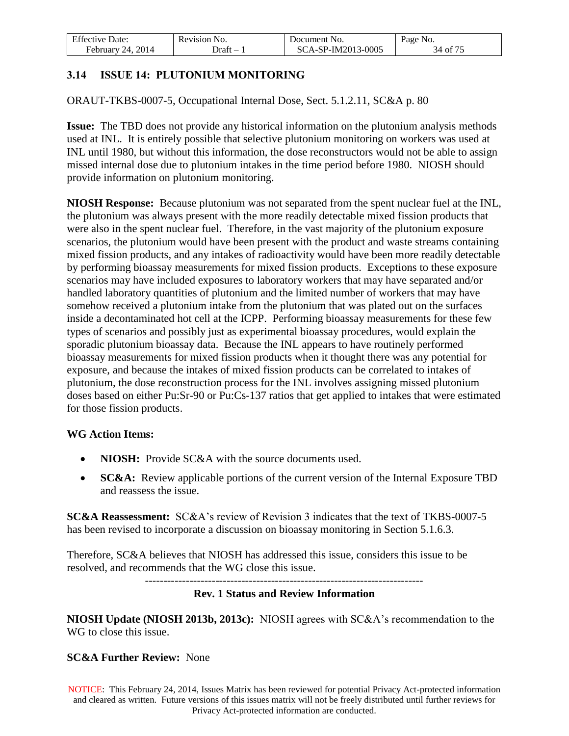### 3.14 ISSUE 14: PLUTONIUM MONITORING

ORAUT-TKBS-0007-5, Occupational Internal Dose, Sect. 5.1.2.11, SC&A p. 80

**Issue:** The TBD does not provide any historical information on the plutonium analysis methods used at INL. It is entirely possible that selective plutonium monitoring on workers was used at INL until 1980, but without this information, the dose reconstructors would not be able to assign missed internal dose due to plutonium intakes in the time period before 1980. NIOSH should provide information on plutonium monitoring.

**NIOSH Response:** Because plutonium was not separated from the spent nuclear fuel at the INL, the plutonium was always present with the more readily detectable mixed fission products that were also in the spent nuclear fuel. Therefore, in the vast majority of the plutonium exposure scenarios, the plutonium would have been present with the product and waste streams containing mixed fission products, and any intakes of radioactivity would have been more readily detectable by performing bioassay measurements for mixed fission products. Exceptions to these exposure scenarios may have included exposures to laboratory workers that may have separated and/or handled laboratory quantities of plutonium and the limited number of workers that may have somehow received a plutonium intake from the plutonium that was plated out on the surfaces inside a decontaminated hot cell at the ICPP. Performing bioassay measurements for these few types of scenarios and possibly just as experimental bioassay procedures, would explain the sporadic plutonium bioassay data. Because the INL appears to have routinely performed bioassay measurements for mixed fission products when it thought there was any potential for exposure, and because the intakes of mixed fission products can be correlated to intakes of plutonium, the dose reconstruction process for the INL involves assigning missed plutonium doses based on either Pu:Sr-90 or Pu:Cs-137 ratios that get applied to intakes that were estimated for those fission products.

**WG Action Items:**

- **NIOSH:** Provide SC&A with the source documents used.
- **SC&A:** Review applicable portions of the current version of the Internal Exposure TBD and reassess the issue.

**SC&A Reassessment:** SC&A's review of Revision 3 indicates that the text of TKBS-0007-5 has been revised to incorporate a discussion on bioassay monitoring in Section 5.1.6.3.

Therefore, SC&A believes that NIOSH has addressed this issue, considers this issue to be resolved, and recommends that the WG close this issue.

---

**Rev. 1 Status and Review Information**

**NIOSH Update (NIOSH 2013b, 2013c):** NIOSH agrees with SC&A's recommendation to the WG to close this issue.

**SC&A Further Review:** None

NOTICE: This February 24, 2014, Issues Matrix has been reviewed for potential Privacy Act-protected information and cleared as written. Future versions of this issues matrix will not be freely distributed until further reviews for Privacy Act-protected information are conducted.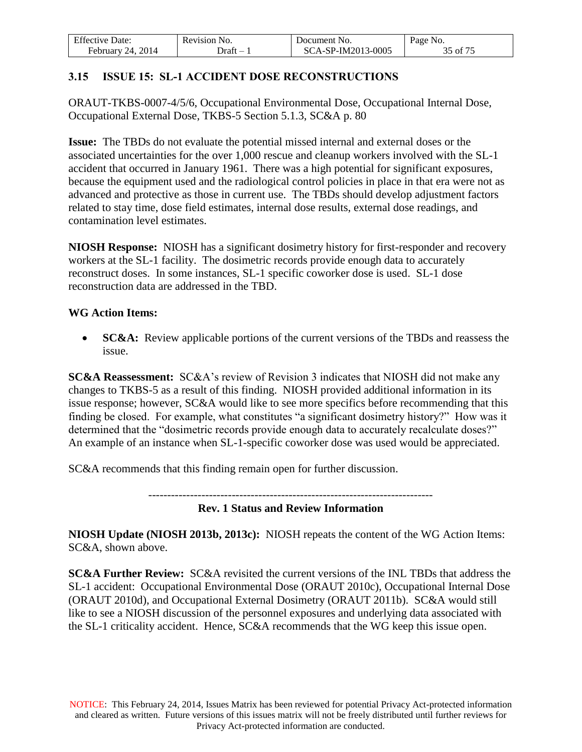### 3.15 ISSUE 15: SL-1 ACCIDENT DOSE RECONSTRUCTIONS

ORAUT-TKBS-0007-4/5/6, Occupational Environmental Dose, Occupational Internal Dose, Occupational External Dose, TKBS-5 Section 5.1.3, SC&A p. 80

**Issue:** The TBDs do not evaluate the potential missed internal and external doses or the associated uncertainties for the over 1,000 rescue and cleanup workers involved with the SL-1 accident that occurred in January 1961. There was a high potential for significant exposures, because the equipment used and the radiological control policies in place in that era were not as advanced and protective as those in current use. The TBDs should develop adjustment factors related to stay time, dose field estimates, internal dose results, external dose readings, and contamination level estimates.

**NIOSH Response:** NIOSH has a significant dosimetry history for first-responder and recovery workers at the SL-1 facility. The dosimetric records provide enough data to accurately reconstruct doses. In some instances, SL-1 specific coworker dose is used. SL-1 dose reconstruction data are addressed in the TBD.

**WG Action Items:**

- **SC&A:** Review applicable portions of the current versions of the TBDs and reassess the issue.

**SC&A Reassessment:** SC&A's review of Revision 3 indicates that NIOSH did not make any changes to TKBS-5 as a result of this finding. NIOSH provided additional information in its issue response; however, SC&A would like to see more specifics before recommending that this finding be closed. For example, what constitutes "a significant dosimetry history?" How was it determined that the "dosimetric records provide enough data to accurately recalculate doses?" An example of an instance when SL-1-specific coworker dose was used would be appreciated.

SC&A recommends that this finding remain open for further discussion.

---

**Rev. 1 Status and Review Information**

**NIOSH Update (NIOSH 2013b, 2013c):** NIOSH repeats the content of the WG Action Items: SC&A, shown above.

**SC&A Further Review:** SC&A revisited the current versions of the INL TBDs that address the SL-1 accident: Occupational Environmental Dose (ORAUT 2010c), Occupational Internal Dose (ORAUT 2010d), and Occupational External Dosimetry (ORAUT 2011b). SC&A would still like to see a NIOSH discussion of the personnel exposures and underlying data associated with the SL-1 criticality accident. Hence, SC&A recommends that the WG keep this issue open.

NOTICE: This February 24, 2014, Issues Matrix has been reviewed for potential Privacy Act-protected information and cleared as written. Future versions of this issues matrix will not be freely distributed until further reviews for Privacy Act-protected information are conducted.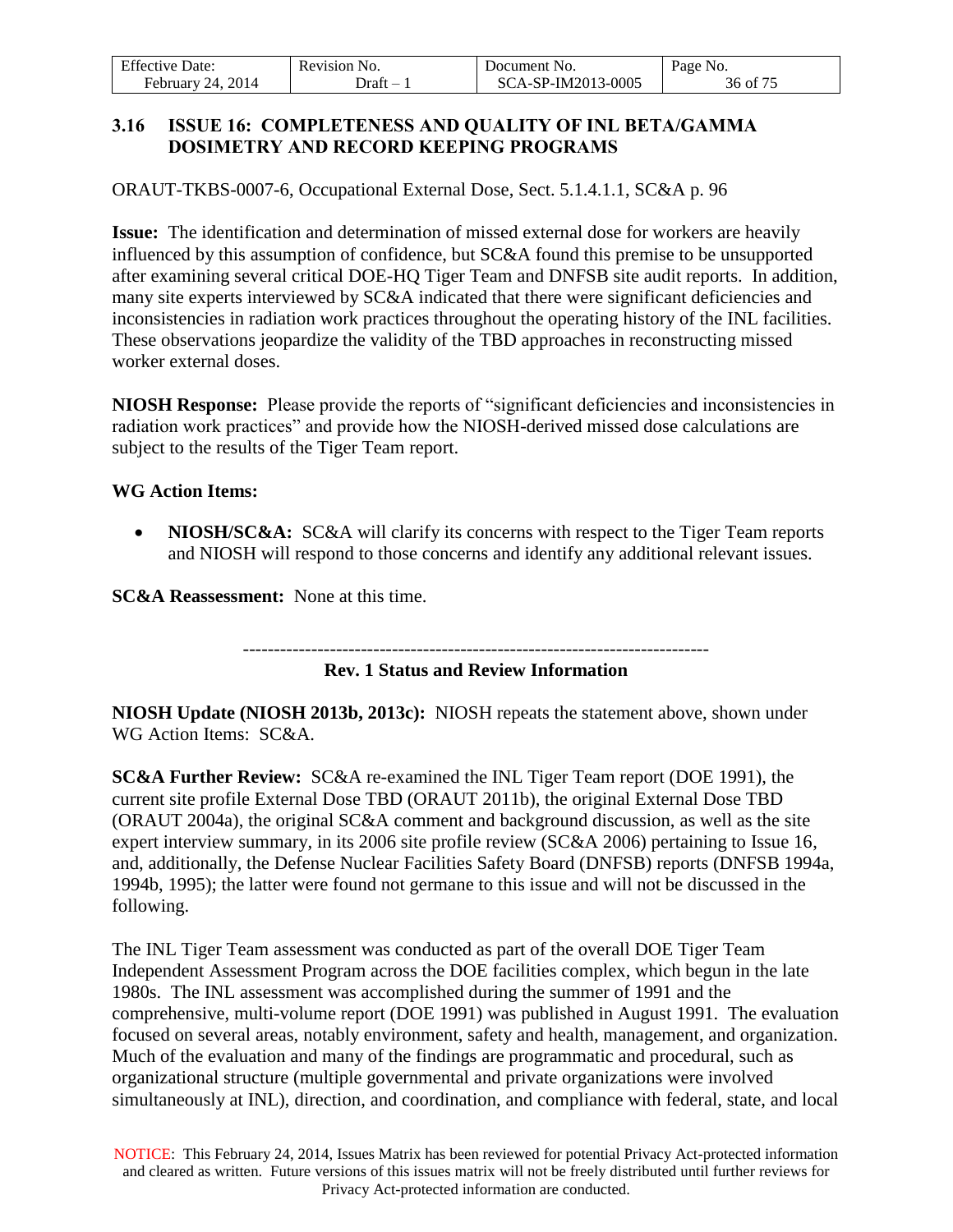### 3.16 ISSUE 16: COMPLETENESS AND QUALITY OF INL BETA/GAMMA DOSIMETRY AND RECORD KEEPING PROGRAMS

ORAUT-TKBS-0007-6, Occupational External Dose, Sect. 5.1.4.1.1, SC&A p. 96

**Issue:** The identification and determination of missed external dose for workers are heavily influenced by this assumption of confidence, but SC&A found this premise to be unsupported after examining several critical DOE-HQ Tiger Team and DNFSB site audit reports. In addition, many site experts interviewed by SC&A indicated that there were significant deficiencies and inconsistencies in radiation work practices throughout the operating history of the INL facilities. These observations jeopardize the validity of the TBD approaches in reconstructing missed worker external doses.

**NIOSH Response:** Please provide the reports of "significant deficiencies and inconsistencies in radiation work practices" and provide how the NIOSH-derived missed dose calculations are subject to the results of the Tiger Team report.

**WG Action Items:**

- **NIOSH/SC&A:** SC&A will clarify its concerns with respect to the Tiger Team reports and NIOSH will respond to those concerns and identify any additional relevant issues.

**SC&A Reassessment:** None at this time.

---

**Rev. 1 Status and Review Information**

**NIOSH Update (NIOSH 2013b, 2013c):** NIOSH repeats the statement above, shown under WG Action Items: SC&A.

**SC&A Further Review:** SC&A re-examined the INL Tiger Team report (DOE 1991), the current site profile External Dose TBD (ORAUT 2011b), the original External Dose TBD (ORAUT 2004a), the original SC&A comment and background discussion, as well as the site expert interview summary, in its 2006 site profile review (SC&A 2006) pertaining to Issue 16, and, additionally, the Defense Nuclear Facilities Safety Board (DNFSB) reports (DNFSB 1994a, 1994b, 1995); the latter were found not germane to this issue and will not be discussed in the following.

The INL Tiger Team assessment was conducted as part of the overall DOE Tiger Team Independent Assessment Program across the DOE facilities complex, which begun in the late 1980s. The INL assessment was accomplished during the summer of 1991 and the comprehensive, multi-volume report (DOE 1991) was published in August 1991. The evaluation focused on several areas, notably environment, safety and health, management, and organization. Much of the evaluation and many of the findings are programmatic and procedural, such as organizational structure (multiple governmental and private organizations were involved simultaneously at INL), direction, and coordination, and compliance with federal, state, and local

NOTICE: This February 24, 2014, Issues Matrix has been reviewed for potential Privacy Act-protected information and cleared as written. Future versions of this issues matrix will not be freely distributed until further reviews for Privacy Act-protected information are conducted.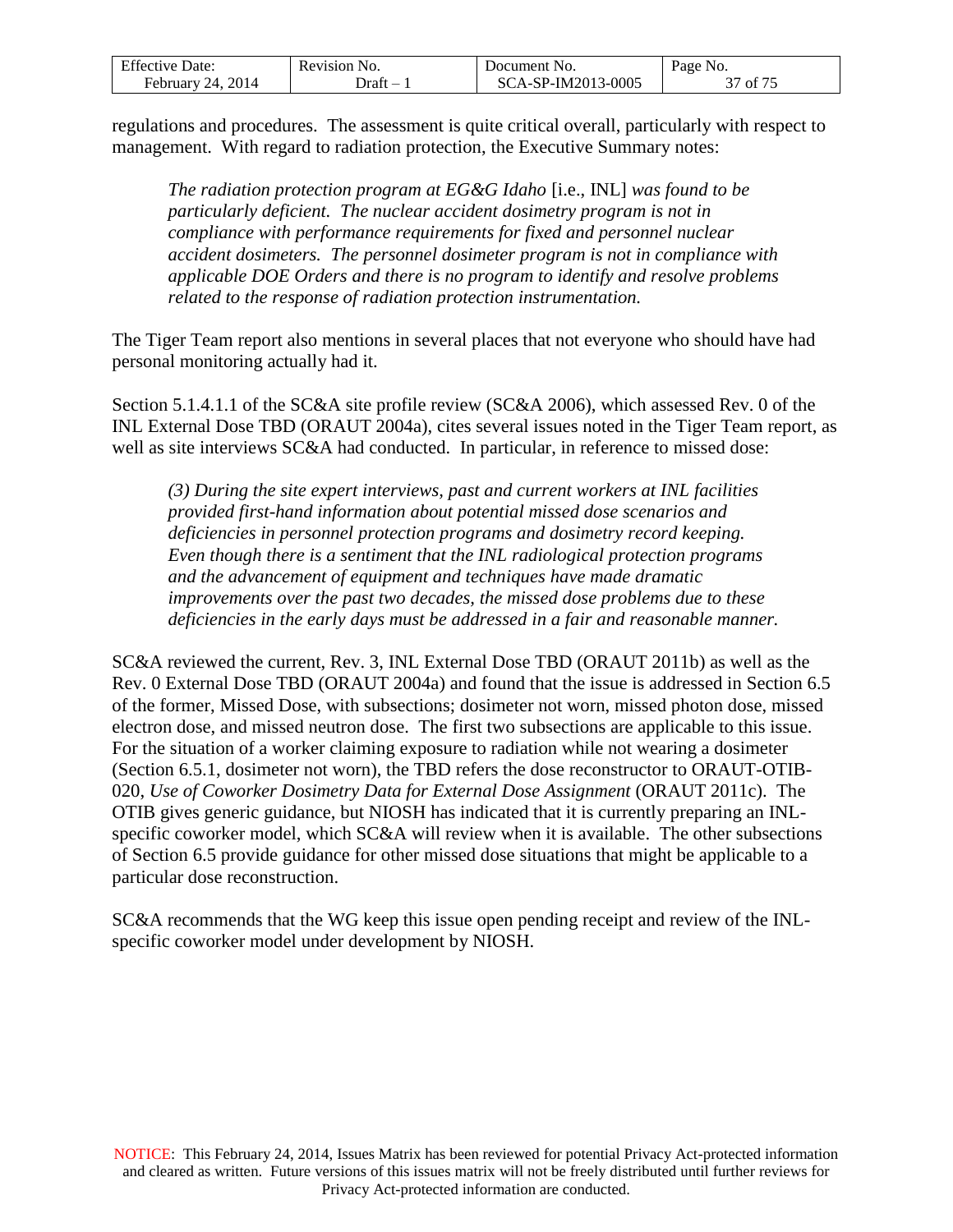regulations and procedures. The assessment is quite critical overall, particularly with respect to management. With regard to radiation protection, the Executive Summary notes:

> *The radiation protection program at EG&G Idaho* [i.e., INL] *was found to be particularly deficient. The nuclear accident dosimetry program is not in compliance with performance requirements for fixed and personnel nuclear accident dosimeters. The personnel dosimeter program is not in compliance with applicable DOE Orders and there is no program to identify and resolve problems related to the response of radiation protection instrumentation.*

The Tiger Team report also mentions in several places that not everyone who should have had personal monitoring actually had it.

Section 5.1.4.1.1 of the SC&A site profile review (SC&A 2006), which assessed Rev. 0 of the INL External Dose TBD (ORAUT 2004a), cites several issues noted in the Tiger Team report, as well as site interviews SC&A had conducted. In particular, in reference to missed dose:

> *(3) During the site expert interviews, past and current workers at INL facilities provided first-hand information about potential missed dose scenarios and deficiencies in personnel protection programs and dosimetry record keeping. Even though there is a sentiment that the INL radiological protection programs and the advancement of equipment and techniques have made dramatic improvements over the past two decades, the missed dose problems due to these deficiencies in the early days must be addressed in a fair and reasonable manner.*

SC&A reviewed the current, Rev. 3, INL External Dose TBD (ORAUT 2011b) as well as the Rev. 0 External Dose TBD (ORAUT 2004a) and found that the issue is addressed in Section 6.5 of the former, Missed Dose, with subsections; dosimeter not worn, missed photon dose, missed electron dose, and missed neutron dose. The first two subsections are applicable to this issue. For the situation of a worker claiming exposure to radiation while not wearing a dosimeter (Section 6.5.1, dosimeter not worn), the TBD refers the dose reconstructor to ORAUT-OTIB-020, *Use of Coworker Dosimetry Data for External Dose Assignment* (ORAUT 2011c). The OTIB gives generic guidance, but NIOSH has indicated that it is currently preparing an INL-specific coworker model, which SC&A will review when it is available. The other subsections of Section 6.5 provide guidance for other missed dose situations that might be applicable to a particular dose reconstruction.

SC&A recommends that the WG keep this issue open pending receipt and review of the INL-specific coworker model under development by NIOSH.

NOTICE: This February 24, 2014, Issues Matrix has been reviewed for potential Privacy Act-protected information and cleared as written. Future versions of this issues matrix will not be freely distributed until further reviews for Privacy Act-protected information are conducted.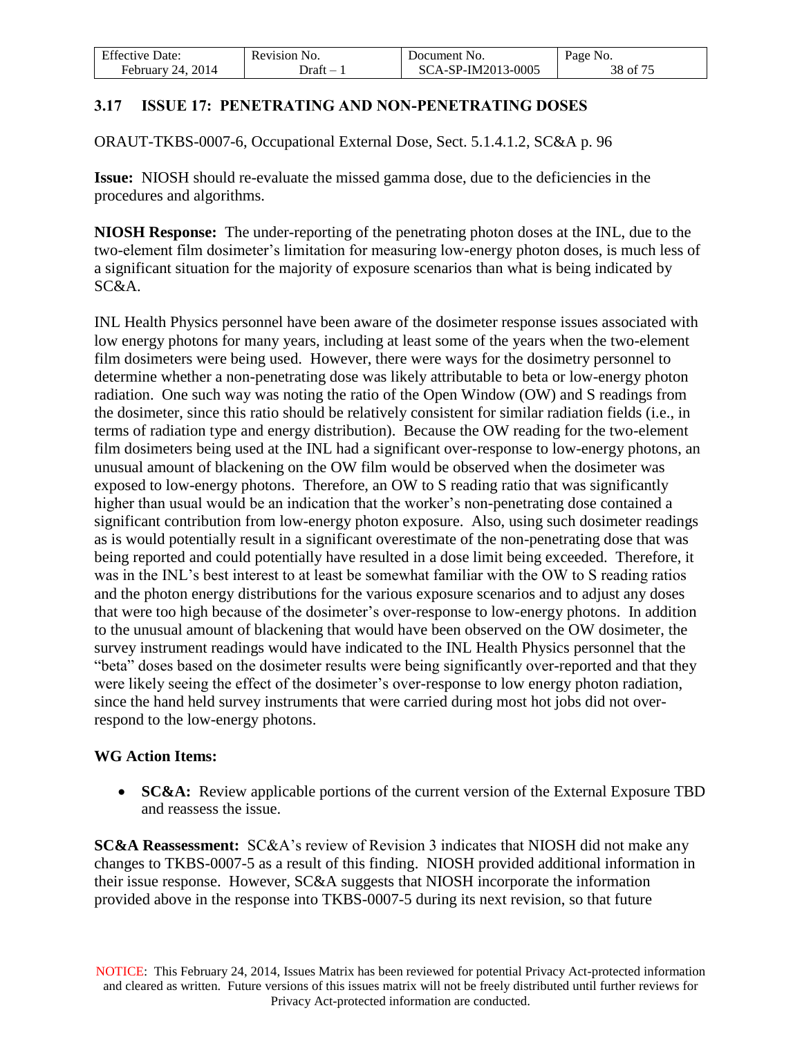### 3.17 ISSUE 17: PENETRATING AND NON-PENETRATING DOSES

ORAUT-TKBS-0007-6, Occupational External Dose, Sect. 5.1.4.1.2, SC&A p. 96

**Issue:** NIOSH should re-evaluate the missed gamma dose, due to the deficiencies in the procedures and algorithms.

**NIOSH Response:** The under-reporting of the penetrating photon doses at the INL, due to the two-element film dosimeter's limitation for measuring low-energy photon doses, is much less of a significant situation for the majority of exposure scenarios than what is being indicated by SC&A.

INL Health Physics personnel have been aware of the dosimeter response issues associated with low energy photons for many years, including at least some of the years when the two-element film dosimeters were being used. However, there were ways for the dosimetry personnel to determine whether a non-penetrating dose was likely attributable to beta or low-energy photon radiation. One such way was noting the ratio of the Open Window (OW) and S readings from the dosimeter, since this ratio should be relatively consistent for similar radiation fields (i.e., in terms of radiation type and energy distribution). Because the OW reading for the two-element film dosimeters being used at the INL had a significant over-response to low-energy photons, an unusual amount of blackening on the OW film would be observed when the dosimeter was exposed to low-energy photons. Therefore, an OW to S reading ratio that was significantly higher than usual would be an indication that the worker's non-penetrating dose contained a significant contribution from low-energy photon exposure. Also, using such dosimeter readings as is would potentially result in a significant overestimate of the non-penetrating dose that was being reported and could potentially have resulted in a dose limit being exceeded. Therefore, it was in the INL's best interest to at least be somewhat familiar with the OW to S reading ratios and the photon energy distributions for the various exposure scenarios and to adjust any doses that were too high because of the dosimeter's over-response to low-energy photons. In addition to the unusual amount of blackening that would have been observed on the OW dosimeter, the survey instrument readings would have indicated to the INL Health Physics personnel that the "beta" doses based on the dosimeter results were being significantly over-reported and that they were likely seeing the effect of the dosimeter's over-response to low energy photon radiation, since the hand held survey instruments that were carried during most hot jobs did not over-respond to the low-energy photons.

**WG Action Items:**

- **SC&A:** Review applicable portions of the current version of the External Exposure TBD and reassess the issue.

**SC&A Reassessment:** SC&A's review of Revision 3 indicates that NIOSH did not make any changes to TKBS-0007-5 as a result of this finding. NIOSH provided additional information in their issue response. However, SC&A suggests that NIOSH incorporate the information provided above in the response into TKBS-0007-5 during its next revision, so that future

NOTICE: This February 24, 2014, Issues Matrix has been reviewed for potential Privacy Act-protected information and cleared as written. Future versions of this issues matrix will not be freely distributed until further reviews for Privacy Act-protected information are conducted.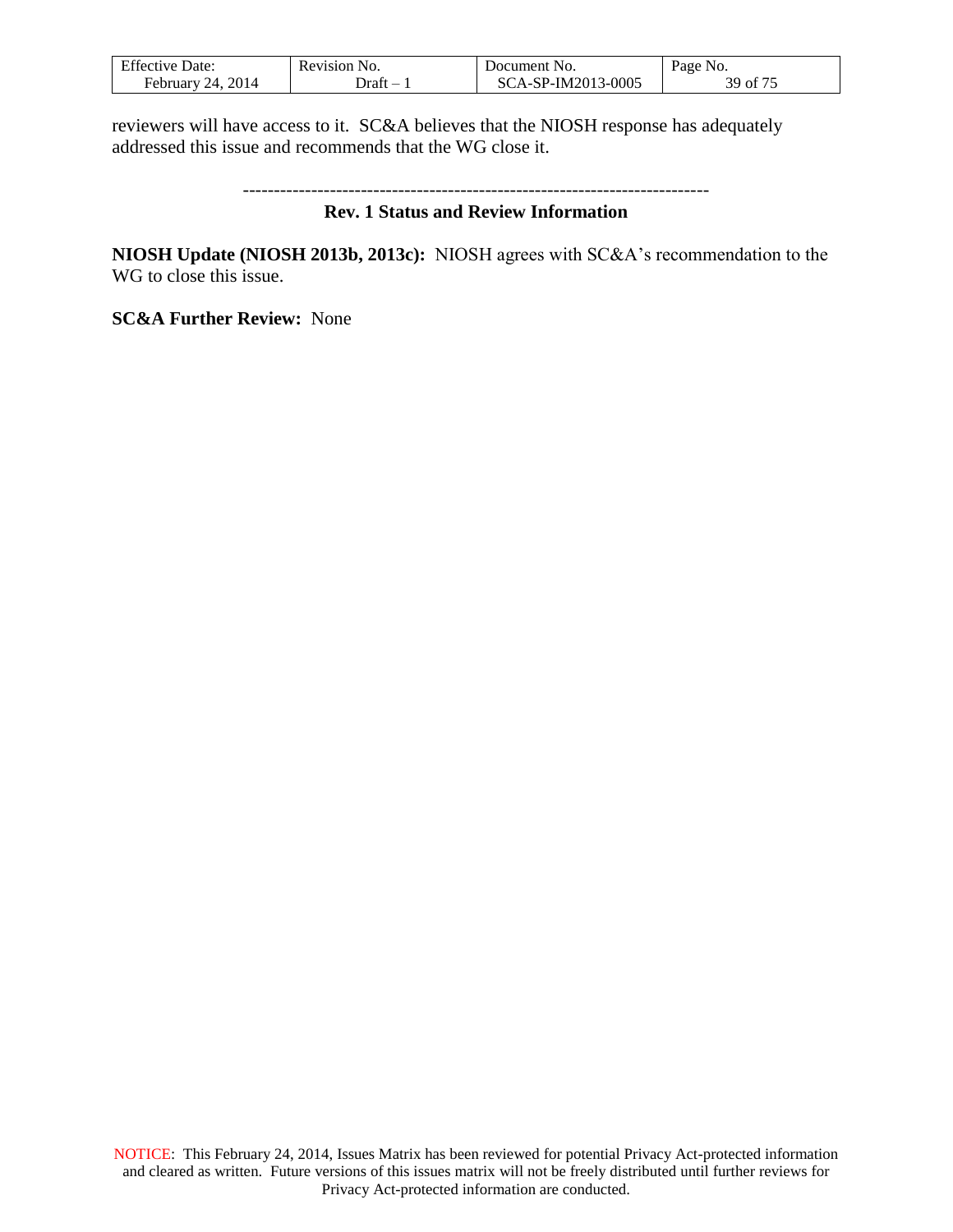reviewers will have access to it. SC&A believes that the NIOSH response has adequately addressed this issue and recommends that the WG close it.

---------------------------------------------------------------------------

**Rev. 1 Status and Review Information**

**NIOSH Update (NIOSH 2013b, 2013c):** NIOSH agrees with SC&A's recommendation to the WG to close this issue.

**SC&A Further Review:** None

NOTICE: This February 24, 2014, Issues Matrix has been reviewed for potential Privacy Act-protected information and cleared as written. Future versions of this issues matrix will not be freely distributed until further reviews for Privacy Act-protected information are conducted.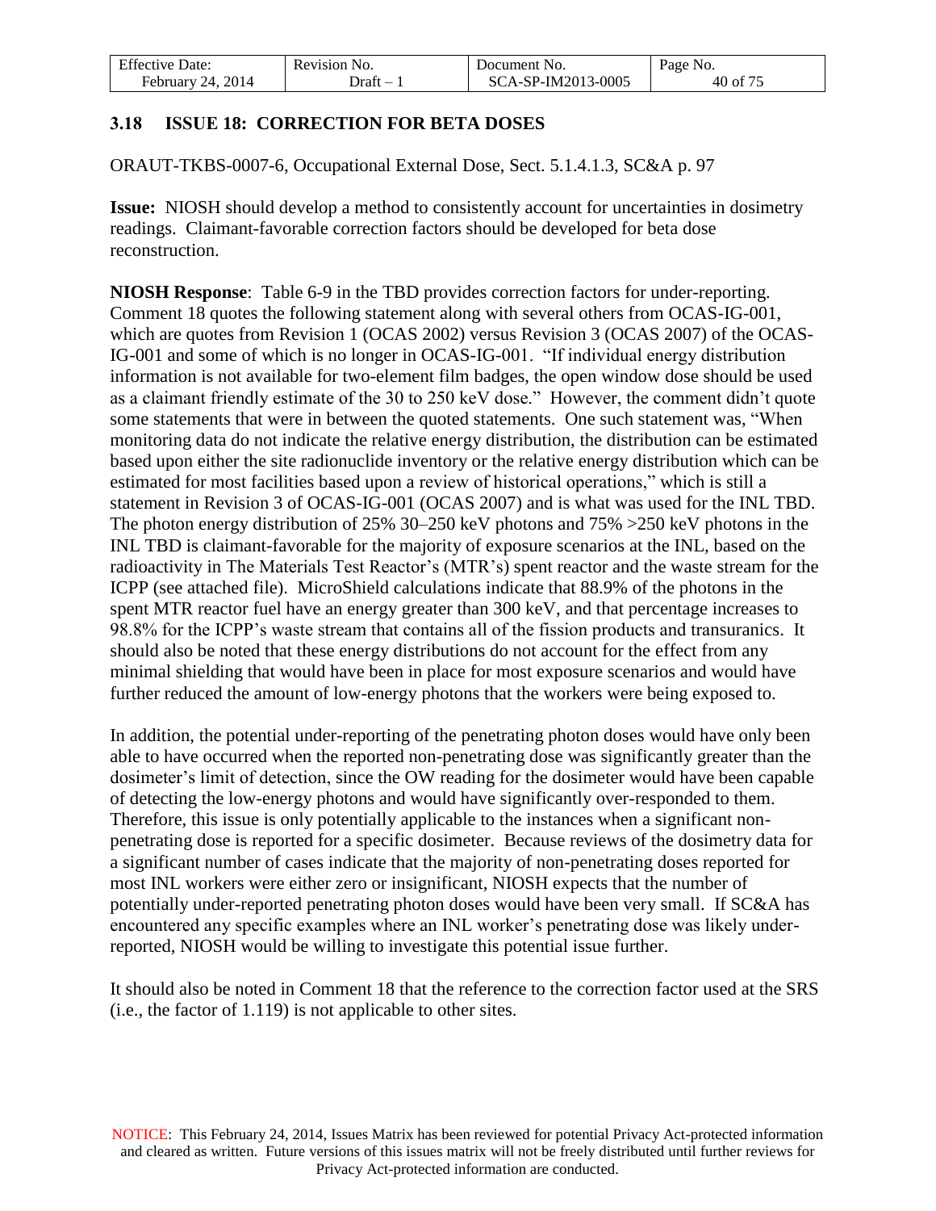### 3.18 ISSUE 18: CORRECTION FOR BETA DOSES

ORAUT-TKBS-0007-6, Occupational External Dose, Sect. 5.1.4.1.3, SC&A p. 97

**Issue:** NIOSH should develop a method to consistently account for uncertainties in dosimetry readings. Claimant-favorable correction factors should be developed for beta dose reconstruction.

**NIOSH Response**: Table 6-9 in the TBD provides correction factors for under-reporting. Comment 18 quotes the following statement along with several others from OCAS-IG-001, which are quotes from Revision 1 (OCAS 2002) versus Revision 3 (OCAS 2007) of the OCAS-IG-001 and some of which is no longer in OCAS-IG-001. "If individual energy distribution information is not available for two-element film badges, the open window dose should be used as a claimant friendly estimate of the 30 to 250 keV dose." However, the comment didn't quote some statements that were in between the quoted statements. One such statement was, "When monitoring data do not indicate the relative energy distribution, the distribution can be estimated based upon either the site radionuclide inventory or the relative energy distribution which can be estimated for most facilities based upon a review of historical operations," which is still a statement in Revision 3 of OCAS-IG-001 (OCAS 2007) and is what was used for the INL TBD. The photon energy distribution of 25% 30–250 keV photons and 75% >250 keV photons in the INL TBD is claimant-favorable for the majority of exposure scenarios at the INL, based on the radioactivity in The Materials Test Reactor's (MTR's) spent reactor and the waste stream for the ICPP (see attached file). MicroShield calculations indicate that 88.9% of the photons in the spent MTR reactor fuel have an energy greater than 300 keV, and that percentage increases to 98.8% for the ICPP's waste stream that contains all of the fission products and transuranics. It should also be noted that these energy distributions do not account for the effect from any minimal shielding that would have been in place for most exposure scenarios and would have further reduced the amount of low-energy photons that the workers were being exposed to.

In addition, the potential under-reporting of the penetrating photon doses would have only been able to have occurred when the reported non-penetrating dose was significantly greater than the dosimeter's limit of detection, since the OW reading for the dosimeter would have been capable of detecting the low-energy photons and would have significantly over-responded to them. Therefore, this issue is only potentially applicable to the instances when a significant non-penetrating dose is reported for a specific dosimeter. Because reviews of the dosimetry data for a significant number of cases indicate that the majority of non-penetrating doses reported for most INL workers were either zero or insignificant, NIOSH expects that the number of potentially under-reported penetrating photon doses would have been very small. If SC&A has encountered any specific examples where an INL worker's penetrating dose was likely under-reported, NIOSH would be willing to investigate this potential issue further.

It should also be noted in Comment 18 that the reference to the correction factor used at the SRS (i.e., the factor of 1.119) is not applicable to other sites.

NOTICE: This February 24, 2014, Issues Matrix has been reviewed for potential Privacy Act-protected information and cleared as written. Future versions of this issues matrix will not be freely distributed until further reviews for Privacy Act-protected information are conducted.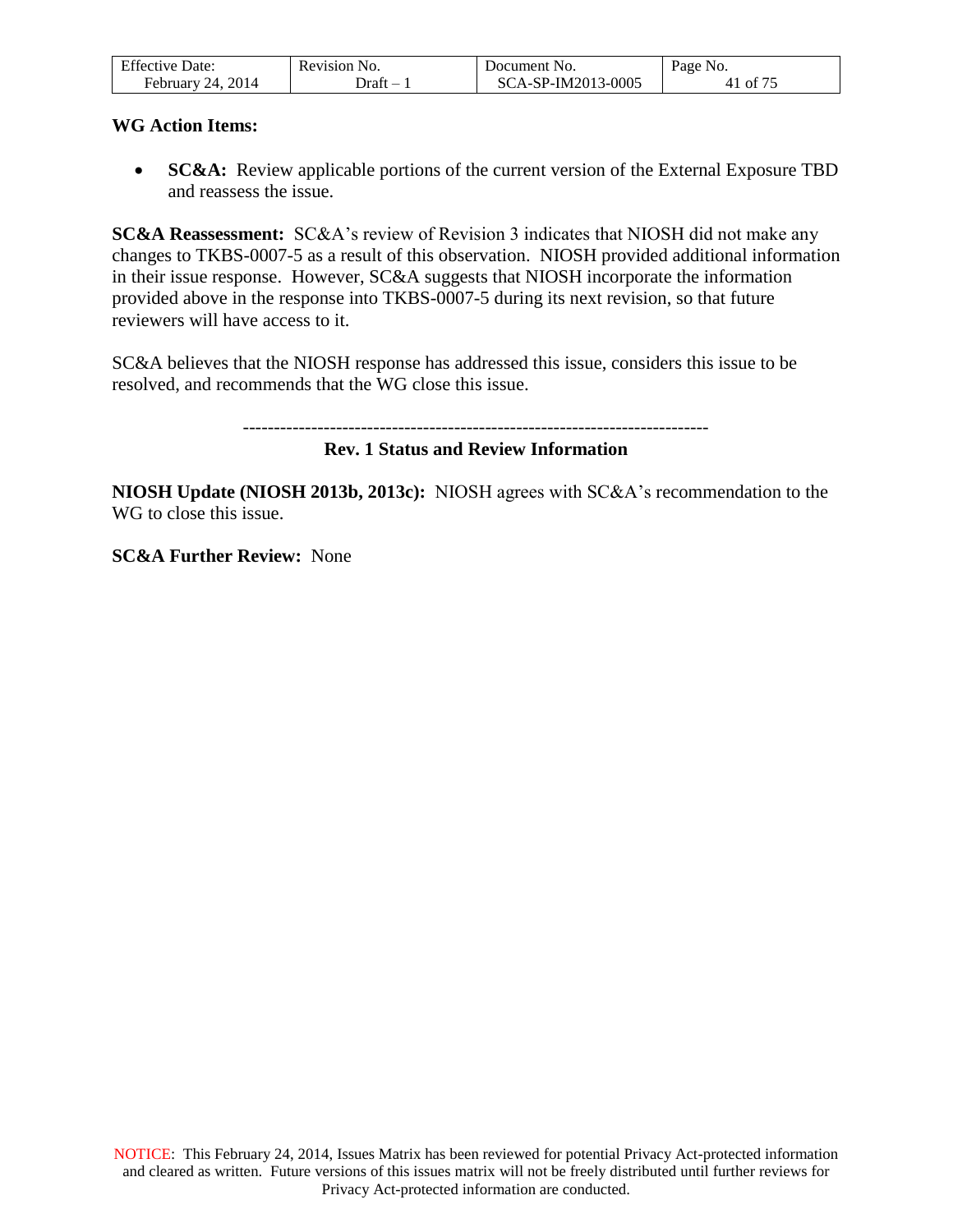**WG Action Items:**

- **SC&A:** Review applicable portions of the current version of the External Exposure TBD and reassess the issue.

**SC&A Reassessment:** SC&A's review of Revision 3 indicates that NIOSH did not make any changes to TKBS-0007-5 as a result of this observation. NIOSH provided additional information in their issue response. However, SC&A suggests that NIOSH incorporate the information provided above in the response into TKBS-0007-5 during its next revision, so that future reviewers will have access to it.

SC&A believes that the NIOSH response has addressed this issue, considers this issue to be resolved, and recommends that the WG close this issue.

---

**Rev. 1 Status and Review Information**

**NIOSH Update (NIOSH 2013b, 2013c):** NIOSH agrees with SC&A's recommendation to the WG to close this issue.

**SC&A Further Review:** None

NOTICE: This February 24, 2014, Issues Matrix has been reviewed for potential Privacy Act-protected information and cleared as written. Future versions of this issues matrix will not be freely distributed until further reviews for Privacy Act-protected information are conducted.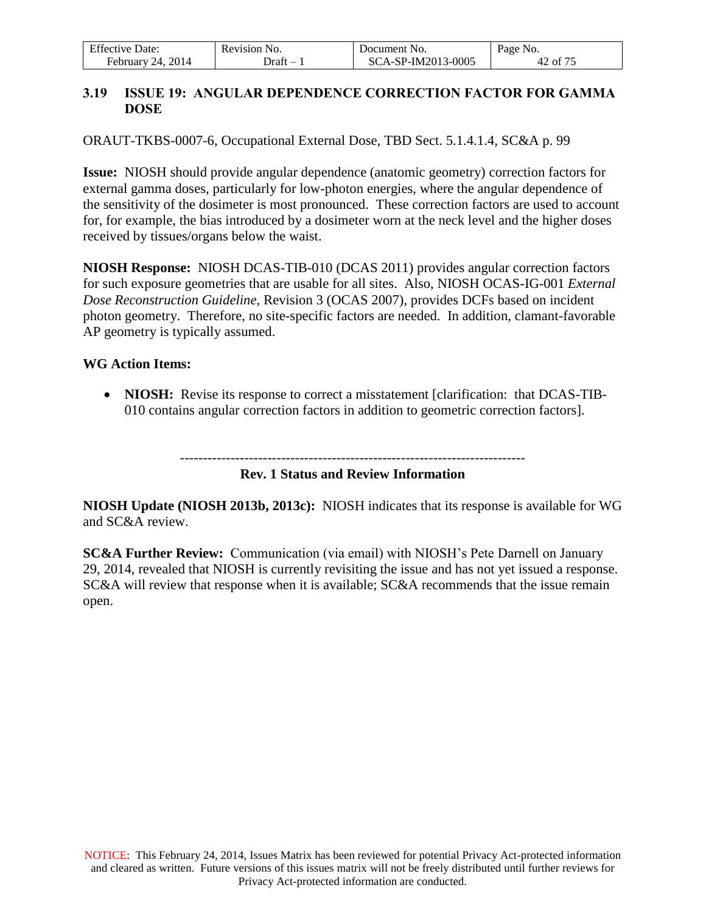### 3.19 ISSUE 19: ANGULAR DEPENDENCE CORRECTION FACTOR FOR GAMMA DOSE

ORAUT-TKBS-0007-6, Occupational External Dose, TBD Sect. 5.1.4.1.4, SC&A p. 99

**Issue:** NIOSH should provide angular dependence (anatomic geometry) correction factors for external gamma doses, particularly for low-photon energies, where the angular dependence of the sensitivity of the dosimeter is most pronounced. These correction factors are used to account for, for example, the bias introduced by a dosimeter worn at the neck level and the higher doses received by tissues/organs below the waist.

**NIOSH Response:** NIOSH DCAS-TIB-010 (DCAS 2011) provides angular correction factors for such exposure geometries that are usable for all sites. Also, NIOSH OCAS-IG-001 *External Dose Reconstruction Guideline*, Revision 3 (OCAS 2007), provides DCFs based on incident photon geometry. Therefore, no site-specific factors are needed. In addition, clamant-favorable AP geometry is typically assumed.

**WG Action Items:**

- **NIOSH:** Revise its response to correct a misstatement [clarification: that DCAS-TIB-010 contains angular correction factors in addition to geometric correction factors].

---------------------------------------------------------------------------

**Rev. 1 Status and Review Information**

**NIOSH Update (NIOSH 2013b, 2013c):** NIOSH indicates that its response is available for WG and SC&A review.

**SC&A Further Review:** Communication (via email) with NIOSH's Pete Darnell on January 29, 2014, revealed that NIOSH is currently revisiting the issue and has not yet issued a response. SC&A will review that response when it is available; SC&A recommends that the issue remain open.

NOTICE: This February 24, 2014, Issues Matrix has been reviewed for potential Privacy Act-protected information and cleared as written. Future versions of this issues matrix will not be freely distributed until further reviews for Privacy Act-protected information are conducted.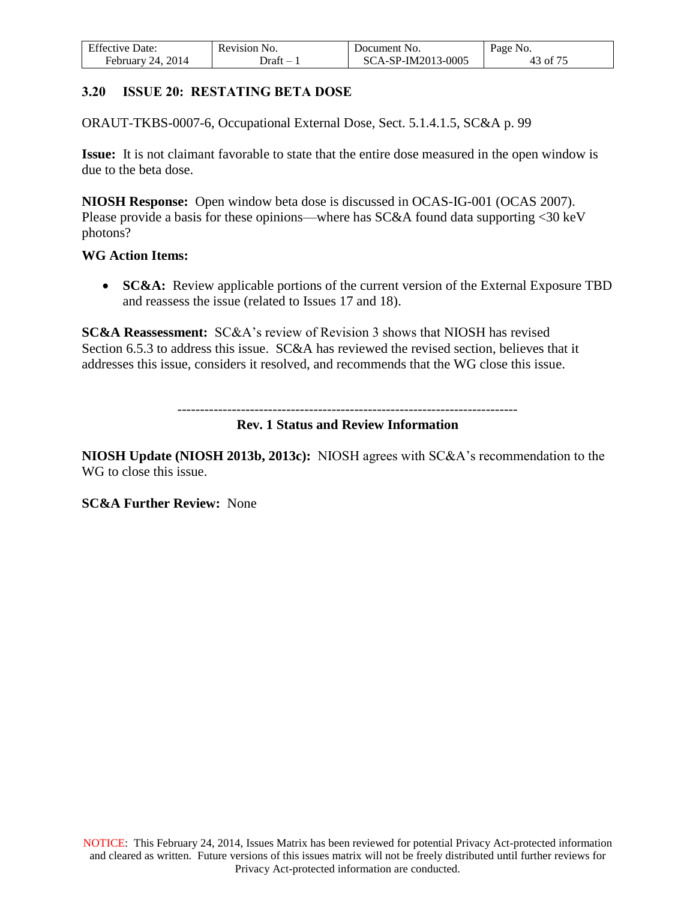### 3.20 ISSUE 20: RESTATING BETA DOSE

ORAUT-TKBS-0007-6, Occupational External Dose, Sect. 5.1.4.1.5, SC&A p. 99

**Issue:** It is not claimant favorable to state that the entire dose measured in the open window is due to the beta dose.

**NIOSH Response:** Open window beta dose is discussed in OCAS-IG-001 (OCAS 2007). Please provide a basis for these opinions—where has SC&A found data supporting <30 keV photons?

**WG Action Items:**

- **SC&A:** Review applicable portions of the current version of the External Exposure TBD and reassess the issue (related to Issues 17 and 18).

**SC&A Reassessment:** SC&A's review of Revision 3 shows that NIOSH has revised Section 6.5.3 to address this issue. SC&A has reviewed the revised section, believes that it addresses this issue, considers it resolved, and recommends that the WG close this issue.

---------------------------------------------------------------------------

**Rev. 1 Status and Review Information**

**NIOSH Update (NIOSH 2013b, 2013c):** NIOSH agrees with SC&A's recommendation to the WG to close this issue.

**SC&A Further Review:** None

NOTICE: This February 24, 2014, Issues Matrix has been reviewed for potential Privacy Act-protected information and cleared as written. Future versions of this issues matrix will not be freely distributed until further reviews for Privacy Act-protected information are conducted.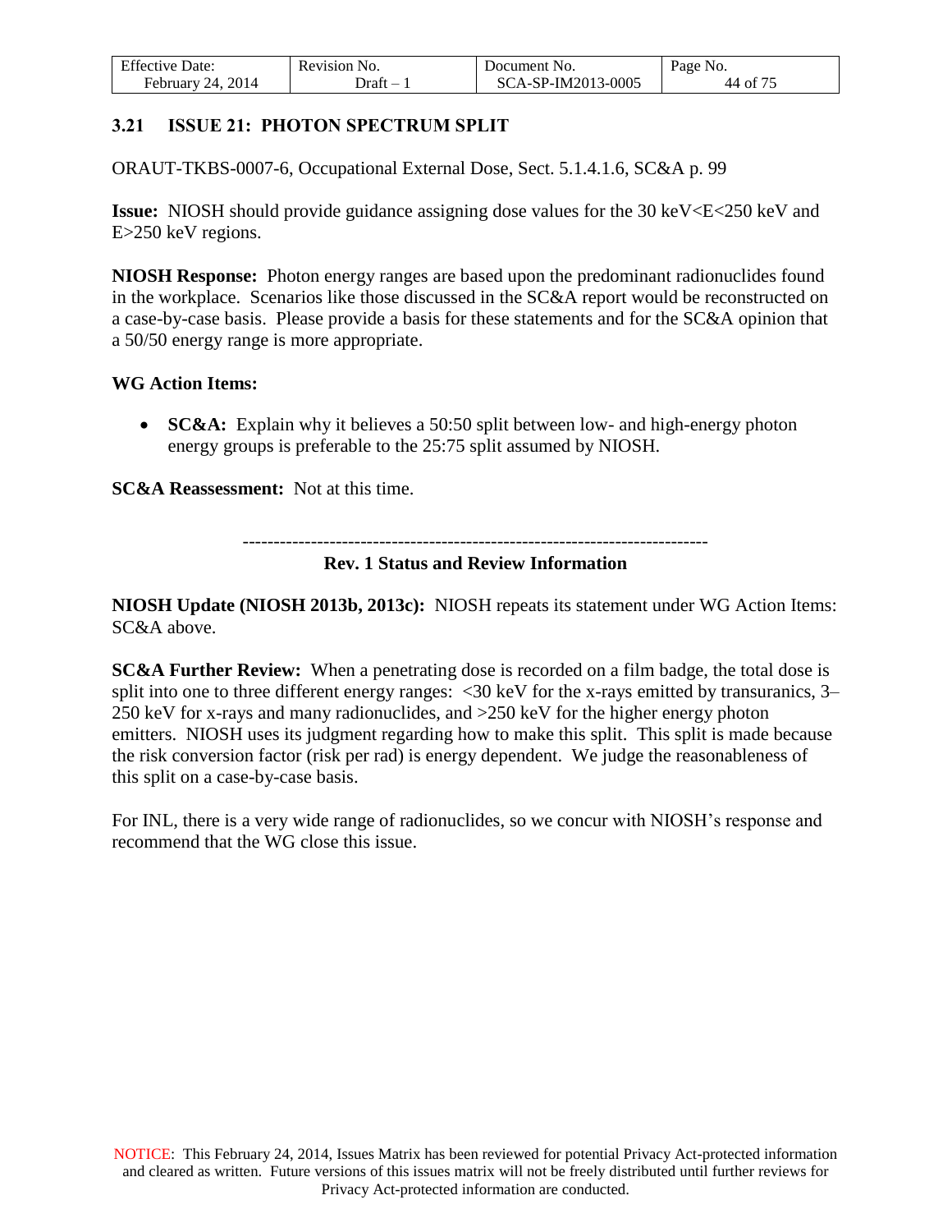### 3.21 ISSUE 21: PHOTON SPECTRUM SPLIT

ORAUT-TKBS-0007-6, Occupational External Dose, Sect. 5.1.4.1.6, SC&A p. 99

**Issue:** NIOSH should provide guidance assigning dose values for the 30 keV<E<250 keV and E>250 keV regions.

**NIOSH Response:** Photon energy ranges are based upon the predominant radionuclides found in the workplace. Scenarios like those discussed in the SC&A report would be reconstructed on a case-by-case basis. Please provide a basis for these statements and for the SC&A opinion that a 50/50 energy range is more appropriate.

**WG Action Items:**

- **SC&A:** Explain why it believes a 50:50 split between low- and high-energy photon energy groups is preferable to the 25:75 split assumed by NIOSH.

**SC&A Reassessment:** Not at this time.

---------------------------------------------------------------------------

**Rev. 1 Status and Review Information**

**NIOSH Update (NIOSH 2013b, 2013c):** NIOSH repeats its statement under WG Action Items: SC&A above.

**SC&A Further Review:** When a penetrating dose is recorded on a film badge, the total dose is split into one to three different energy ranges: <30 keV for the x-rays emitted by transuranics, 3–250 keV for x-rays and many radionuclides, and >250 keV for the higher energy photon emitters. NIOSH uses its judgment regarding how to make this split. This split is made because the risk conversion factor (risk per rad) is energy dependent. We judge the reasonableness of this split on a case-by-case basis.

For INL, there is a very wide range of radionuclides, so we concur with NIOSH's response and recommend that the WG close this issue.

NOTICE: This February 24, 2014, Issues Matrix has been reviewed for potential Privacy Act-protected information and cleared as written. Future versions of this issues matrix will not be freely distributed until further reviews for Privacy Act-protected information are conducted.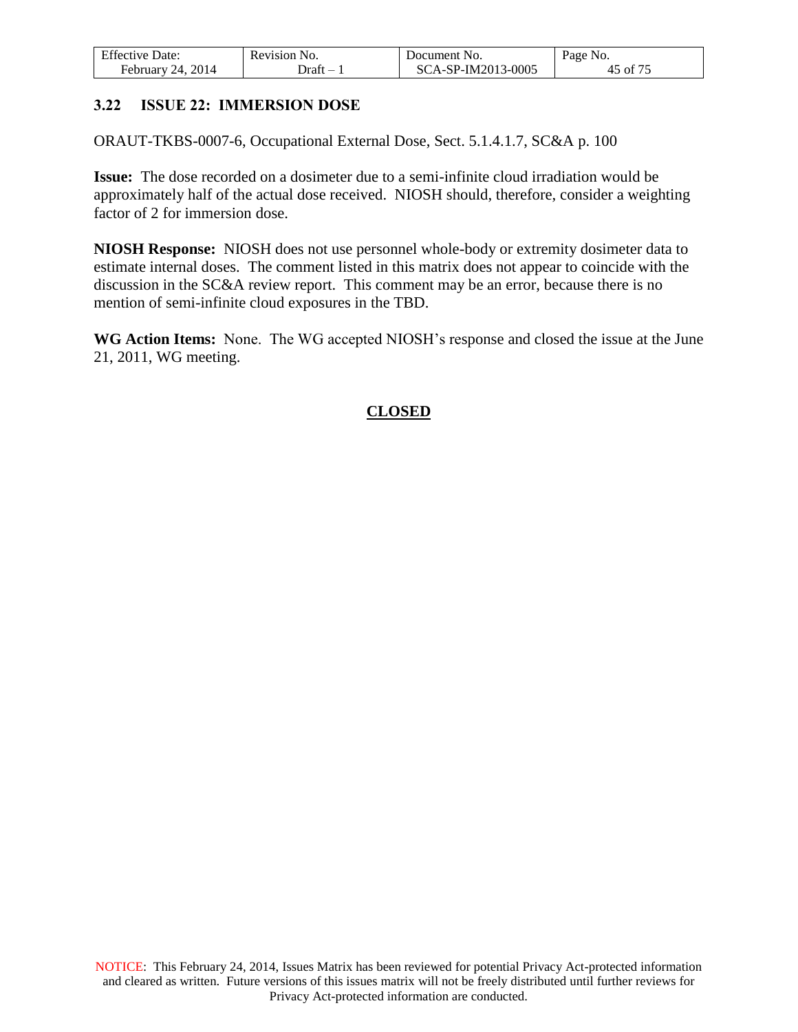### 3.22 ISSUE 22: IMMERSION DOSE

ORAUT-TKBS-0007-6, Occupational External Dose, Sect. 5.1.4.1.7, SC&A p. 100

**Issue:** The dose recorded on a dosimeter due to a semi-infinite cloud irradiation would be approximately half of the actual dose received. NIOSH should, therefore, consider a weighting factor of 2 for immersion dose.

**NIOSH Response:** NIOSH does not use personnel whole-body or extremity dosimeter data to estimate internal doses. The comment listed in this matrix does not appear to coincide with the discussion in the SC&A review report. This comment may be an error, because there is no mention of semi-infinite cloud exposures in the TBD.

**WG Action Items:** None. The WG accepted NIOSH's response and closed the issue at the June 21, 2011, WG meeting.

**CLOSED**

NOTICE: This February 24, 2014, Issues Matrix has been reviewed for potential Privacy Act-protected information and cleared as written. Future versions of this issues matrix will not be freely distributed until further reviews for Privacy Act-protected information are conducted.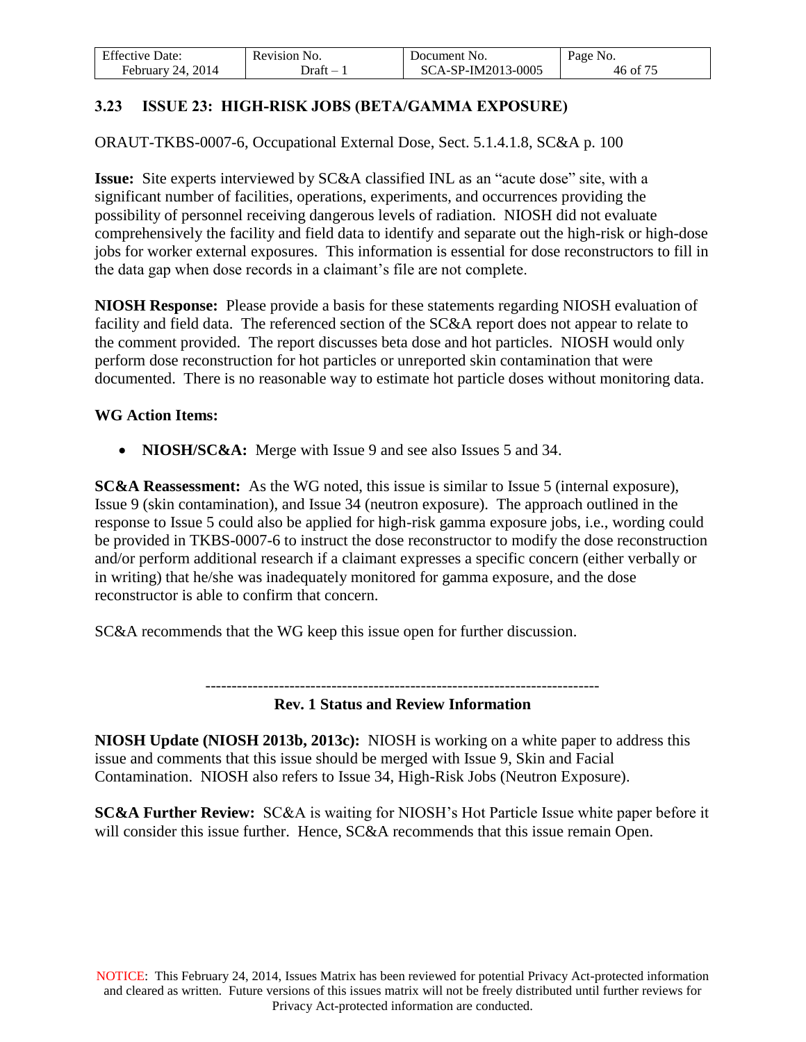### 3.23 ISSUE 23: HIGH-RISK JOBS (BETA/GAMMA EXPOSURE)

ORAUT-TKBS-0007-6, Occupational External Dose, Sect. 5.1.4.1.8, SC&A p. 100

**Issue:** Site experts interviewed by SC&A classified INL as an "acute dose" site, with a significant number of facilities, operations, experiments, and occurrences providing the possibility of personnel receiving dangerous levels of radiation. NIOSH did not evaluate comprehensively the facility and field data to identify and separate out the high-risk or high-dose jobs for worker external exposures. This information is essential for dose reconstructors to fill in the data gap when dose records in a claimant's file are not complete.

**NIOSH Response:** Please provide a basis for these statements regarding NIOSH evaluation of facility and field data. The referenced section of the SC&A report does not appear to relate to the comment provided. The report discusses beta dose and hot particles. NIOSH would only perform dose reconstruction for hot particles or unreported skin contamination that were documented. There is no reasonable way to estimate hot particle doses without monitoring data.

**WG Action Items:**

- **NIOSH/SC&A:** Merge with Issue 9 and see also Issues 5 and 34.

**SC&A Reassessment:** As the WG noted, this issue is similar to Issue 5 (internal exposure), Issue 9 (skin contamination), and Issue 34 (neutron exposure). The approach outlined in the response to Issue 5 could also be applied for high-risk gamma exposure jobs, i.e., wording could be provided in TKBS-0007-6 to instruct the dose reconstructor to modify the dose reconstruction and/or perform additional research if a claimant expresses a specific concern (either verbally or in writing) that he/she was inadequately monitored for gamma exposure, and the dose reconstructor is able to confirm that concern.

SC&A recommends that the WG keep this issue open for further discussion.

---------------------------------------------------------------------------

**Rev. 1 Status and Review Information**

**NIOSH Update (NIOSH 2013b, 2013c):** NIOSH is working on a white paper to address this issue and comments that this issue should be merged with Issue 9, Skin and Facial Contamination. NIOSH also refers to Issue 34, High-Risk Jobs (Neutron Exposure).

**SC&A Further Review:** SC&A is waiting for NIOSH's Hot Particle Issue white paper before it will consider this issue further. Hence, SC&A recommends that this issue remain Open.

NOTICE: This February 24, 2014, Issues Matrix has been reviewed for potential Privacy Act-protected information and cleared as written. Future versions of this issues matrix will not be freely distributed until further reviews for Privacy Act-protected information are conducted.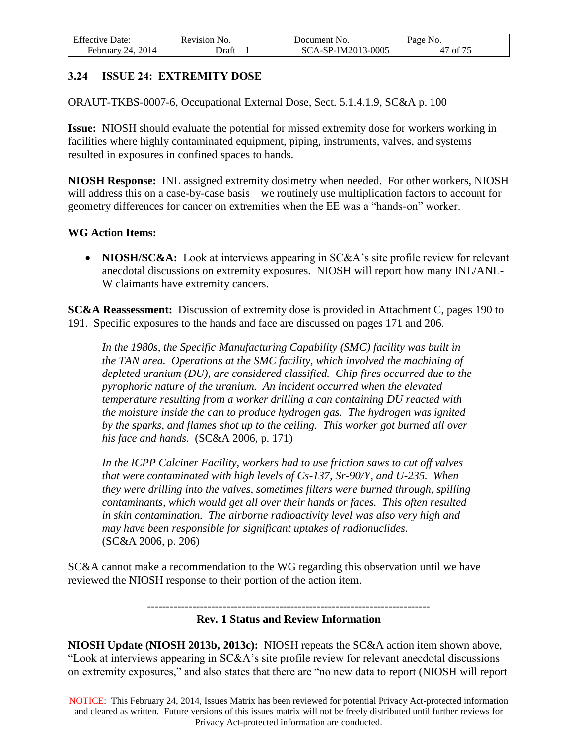### 3.24 ISSUE 24: EXTREMITY DOSE

ORAUT-TKBS-0007-6, Occupational External Dose, Sect. 5.1.4.1.9, SC&A p. 100

**Issue:** NIOSH should evaluate the potential for missed extremity dose for workers working in facilities where highly contaminated equipment, piping, instruments, valves, and systems resulted in exposures in confined spaces to hands.

**NIOSH Response:** INL assigned extremity dosimetry when needed. For other workers, NIOSH will address this on a case-by-case basis—we routinely use multiplication factors to account for geometry differences for cancer on extremities when the EE was a "hands-on" worker.

**WG Action Items:**

- **NIOSH/SC&A:** Look at interviews appearing in SC&A's site profile review for relevant anecdotal discussions on extremity exposures. NIOSH will report how many INL/ANL-W claimants have extremity cancers.

**SC&A Reassessment:** Discussion of extremity dose is provided in Attachment C, pages 190 to 191. Specific exposures to the hands and face are discussed on pages 171 and 206.

> *In the 1980s, the Specific Manufacturing Capability (SMC) facility was built in the TAN area. Operations at the SMC facility, which involved the machining of depleted uranium (DU), are considered classified. Chip fires occurred due to the pyrophoric nature of the uranium. An incident occurred when the elevated temperature resulting from a worker drilling a can containing DU reacted with the moisture inside the can to produce hydrogen gas. The hydrogen was ignited by the sparks, and flames shot up to the ceiling. This worker got burned all over his face and hands.* (SC&A 2006, p. 171)

> *In the ICPP Calciner Facility, workers had to use friction saws to cut off valves that were contaminated with high levels of Cs-137, Sr-90/Y, and U-235. When they were drilling into the valves, sometimes filters were burned through, spilling contaminants, which would get all over their hands or faces. This often resulted in skin contamination. The airborne radioactivity level was also very high and may have been responsible for significant uptakes of radionuclides.* (SC&A 2006, p. 206)

SC&A cannot make a recommendation to the WG regarding this observation until we have reviewed the NIOSH response to their portion of the action item.

---

**Rev. 1 Status and Review Information**

**NIOSH Update (NIOSH 2013b, 2013c):** NIOSH repeats the SC&A action item shown above, "Look at interviews appearing in SC&A's site profile review for relevant anecdotal discussions on extremity exposures," and also states that there are "no new data to report (NIOSH will report

NOTICE: This February 24, 2014, Issues Matrix has been reviewed for potential Privacy Act-protected information and cleared as written. Future versions of this issues matrix will not be freely distributed until further reviews for Privacy Act-protected information are conducted.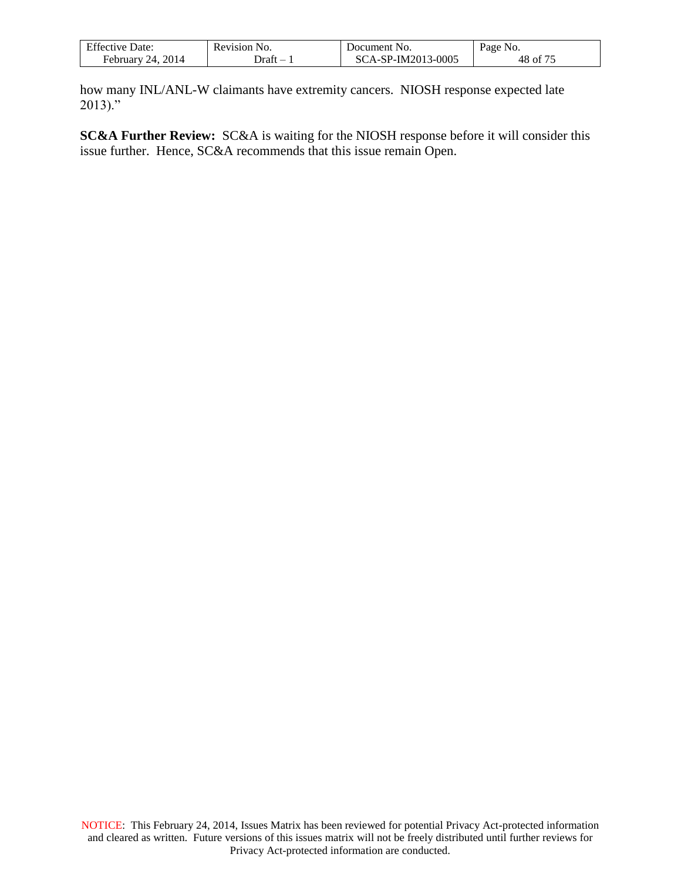how many INL/ANL-W claimants have extremity cancers. NIOSH response expected late 2013)."

**SC&A Further Review:** SC&A is waiting for the NIOSH response before it will consider this issue further. Hence, SC&A recommends that this issue remain Open.

NOTICE: This February 24, 2014, Issues Matrix has been reviewed for potential Privacy Act-protected information and cleared as written. Future versions of this issues matrix will not be freely distributed until further reviews for Privacy Act-protected information are conducted.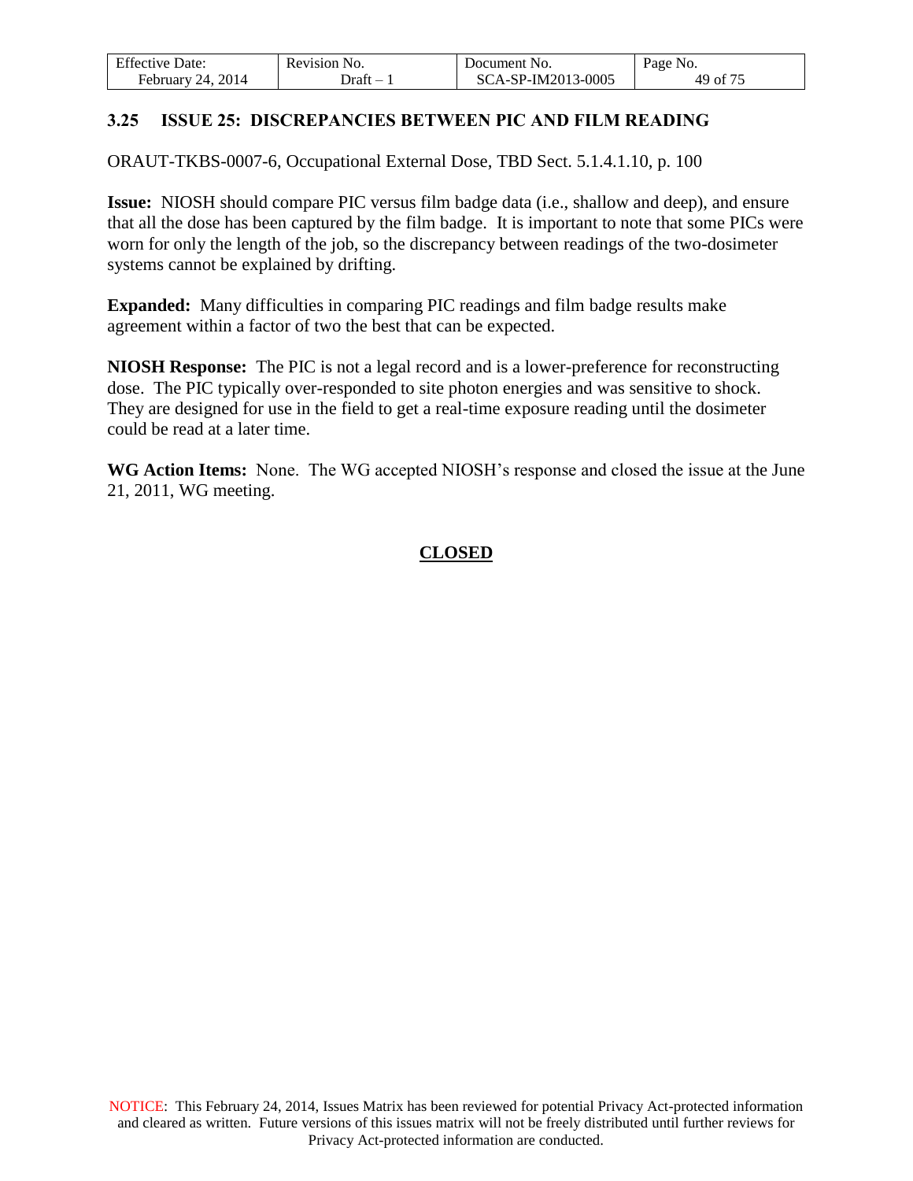### 3.25 ISSUE 25: DISCREPANCIES BETWEEN PIC AND FILM READING

ORAUT-TKBS-0007-6, Occupational External Dose, TBD Sect. 5.1.4.1.10, p. 100

**Issue:** NIOSH should compare PIC versus film badge data (i.e., shallow and deep), and ensure that all the dose has been captured by the film badge. It is important to note that some PICs were worn for only the length of the job, so the discrepancy between readings of the two-dosimeter systems cannot be explained by drifting.

**Expanded:** Many difficulties in comparing PIC readings and film badge results make agreement within a factor of two the best that can be expected.

**NIOSH Response:** The PIC is not a legal record and is a lower-preference for reconstructing dose. The PIC typically over-responded to site photon energies and was sensitive to shock. They are designed for use in the field to get a real-time exposure reading until the dosimeter could be read at a later time.

**WG Action Items:** None. The WG accepted NIOSH's response and closed the issue at the June 21, 2011, WG meeting.

**CLOSED**

NOTICE: This February 24, 2014, Issues Matrix has been reviewed for potential Privacy Act-protected information and cleared as written. Future versions of this issues matrix will not be freely distributed until further reviews for Privacy Act-protected information are conducted.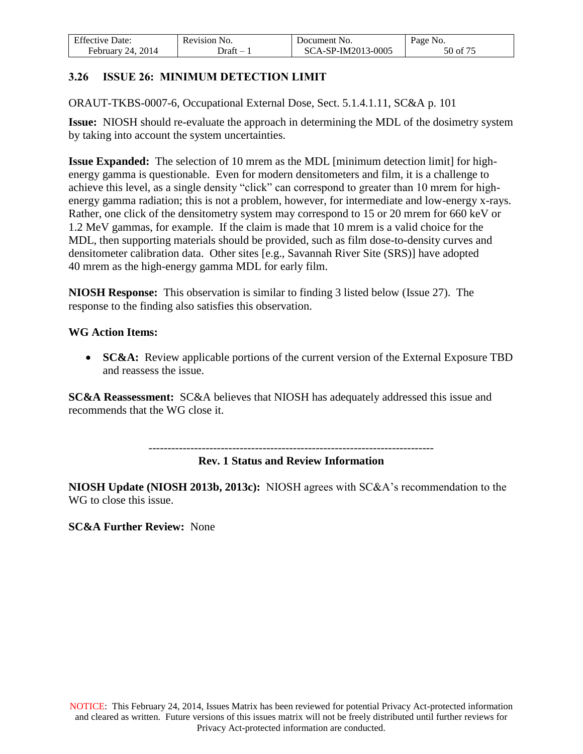### 3.26 ISSUE 26: MINIMUM DETECTION LIMIT

ORAUT-TKBS-0007-6, Occupational External Dose, Sect. 5.1.4.1.11, SC&A p. 101

**Issue:** NIOSH should re-evaluate the approach in determining the MDL of the dosimetry system by taking into account the system uncertainties.

**Issue Expanded:** The selection of 10 mrem as the MDL [minimum detection limit] for high-energy gamma is questionable. Even for modern densitometers and film, it is a challenge to achieve this level, as a single density "click" can correspond to greater than 10 mrem for high-energy gamma radiation; this is not a problem, however, for intermediate and low-energy x-rays. Rather, one click of the densitometry system may correspond to 15 or 20 mrem for 660 keV or 1.2 MeV gammas, for example. If the claim is made that 10 mrem is a valid choice for the MDL, then supporting materials should be provided, such as film dose-to-density curves and densitometer calibration data. Other sites [e.g., Savannah River Site (SRS)] have adopted 40 mrem as the high-energy gamma MDL for early film.

**NIOSH Response:** This observation is similar to finding 3 listed below (Issue 27). The response to the finding also satisfies this observation.

**WG Action Items:**

- **SC&A:** Review applicable portions of the current version of the External Exposure TBD and reassess the issue.

**SC&A Reassessment:** SC&A believes that NIOSH has adequately addressed this issue and recommends that the WG close it.

---

**Rev. 1 Status and Review Information**

**NIOSH Update (NIOSH 2013b, 2013c):** NIOSH agrees with SC&A's recommendation to the WG to close this issue.

**SC&A Further Review:** None

NOTICE: This February 24, 2014, Issues Matrix has been reviewed for potential Privacy Act-protected information and cleared as written. Future versions of this issues matrix will not be freely distributed until further reviews for Privacy Act-protected information are conducted.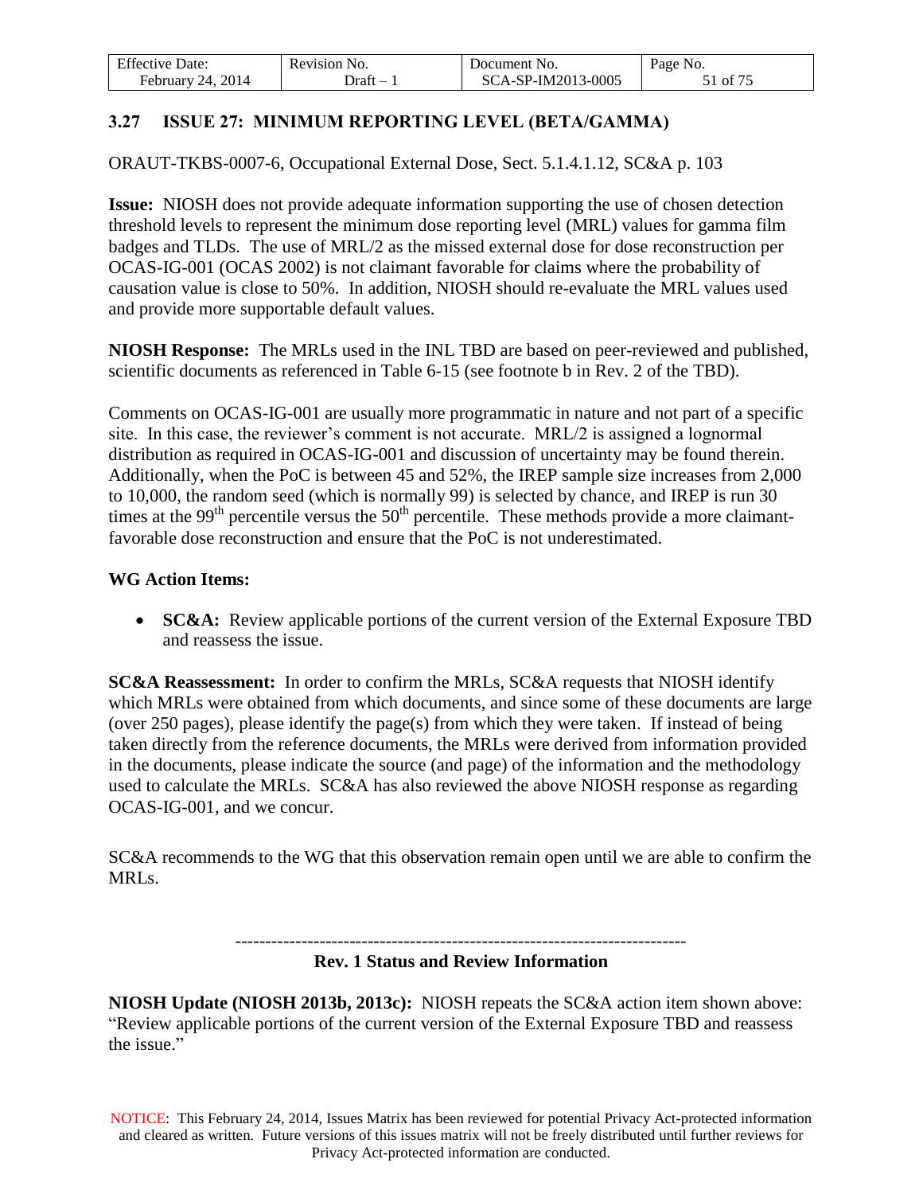## 3.27 ISSUE 27: MINIMUM REPORTING LEVEL (BETA/GAMMA)

ORAUT-TKBS-0007-6, Occupational External Dose, Sect. 5.1.4.1.12, SC&A p. 103

**Issue:** NIOSH does not provide adequate information supporting the use of chosen detection threshold levels to represent the minimum dose reporting level (MRL) values for gamma film badges and TLDs. The use of MRL/2 as the missed external dose for dose reconstruction per OCAS-IG-001 (OCAS 2002) is not claimant favorable for claims where the probability of causation value is close to 50%. In addition, NIOSH should re-evaluate the MRL values used and provide more supportable default values.

**NIOSH Response:** The MRLs used in the INL TBD are based on peer-reviewed and published, scientific documents as referenced in Table 6-15 (see footnote b in Rev. 2 of the TBD).

Comments on OCAS-IG-001 are usually more programmatic in nature and not part of a specific site. In this case, the reviewer's comment is not accurate. MRL/2 is assigned a lognormal distribution as required in OCAS-IG-001 and discussion of uncertainty may be found therein. Additionally, when the PoC is between 45 and 52%, the IREP sample size increases from 2,000 to 10,000, the random seed (which is normally 99) is selected by chance, and IREP is run 30 times at the 99th percentile versus the 50th percentile. These methods provide a more claimant-favorable dose reconstruction and ensure that the PoC is not underestimated.

**WG Action Items:**

- **SC&A:** Review applicable portions of the current version of the External Exposure TBD and reassess the issue.

**SC&A Reassessment:** In order to confirm the MRLs, SC&A requests that NIOSH identify which MRLs were obtained from which documents, and since some of these documents are large (over 250 pages), please identify the page(s) from which they were taken. If instead of being taken directly from the reference documents, the MRLs were derived from information provided in the documents, please indicate the source (and page) of the information and the methodology used to calculate the MRLs. SC&A has also reviewed the above NIOSH response as regarding OCAS-IG-001, and we concur.

SC&A recommends to the WG that this observation remain open until we are able to confirm the MRLs.

---

**Rev. 1 Status and Review Information**

**NIOSH Update (NIOSH 2013b, 2013c):** NIOSH repeats the SC&A action item shown above: "Review applicable portions of the current version of the External Exposure TBD and reassess the issue."

NOTICE: This February 24, 2014, Issues Matrix has been reviewed for potential Privacy Act-protected information and cleared as written. Future versions of this issues matrix will not be freely distributed until further reviews for Privacy Act-protected information are conducted.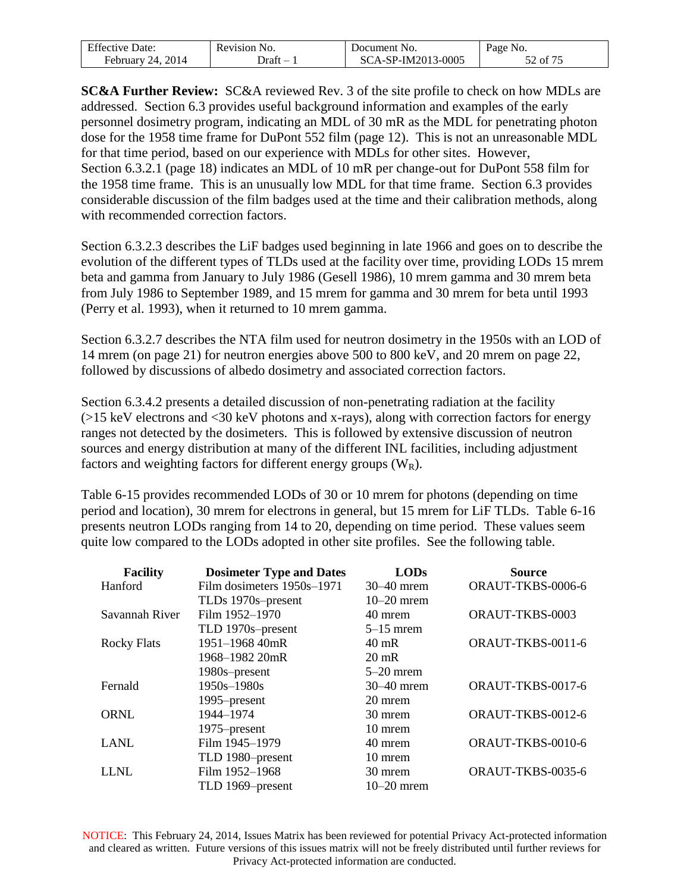**SC&A Further Review:** SC&A reviewed Rev. 3 of the site profile to check on how MDLs are addressed. Section 6.3 provides useful background information and examples of the early personnel dosimetry program, indicating an MDL of 30 mR as the MDL for penetrating photon dose for the 1958 time frame for DuPont 552 film (page 12). This is not an unreasonable MDL for that time period, based on our experience with MDLs for other sites. However, Section 6.3.2.1 (page 18) indicates an MDL of 10 mR per change-out for DuPont 558 film for the 1958 time frame. This is an unusually low MDL for that time frame. Section 6.3 provides considerable discussion of the film badges used at the time and their calibration methods, along with recommended correction factors.

Section 6.3.2.3 describes the LiF badges used beginning in late 1966 and goes on to describe the evolution of the different types of TLDs used at the facility over time, providing LODs 15 mrem beta and gamma from January to July 1986 (Gesell 1986), 10 mrem gamma and 30 mrem beta from July 1986 to September 1989, and 15 mrem for gamma and 30 mrem for beta until 1993 (Perry et al. 1993), when it returned to 10 mrem gamma.

Section 6.3.2.7 describes the NTA film used for neutron dosimetry in the 1950s with an LOD of 14 mrem (on page 21) for neutron energies above 500 to 800 keV, and 20 mrem on page 22, followed by discussions of albedo dosimetry and associated correction factors.

Section 6.3.4.2 presents a detailed discussion of non-penetrating radiation at the facility (>15 keV electrons and <30 keV photons and x-rays), along with correction factors for energy ranges not detected by the dosimeters. This is followed by extensive discussion of neutron sources and energy distribution at many of the different INL facilities, including adjustment factors and weighting factors for different energy groups ($W_R$).

Table 6-15 provides recommended LODs of 30 or 10 mrem for photons (depending on time period and location), 30 mrem for electrons in general, but 15 mrem for LiF TLDs. Table 6-16 presents neutron LODs ranging from 14 to 20, depending on time period. These values seem quite low compared to the LODs adopted in other site profiles. See the following table.

| Facility | Dosimeter Type and Dates | LODs | Source |
|---|---|---|---|
| Hanford | Film dosimeters 1950s–1971 | 30–40 mrem | ORAUT-TKBS-0006-6 |
| | TLDs 1970s–present | 10–20 mrem | |
| Savannah River | Film 1952–1970 | 40 mrem | ORAUT-TKBS-0003 |
| | TLD 1970s–present | 5–15 mrem | |
| Rocky Flats | 1951–1968 40mR | 40 mR | ORAUT-TKBS-0011-6 |
| | 1968–1982 20mR | 20 mR | |
| | 1980s–present | 5–20 mrem | |
| Fernald | 1950s–1980s | 30–40 mrem | ORAUT-TKBS-0017-6 |
| | 1995–present | 20 mrem | |
| ORNL | 1944–1974 | 30 mrem | ORAUT-TKBS-0012-6 |
| | 1975–present | 10 mrem | |
| LANL | Film 1945–1979 | 40 mrem | ORAUT-TKBS-0010-6 |
| | TLD 1980–present | 10 mrem | |
| LLNL | Film 1952–1968 | 30 mrem | ORAUT-TKBS-0035-6 |
| | TLD 1969–present | 10–20 mrem | |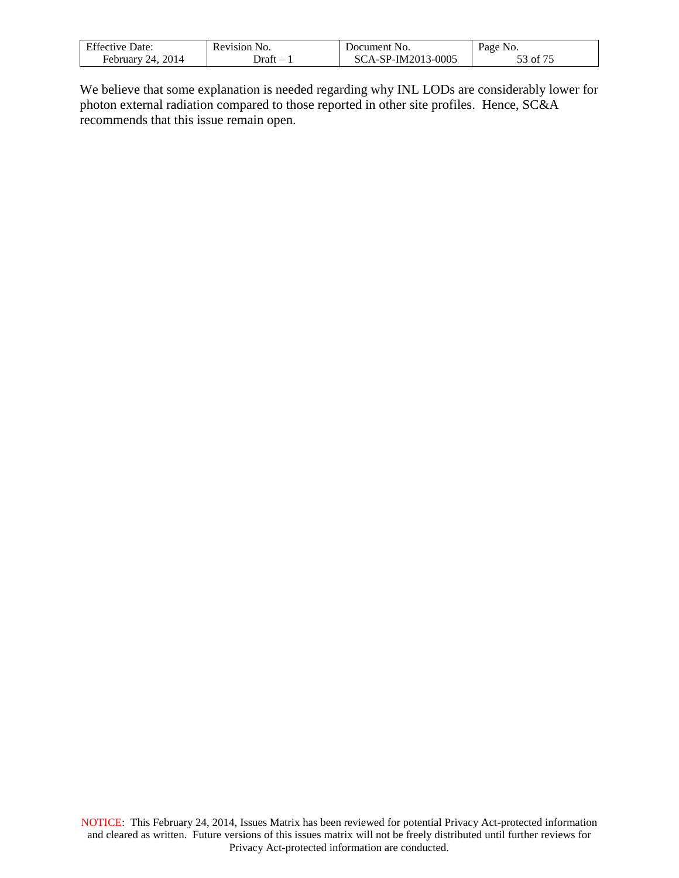We believe that some explanation is needed regarding why INL LODs are considerably lower for photon external radiation compared to those reported in other site profiles. Hence, SC&A recommends that this issue remain open.

NOTICE: This February 24, 2014, Issues Matrix has been reviewed for potential Privacy Act-protected information and cleared as written. Future versions of this issues matrix will not be freely distributed until further reviews for Privacy Act-protected information are conducted.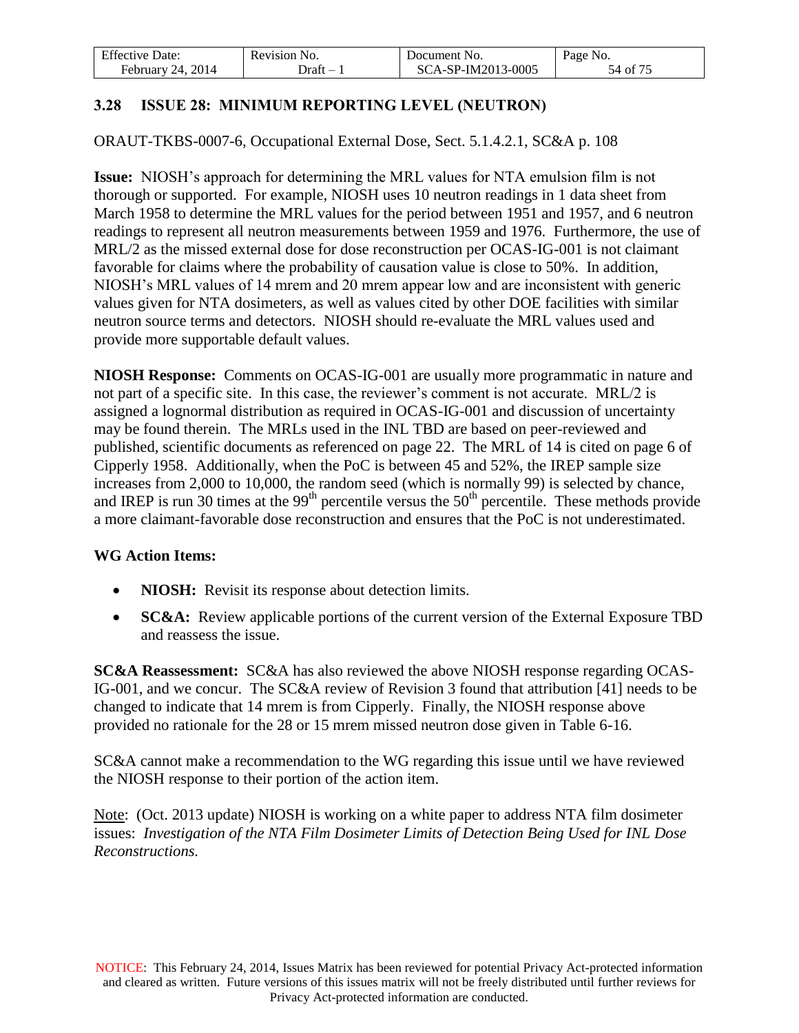### 3.28 ISSUE 28: MINIMUM REPORTING LEVEL (NEUTRON)

ORAUT-TKBS-0007-6, Occupational External Dose, Sect. 5.1.4.2.1, SC&A p. 108

**Issue:** NIOSH's approach for determining the MRL values for NTA emulsion film is not thorough or supported. For example, NIOSH uses 10 neutron readings in 1 data sheet from March 1958 to determine the MRL values for the period between 1951 and 1957, and 6 neutron readings to represent all neutron measurements between 1959 and 1976. Furthermore, the use of MRL/2 as the missed external dose for dose reconstruction per OCAS-IG-001 is not claimant favorable for claims where the probability of causation value is close to 50%. In addition, NIOSH's MRL values of 14 mrem and 20 mrem appear low and are inconsistent with generic values given for NTA dosimeters, as well as values cited by other DOE facilities with similar neutron source terms and detectors. NIOSH should re-evaluate the MRL values used and provide more supportable default values.

**NIOSH Response:** Comments on OCAS-IG-001 are usually more programmatic in nature and not part of a specific site. In this case, the reviewer's comment is not accurate. MRL/2 is assigned a lognormal distribution as required in OCAS-IG-001 and discussion of uncertainty may be found therein. The MRLs used in the INL TBD are based on peer-reviewed and published, scientific documents as referenced on page 22. The MRL of 14 is cited on page 6 of Cipperly 1958. Additionally, when the PoC is between 45 and 52%, the IREP sample size increases from 2,000 to 10,000, the random seed (which is normally 99) is selected by chance, and IREP is run 30 times at the 99th percentile versus the 50th percentile. These methods provide a more claimant-favorable dose reconstruction and ensures that the PoC is not underestimated.

**WG Action Items:**

- **NIOSH:** Revisit its response about detection limits.
- **SC&A:** Review applicable portions of the current version of the External Exposure TBD and reassess the issue.

**SC&A Reassessment:** SC&A has also reviewed the above NIOSH response regarding OCAS-IG-001, and we concur. The SC&A review of Revision 3 found that attribution [41] needs to be changed to indicate that 14 mrem is from Cipperly. Finally, the NIOSH response above provided no rationale for the 28 or 15 mrem missed neutron dose given in Table 6-16.

SC&A cannot make a recommendation to the WG regarding this issue until we have reviewed the NIOSH response to their portion of the action item.

Note: (Oct. 2013 update) NIOSH is working on a white paper to address NTA film dosimeter issues: *Investigation of the NTA Film Dosimeter Limits of Detection Being Used for INL Dose Reconstructions.*

NOTICE: This February 24, 2014, Issues Matrix has been reviewed for potential Privacy Act-protected information and cleared as written. Future versions of this issues matrix will not be freely distributed until further reviews for Privacy Act-protected information are conducted.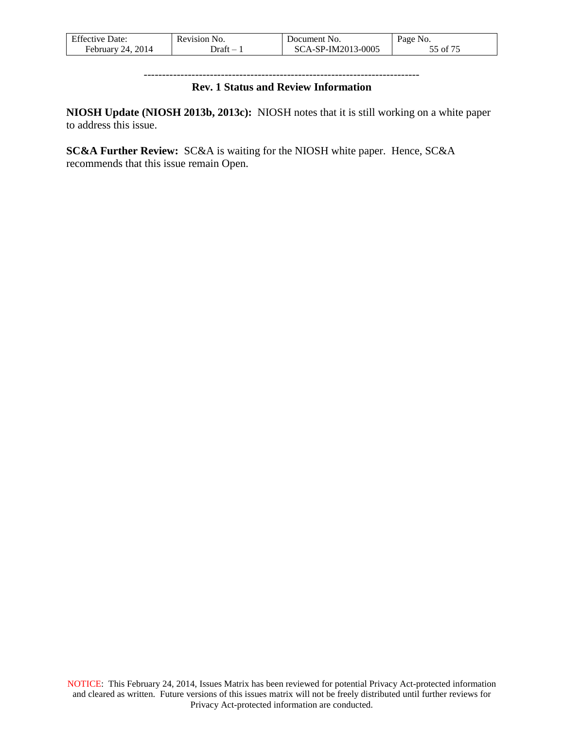---------------------------------------------------------------------------

**Rev. 1 Status and Review Information**

**NIOSH Update (NIOSH 2013b, 2013c):** NIOSH notes that it is still working on a white paper to address this issue.

**SC&A Further Review:** SC&A is waiting for the NIOSH white paper. Hence, SC&A recommends that this issue remain Open.

NOTICE: This February 24, 2014, Issues Matrix has been reviewed for potential Privacy Act-protected information and cleared as written. Future versions of this issues matrix will not be freely distributed until further reviews for Privacy Act-protected information are conducted.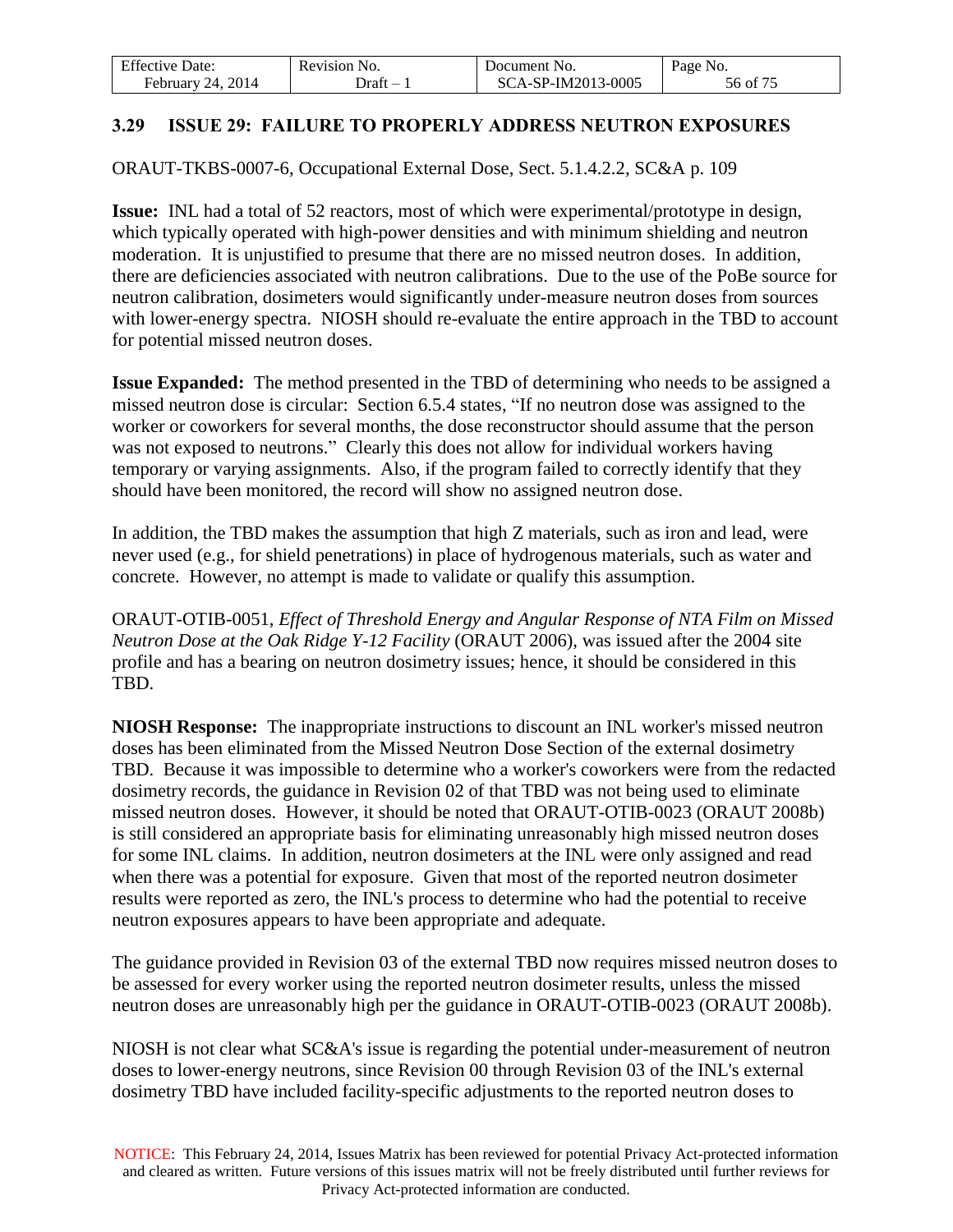### 3.29 ISSUE 29: FAILURE TO PROPERLY ADDRESS NEUTRON EXPOSURES

ORAUT-TKBS-0007-6, Occupational External Dose, Sect. 5.1.4.2.2, SC&A p. 109

**Issue:** INL had a total of 52 reactors, most of which were experimental/prototype in design, which typically operated with high-power densities and with minimum shielding and neutron moderation. It is unjustified to presume that there are no missed neutron doses. In addition, there are deficiencies associated with neutron calibrations. Due to the use of the PoBe source for neutron calibration, dosimeters would significantly under-measure neutron doses from sources with lower-energy spectra. NIOSH should re-evaluate the entire approach in the TBD to account for potential missed neutron doses.

**Issue Expanded:** The method presented in the TBD of determining who needs to be assigned a missed neutron dose is circular: Section 6.5.4 states, "If no neutron dose was assigned to the worker or coworkers for several months, the dose reconstructor should assume that the person was not exposed to neutrons." Clearly this does not allow for individual workers having temporary or varying assignments. Also, if the program failed to correctly identify that they should have been monitored, the record will show no assigned neutron dose.

In addition, the TBD makes the assumption that high Z materials, such as iron and lead, were never used (e.g., for shield penetrations) in place of hydrogenous materials, such as water and concrete. However, no attempt is made to validate or qualify this assumption.

ORAUT-OTIB-0051, *Effect of Threshold Energy and Angular Response of NTA Film on Missed Neutron Dose at the Oak Ridge Y-12 Facility* (ORAUT 2006), was issued after the 2004 site profile and has a bearing on neutron dosimetry issues; hence, it should be considered in this TBD.

**NIOSH Response:** The inappropriate instructions to discount an INL worker's missed neutron doses has been eliminated from the Missed Neutron Dose Section of the external dosimetry TBD. Because it was impossible to determine who a worker's coworkers were from the redacted dosimetry records, the guidance in Revision 02 of that TBD was not being used to eliminate missed neutron doses. However, it should be noted that ORAUT-OTIB-0023 (ORAUT 2008b) is still considered an appropriate basis for eliminating unreasonably high missed neutron doses for some INL claims. In addition, neutron dosimeters at the INL were only assigned and read when there was a potential for exposure. Given that most of the reported neutron dosimeter results were reported as zero, the INL's process to determine who had the potential to receive neutron exposures appears to have been appropriate and adequate.

The guidance provided in Revision 03 of the external TBD now requires missed neutron doses to be assessed for every worker using the reported neutron dosimeter results, unless the missed neutron doses are unreasonably high per the guidance in ORAUT-OTIB-0023 (ORAUT 2008b).

NIOSH is not clear what SC&A's issue is regarding the potential under-measurement of neutron doses to lower-energy neutrons, since Revision 00 through Revision 03 of the INL's external dosimetry TBD have included facility-specific adjustments to the reported neutron doses to

NOTICE: This February 24, 2014, Issues Matrix has been reviewed for potential Privacy Act-protected information and cleared as written. Future versions of this issues matrix will not be freely distributed until further reviews for Privacy Act-protected information are conducted.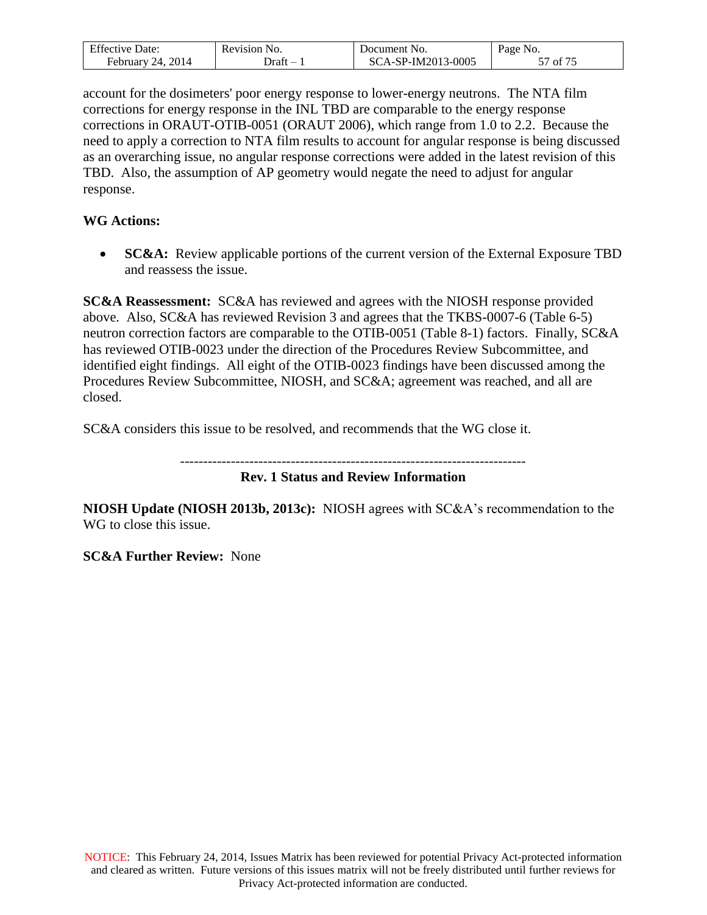account for the dosimeters' poor energy response to lower-energy neutrons. The NTA film corrections for energy response in the INL TBD are comparable to the energy response corrections in ORAUT-OTIB-0051 (ORAUT 2006), which range from 1.0 to 2.2. Because the need to apply a correction to NTA film results to account for angular response is being discussed as an overarching issue, no angular response corrections were added in the latest revision of this TBD. Also, the assumption of AP geometry would negate the need to adjust for angular response.

**WG Actions:**

- **SC&A:** Review applicable portions of the current version of the External Exposure TBD and reassess the issue.

**SC&A Reassessment:** SC&A has reviewed and agrees with the NIOSH response provided above. Also, SC&A has reviewed Revision 3 and agrees that the TKBS-0007-6 (Table 6-5) neutron correction factors are comparable to the OTIB-0051 (Table 8-1) factors. Finally, SC&A has reviewed OTIB-0023 under the direction of the Procedures Review Subcommittee, and identified eight findings. All eight of the OTIB-0023 findings have been discussed among the Procedures Review Subcommittee, NIOSH, and SC&A; agreement was reached, and all are closed.

SC&A considers this issue to be resolved, and recommends that the WG close it.

---

**Rev. 1 Status and Review Information**

**NIOSH Update (NIOSH 2013b, 2013c):** NIOSH agrees with SC&A's recommendation to the WG to close this issue.

**SC&A Further Review:** None

NOTICE: This February 24, 2014, Issues Matrix has been reviewed for potential Privacy Act-protected information and cleared as written. Future versions of this issues matrix will not be freely distributed until further reviews for Privacy Act-protected information are conducted.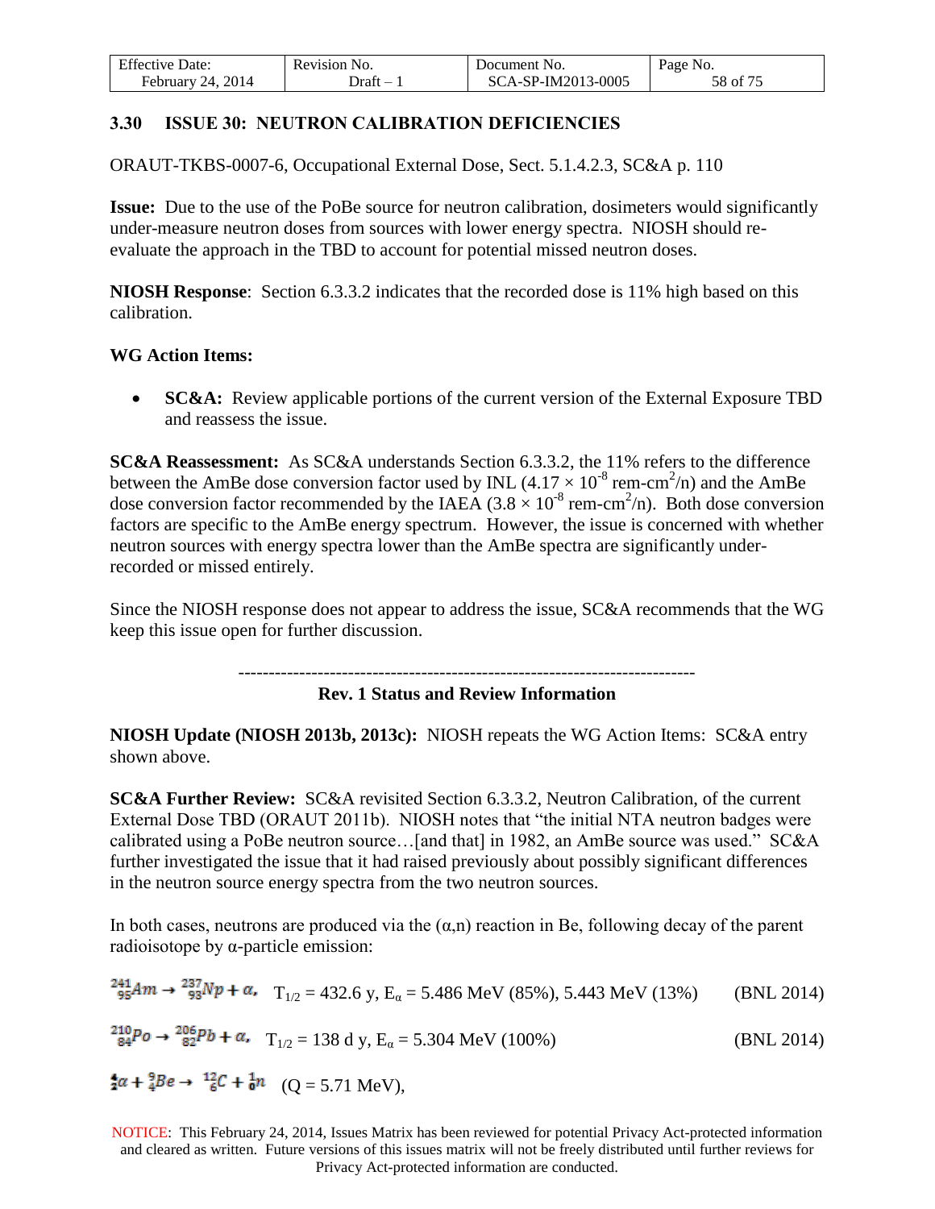### 3.30 ISSUE 30: NEUTRON CALIBRATION DEFICIENCIES

ORAUT-TKBS-0007-6, Occupational External Dose, Sect. 5.1.4.2.3, SC&A p. 110

**Issue:** Due to the use of the PoBe source for neutron calibration, dosimeters would significantly under-measure neutron doses from sources with lower energy spectra. NIOSH should re-evaluate the approach in the TBD to account for potential missed neutron doses.

**NIOSH Response**: Section 6.3.3.2 indicates that the recorded dose is 11% high based on this calibration.

**WG Action Items:**

- **SC&A:** Review applicable portions of the current version of the External Exposure TBD and reassess the issue.

**SC&A Reassessment:** As SC&A understands Section 6.3.3.2, the 11% refers to the difference between the AmBe dose conversion factor used by INL ($4.17 \times 10^{-8}$ rem-cm$^2$/n) and the AmBe dose conversion factor recommended by the IAEA ($3.8 \times 10^{-8}$ rem-cm$^2$/n). Both dose conversion factors are specific to the AmBe energy spectrum. However, the issue is concerned with whether neutron sources with energy spectra lower than the AmBe spectra are significantly under-recorded or missed entirely.

Since the NIOSH response does not appear to address the issue, SC&A recommends that the WG keep this issue open for further discussion.

---

**Rev. 1 Status and Review Information**

**NIOSH Update (NIOSH 2013b, 2013c):** NIOSH repeats the WG Action Items: SC&A entry shown above.

**SC&A Further Review:** SC&A revisited Section 6.3.3.2, Neutron Calibration, of the current External Dose TBD (ORAUT 2011b). NIOSH notes that "the initial NTA neutron badges were calibrated using a PoBe neutron source…[and that] in 1982, an AmBe source was used." SC&A further investigated the issue that it had raised previously about possibly significant differences in the neutron source energy spectra from the two neutron sources.

In both cases, neutrons are produced via the ($\alpha$,n) reaction in Be, following decay of the parent radioisotope by $\alpha$-particle emission:

$${}^{241}_{95}Am \rightarrow {}^{237}_{93}Np + \alpha, \quad T_{1/2} = 432.6 \text{ y}, E_\alpha = 5.486 \text{ MeV (85\%)}, 5.443 \text{ MeV (13\%)} \qquad \text{(BNL 2014)}$$

$${}^{210}_{84}Po \rightarrow {}^{206}_{82}Pb + \alpha, \quad T_{1/2} = 138 \text{ d y}, E_\alpha = 5.304 \text{ MeV (100\%)} \qquad \text{(BNL 2014)}$$

$${}^{4}_{2}\alpha + {}^{9}_{4}Be \rightarrow {}^{12}_{6}C + {}^{1}_{0}n \quad (Q = 5.71 \text{ MeV}),$$

NOTICE: This February 24, 2014, Issues Matrix has been reviewed for potential Privacy Act-protected information and cleared as written. Future versions of this issues matrix will not be freely distributed until further reviews for Privacy Act-protected information are conducted.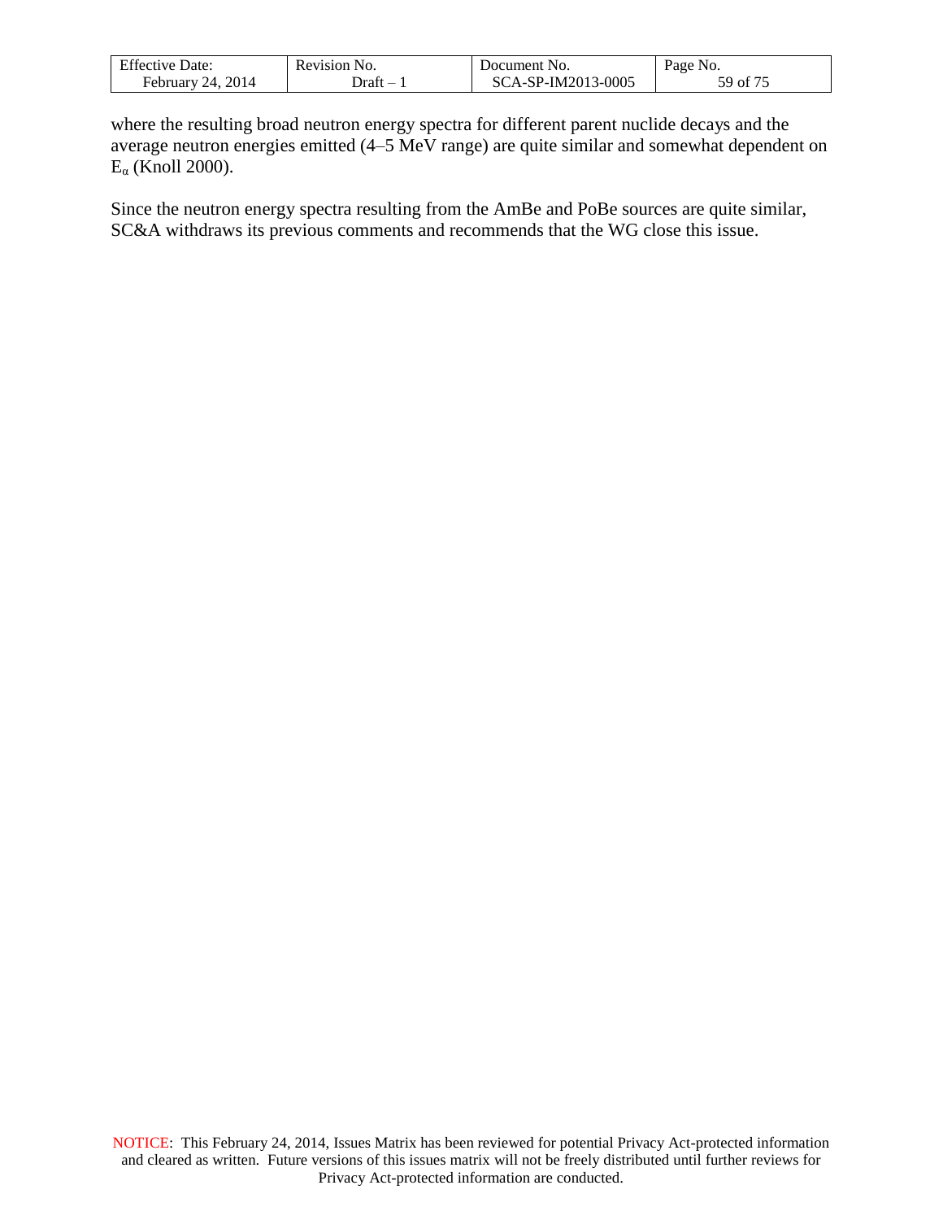where the resulting broad neutron energy spectra for different parent nuclide decays and the average neutron energies emitted (4–5 MeV range) are quite similar and somewhat dependent on $E_\alpha$ (Knoll 2000).

Since the neutron energy spectra resulting from the AmBe and PoBe sources are quite similar, SC&A withdraws its previous comments and recommends that the WG close this issue.

NOTICE: This February 24, 2014, Issues Matrix has been reviewed for potential Privacy Act-protected information and cleared as written. Future versions of this issues matrix will not be freely distributed until further reviews for Privacy Act-protected information are conducted.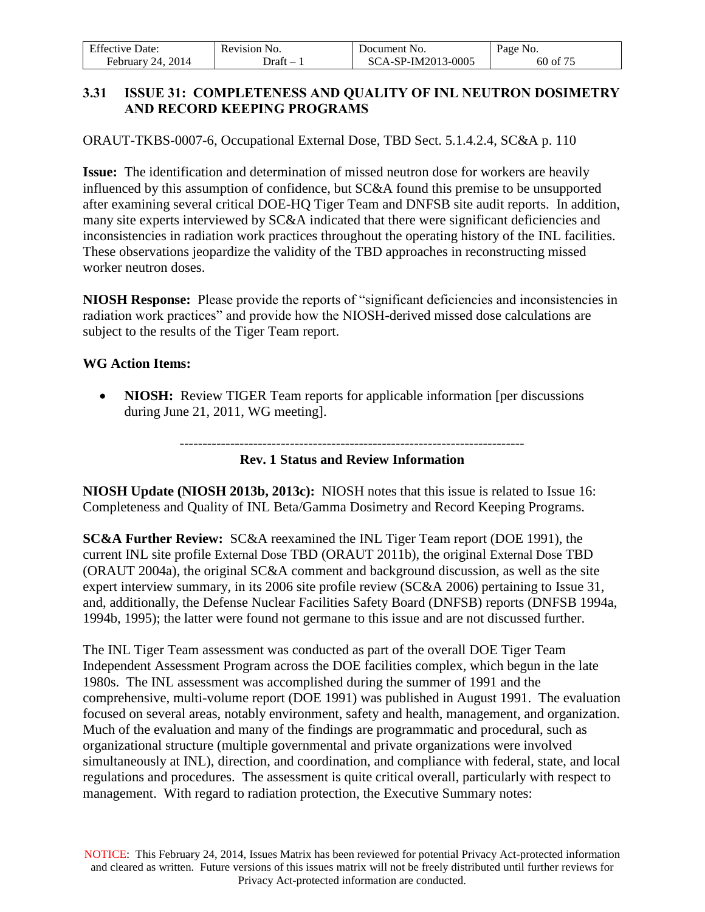### 3.31 ISSUE 31: COMPLETENESS AND QUALITY OF INL NEUTRON DOSIMETRY AND RECORD KEEPING PROGRAMS

ORAUT-TKBS-0007-6, Occupational External Dose, TBD Sect. 5.1.4.2.4, SC&A p. 110

**Issue:** The identification and determination of missed neutron dose for workers are heavily influenced by this assumption of confidence, but SC&A found this premise to be unsupported after examining several critical DOE-HQ Tiger Team and DNFSB site audit reports. In addition, many site experts interviewed by SC&A indicated that there were significant deficiencies and inconsistencies in radiation work practices throughout the operating history of the INL facilities. These observations jeopardize the validity of the TBD approaches in reconstructing missed worker neutron doses.

**NIOSH Response:** Please provide the reports of "significant deficiencies and inconsistencies in radiation work practices" and provide how the NIOSH-derived missed dose calculations are subject to the results of the Tiger Team report.

**WG Action Items:**

- **NIOSH:** Review TIGER Team reports for applicable information [per discussions during June 21, 2011, WG meeting].

---

**Rev. 1 Status and Review Information**

**NIOSH Update (NIOSH 2013b, 2013c):** NIOSH notes that this issue is related to Issue 16: Completeness and Quality of INL Beta/Gamma Dosimetry and Record Keeping Programs.

**SC&A Further Review:** SC&A reexamined the INL Tiger Team report (DOE 1991), the current INL site profile External Dose TBD (ORAUT 2011b), the original External Dose TBD (ORAUT 2004a), the original SC&A comment and background discussion, as well as the site expert interview summary, in its 2006 site profile review (SC&A 2006) pertaining to Issue 31, and, additionally, the Defense Nuclear Facilities Safety Board (DNFSB) reports (DNFSB 1994a, 1994b, 1995); the latter were found not germane to this issue and are not discussed further.

The INL Tiger Team assessment was conducted as part of the overall DOE Tiger Team Independent Assessment Program across the DOE facilities complex, which begun in the late 1980s. The INL assessment was accomplished during the summer of 1991 and the comprehensive, multi-volume report (DOE 1991) was published in August 1991. The evaluation focused on several areas, notably environment, safety and health, management, and organization. Much of the evaluation and many of the findings are programmatic and procedural, such as organizational structure (multiple governmental and private organizations were involved simultaneously at INL), direction, and coordination, and compliance with federal, state, and local regulations and procedures. The assessment is quite critical overall, particularly with respect to management. With regard to radiation protection, the Executive Summary notes:

NOTICE: This February 24, 2014, Issues Matrix has been reviewed for potential Privacy Act-protected information and cleared as written. Future versions of this issues matrix will not be freely distributed until further reviews for Privacy Act-protected information are conducted.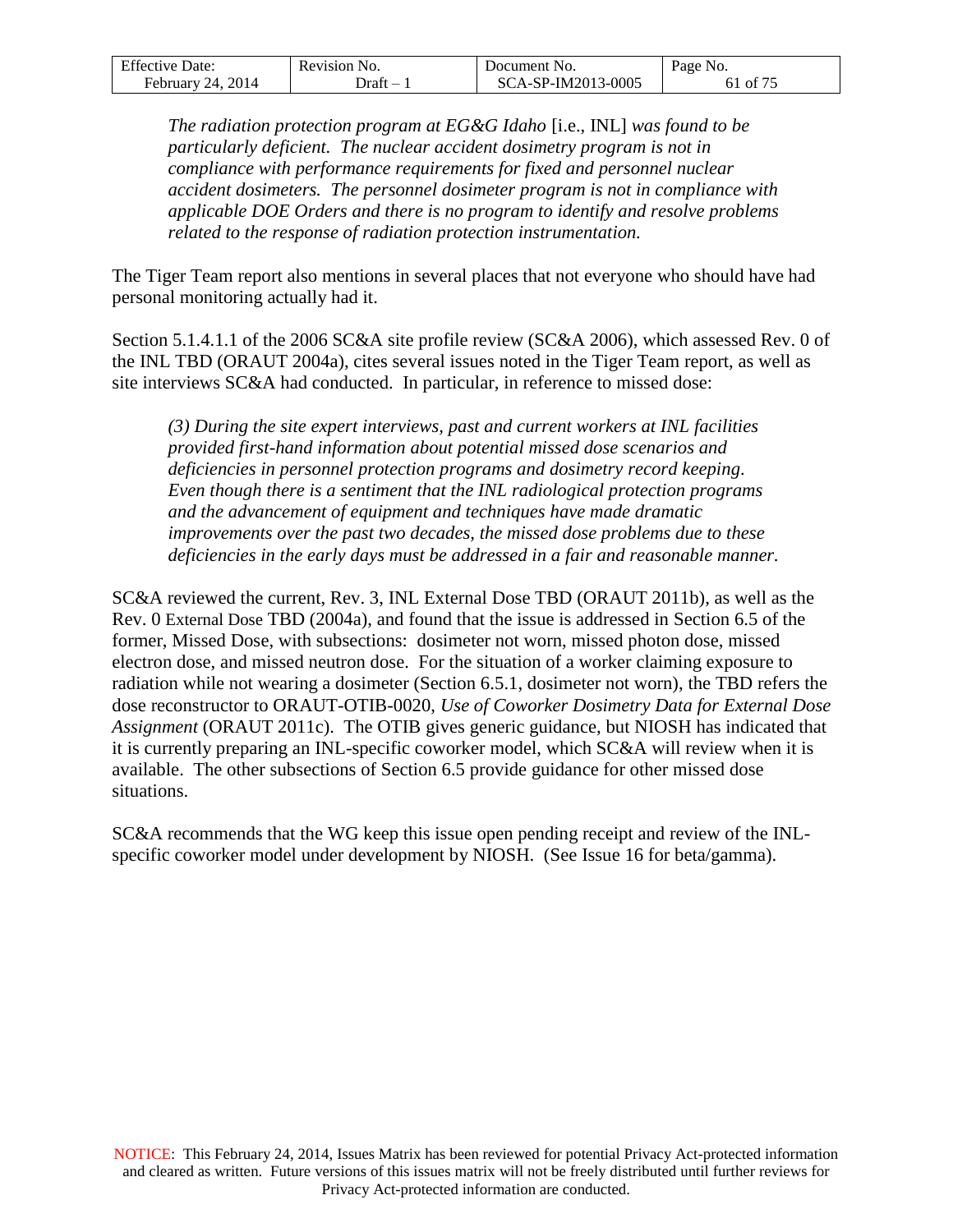> *The radiation protection program at EG&G Idaho* [i.e., INL] *was found to be particularly deficient. The nuclear accident dosimetry program is not in compliance with performance requirements for fixed and personnel nuclear accident dosimeters. The personnel dosimeter program is not in compliance with applicable DOE Orders and there is no program to identify and resolve problems related to the response of radiation protection instrumentation.*

The Tiger Team report also mentions in several places that not everyone who should have had personal monitoring actually had it.

Section 5.1.4.1.1 of the 2006 SC&A site profile review (SC&A 2006), which assessed Rev. 0 of the INL TBD (ORAUT 2004a), cites several issues noted in the Tiger Team report, as well as site interviews SC&A had conducted. In particular, in reference to missed dose:

> *(3) During the site expert interviews, past and current workers at INL facilities provided first-hand information about potential missed dose scenarios and deficiencies in personnel protection programs and dosimetry record keeping. Even though there is a sentiment that the INL radiological protection programs and the advancement of equipment and techniques have made dramatic improvements over the past two decades, the missed dose problems due to these deficiencies in the early days must be addressed in a fair and reasonable manner.*

SC&A reviewed the current, Rev. 3, INL External Dose TBD (ORAUT 2011b), as well as the Rev. 0 External Dose TBD (2004a), and found that the issue is addressed in Section 6.5 of the former, Missed Dose, with subsections: dosimeter not worn, missed photon dose, missed electron dose, and missed neutron dose. For the situation of a worker claiming exposure to radiation while not wearing a dosimeter (Section 6.5.1, dosimeter not worn), the TBD refers the dose reconstructor to ORAUT-OTIB-0020, *Use of Coworker Dosimetry Data for External Dose Assignment* (ORAUT 2011c). The OTIB gives generic guidance, but NIOSH has indicated that it is currently preparing an INL-specific coworker model, which SC&A will review when it is available. The other subsections of Section 6.5 provide guidance for other missed dose situations.

SC&A recommends that the WG keep this issue open pending receipt and review of the INL-specific coworker model under development by NIOSH. (See Issue 16 for beta/gamma).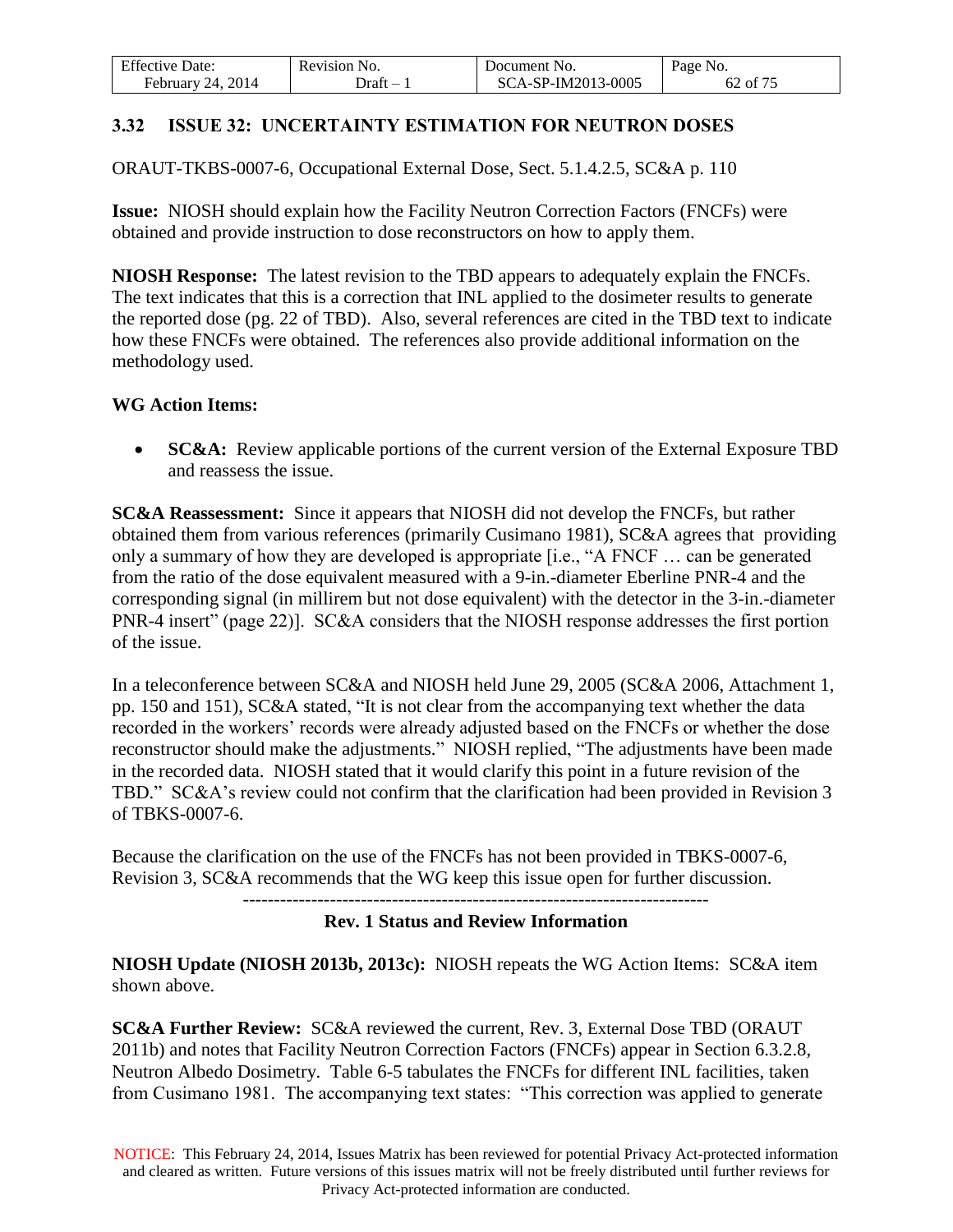### 3.32 ISSUE 32: UNCERTAINTY ESTIMATION FOR NEUTRON DOSES

ORAUT-TKBS-0007-6, Occupational External Dose, Sect. 5.1.4.2.5, SC&A p. 110

**Issue:** NIOSH should explain how the Facility Neutron Correction Factors (FNCFs) were obtained and provide instruction to dose reconstructors on how to apply them.

**NIOSH Response:** The latest revision to the TBD appears to adequately explain the FNCFs. The text indicates that this is a correction that INL applied to the dosimeter results to generate the reported dose (pg. 22 of TBD). Also, several references are cited in the TBD text to indicate how these FNCFs were obtained. The references also provide additional information on the methodology used.

**WG Action Items:**

- **SC&A:** Review applicable portions of the current version of the External Exposure TBD and reassess the issue.

**SC&A Reassessment:** Since it appears that NIOSH did not develop the FNCFs, but rather obtained them from various references (primarily Cusimano 1981), SC&A agrees that providing only a summary of how they are developed is appropriate [i.e., "A FNCF … can be generated from the ratio of the dose equivalent measured with a 9-in.-diameter Eberline PNR-4 and the corresponding signal (in millirem but not dose equivalent) with the detector in the 3-in.-diameter PNR-4 insert" (page 22)]. SC&A considers that the NIOSH response addresses the first portion of the issue.

In a teleconference between SC&A and NIOSH held June 29, 2005 (SC&A 2006, Attachment 1, pp. 150 and 151), SC&A stated, "It is not clear from the accompanying text whether the data recorded in the workers' records were already adjusted based on the FNCFs or whether the dose reconstructor should make the adjustments." NIOSH replied, "The adjustments have been made in the recorded data. NIOSH stated that it would clarify this point in a future revision of the TBD." SC&A's review could not confirm that the clarification had been provided in Revision 3 of TBKS-0007-6.

Because the clarification on the use of the FNCFs has not been provided in TBKS-0007-6, Revision 3, SC&A recommends that the WG keep this issue open for further discussion.

---

**Rev. 1 Status and Review Information**

**NIOSH Update (NIOSH 2013b, 2013c):** NIOSH repeats the WG Action Items: SC&A item shown above.

**SC&A Further Review:** SC&A reviewed the current, Rev. 3, External Dose TBD (ORAUT 2011b) and notes that Facility Neutron Correction Factors (FNCFs) appear in Section 6.3.2.8, Neutron Albedo Dosimetry. Table 6-5 tabulates the FNCFs for different INL facilities, taken from Cusimano 1981. The accompanying text states: "This correction was applied to generate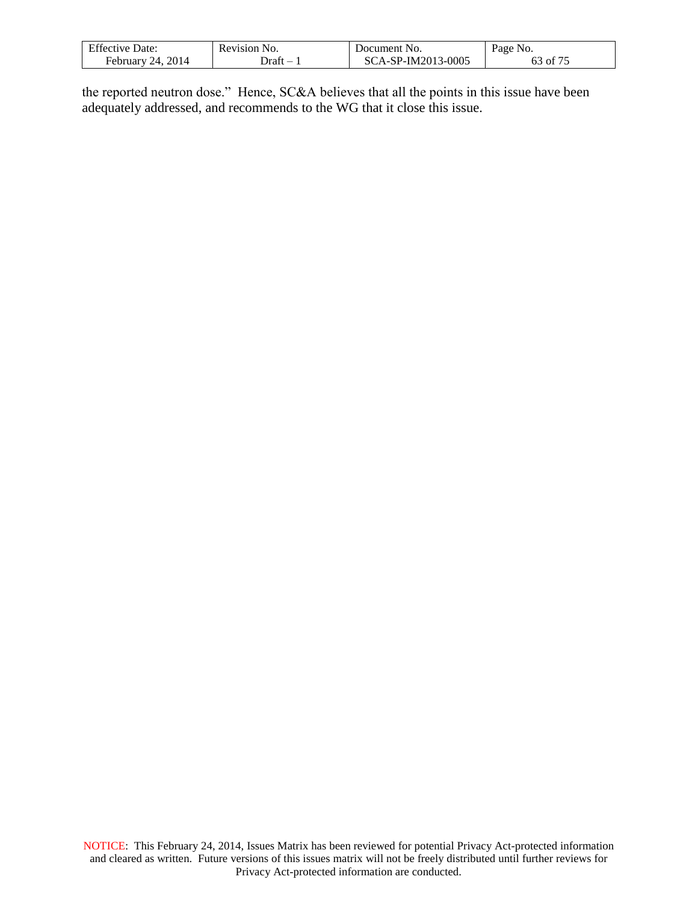the reported neutron dose." Hence, SC&A believes that all the points in this issue have been adequately addressed, and recommends to the WG that it close this issue.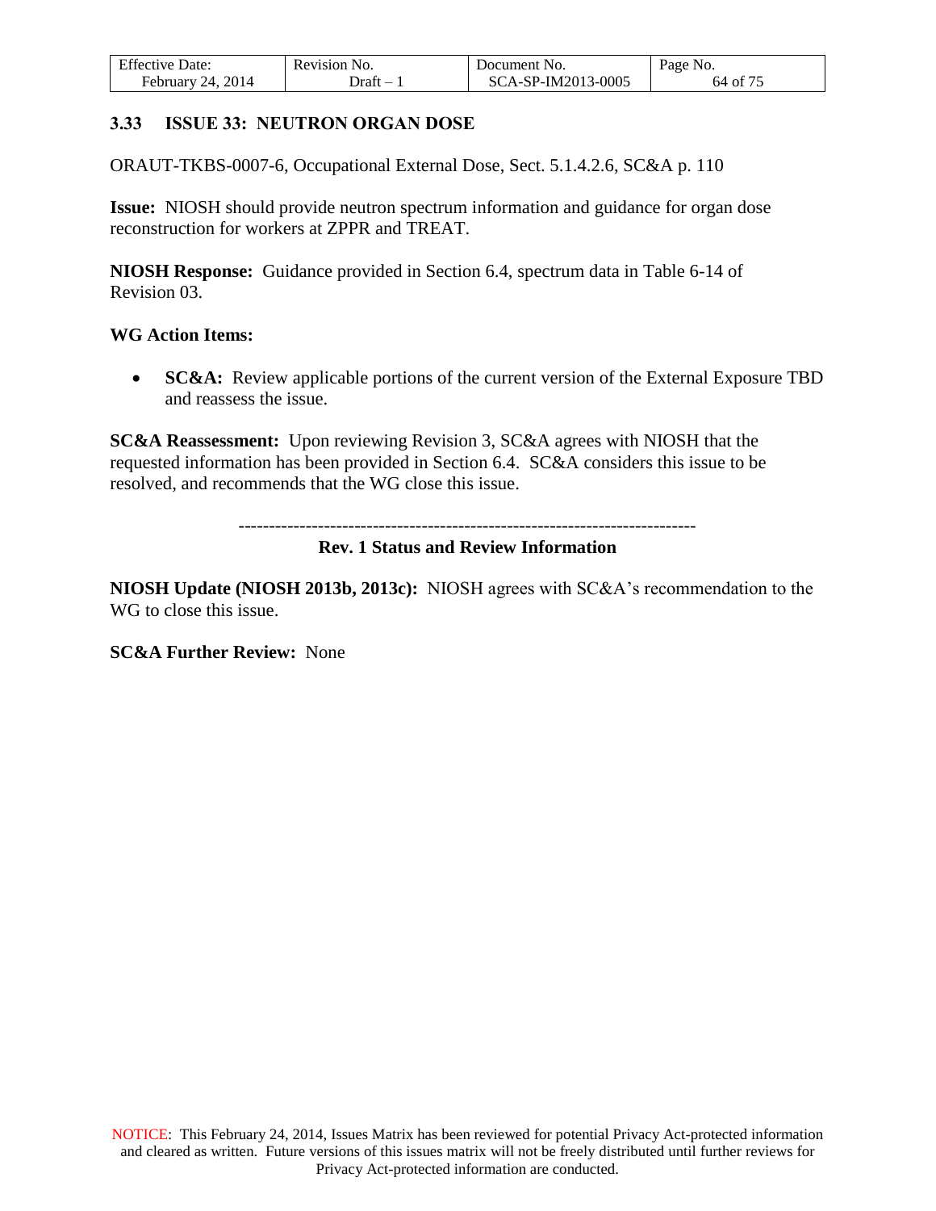### 3.33 ISSUE 33: NEUTRON ORGAN DOSE

ORAUT-TKBS-0007-6, Occupational External Dose, Sect. 5.1.4.2.6, SC&A p. 110

**Issue:** NIOSH should provide neutron spectrum information and guidance for organ dose reconstruction for workers at ZPPR and TREAT.

**NIOSH Response:** Guidance provided in Section 6.4, spectrum data in Table 6-14 of Revision 03.

**WG Action Items:**

- **SC&A:** Review applicable portions of the current version of the External Exposure TBD and reassess the issue.

**SC&A Reassessment:** Upon reviewing Revision 3, SC&A agrees with NIOSH that the requested information has been provided in Section 6.4. SC&A considers this issue to be resolved, and recommends that the WG close this issue.

---------------------------------------------------------------------------

**Rev. 1 Status and Review Information**

**NIOSH Update (NIOSH 2013b, 2013c):** NIOSH agrees with SC&A's recommendation to the WG to close this issue.

**SC&A Further Review:** None

NOTICE: This February 24, 2014, Issues Matrix has been reviewed for potential Privacy Act-protected information and cleared as written. Future versions of this issues matrix will not be freely distributed until further reviews for Privacy Act-protected information are conducted.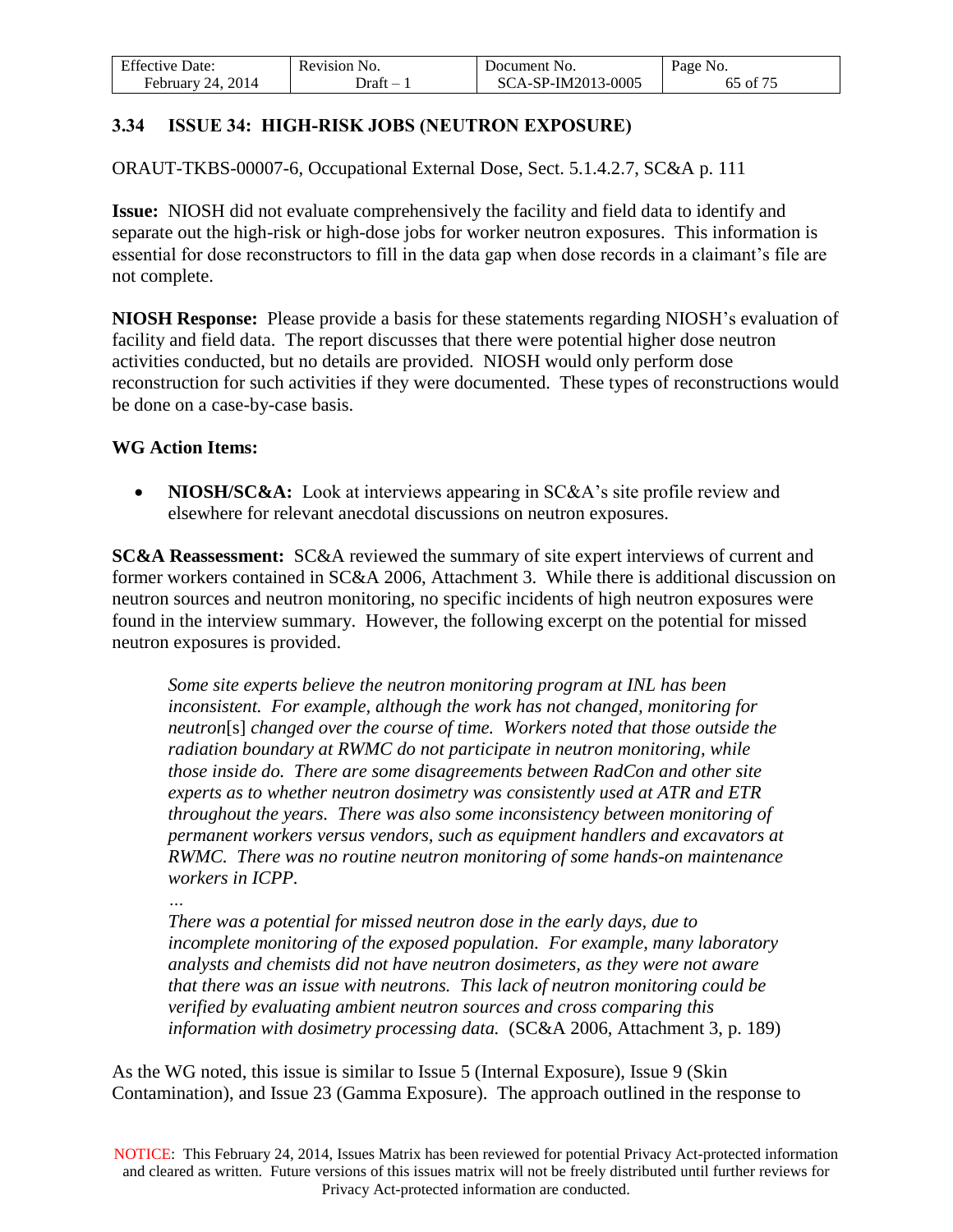### 3.34 ISSUE 34: HIGH-RISK JOBS (NEUTRON EXPOSURE)

ORAUT-TKBS-00007-6, Occupational External Dose, Sect. 5.1.4.2.7, SC&A p. 111

**Issue:** NIOSH did not evaluate comprehensively the facility and field data to identify and separate out the high-risk or high-dose jobs for worker neutron exposures. This information is essential for dose reconstructors to fill in the data gap when dose records in a claimant's file are not complete.

**NIOSH Response:** Please provide a basis for these statements regarding NIOSH's evaluation of facility and field data. The report discusses that there were potential higher dose neutron activities conducted, but no details are provided. NIOSH would only perform dose reconstruction for such activities if they were documented. These types of reconstructions would be done on a case-by-case basis.

**WG Action Items:**

- **NIOSH/SC&A:** Look at interviews appearing in SC&A's site profile review and elsewhere for relevant anecdotal discussions on neutron exposures.

**SC&A Reassessment:** SC&A reviewed the summary of site expert interviews of current and former workers contained in SC&A 2006, Attachment 3. While there is additional discussion on neutron sources and neutron monitoring, no specific incidents of high neutron exposures were found in the interview summary. However, the following excerpt on the potential for missed neutron exposures is provided.

> *Some site experts believe the neutron monitoring program at INL has been inconsistent. For example, although the work has not changed, monitoring for neutron*[s] *changed over the course of time. Workers noted that those outside the radiation boundary at RWMC do not participate in neutron monitoring, while those inside do. There are some disagreements between RadCon and other site experts as to whether neutron dosimetry was consistently used at ATR and ETR throughout the years. There was also some inconsistency between monitoring of permanent workers versus vendors, such as equipment handlers and excavators at RWMC. There was no routine neutron monitoring of some hands-on maintenance workers in ICPP.*
>
> *…*
>
> *There was a potential for missed neutron dose in the early days, due to incomplete monitoring of the exposed population. For example, many laboratory analysts and chemists did not have neutron dosimeters, as they were not aware that there was an issue with neutrons. This lack of neutron monitoring could be verified by evaluating ambient neutron sources and cross comparing this information with dosimetry processing data.* (SC&A 2006, Attachment 3, p. 189)

As the WG noted, this issue is similar to Issue 5 (Internal Exposure), Issue 9 (Skin Contamination), and Issue 23 (Gamma Exposure). The approach outlined in the response to

NOTICE: This February 24, 2014, Issues Matrix has been reviewed for potential Privacy Act-protected information and cleared as written. Future versions of this issues matrix will not be freely distributed until further reviews for Privacy Act-protected information are conducted.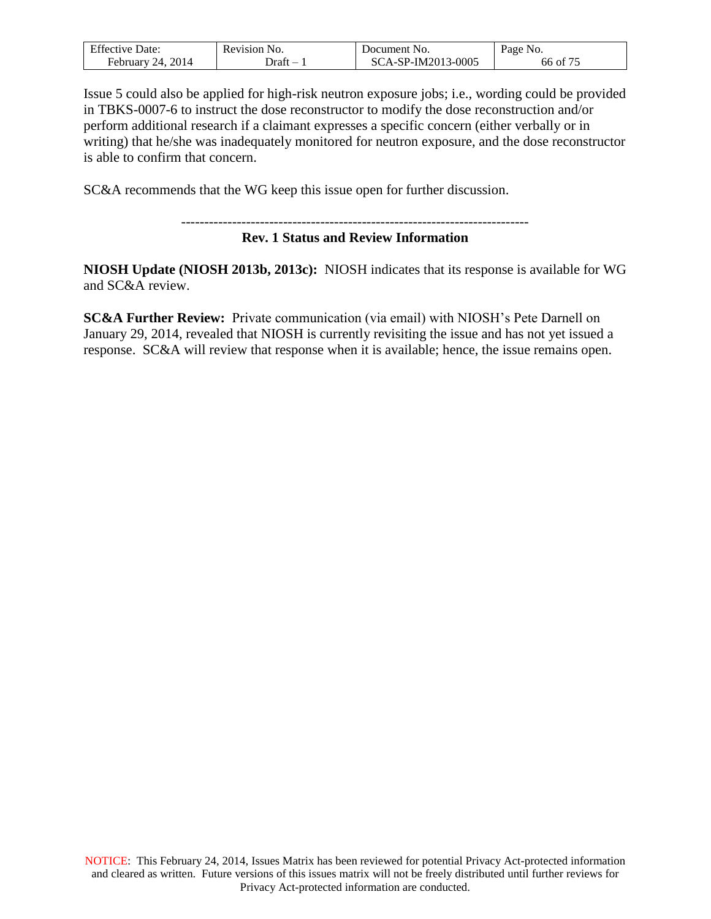Issue 5 could also be applied for high-risk neutron exposure jobs; i.e., wording could be provided in TBKS-0007-6 to instruct the dose reconstructor to modify the dose reconstruction and/or perform additional research if a claimant expresses a specific concern (either verbally or in writing) that he/she was inadequately monitored for neutron exposure, and the dose reconstructor is able to confirm that concern.

SC&A recommends that the WG keep this issue open for further discussion.

---

**Rev. 1 Status and Review Information**

**NIOSH Update (NIOSH 2013b, 2013c):** NIOSH indicates that its response is available for WG and SC&A review.

**SC&A Further Review:** Private communication (via email) with NIOSH's Pete Darnell on January 29, 2014, revealed that NIOSH is currently revisiting the issue and has not yet issued a response. SC&A will review that response when it is available; hence, the issue remains open.

NOTICE: This February 24, 2014, Issues Matrix has been reviewed for potential Privacy Act-protected information and cleared as written. Future versions of this issues matrix will not be freely distributed until further reviews for Privacy Act-protected information are conducted.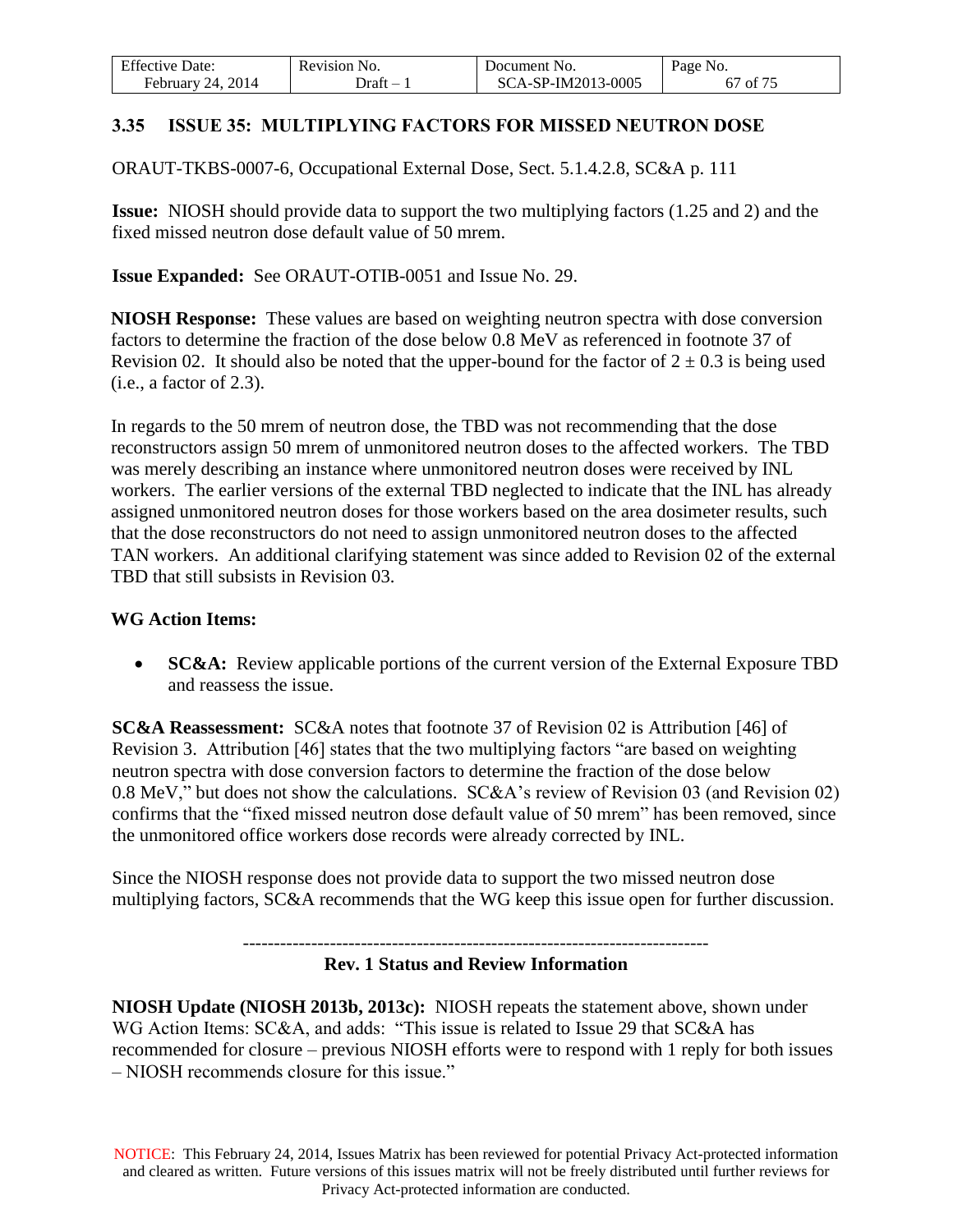### 3.35 ISSUE 35: MULTIPLYING FACTORS FOR MISSED NEUTRON DOSE

ORAUT-TKBS-0007-6, Occupational External Dose, Sect. 5.1.4.2.8, SC&A p. 111

**Issue:** NIOSH should provide data to support the two multiplying factors (1.25 and 2) and the fixed missed neutron dose default value of 50 mrem.

**Issue Expanded:** See ORAUT-OTIB-0051 and Issue No. 29.

**NIOSH Response:** These values are based on weighting neutron spectra with dose conversion factors to determine the fraction of the dose below 0.8 MeV as referenced in footnote 37 of Revision 02. It should also be noted that the upper-bound for the factor of $2 \pm 0.3$ is being used (i.e., a factor of 2.3).

In regards to the 50 mrem of neutron dose, the TBD was not recommending that the dose reconstructors assign 50 mrem of unmonitored neutron doses to the affected workers. The TBD was merely describing an instance where unmonitored neutron doses were received by INL workers. The earlier versions of the external TBD neglected to indicate that the INL has already assigned unmonitored neutron doses for those workers based on the area dosimeter results, such that the dose reconstructors do not need to assign unmonitored neutron doses to the affected TAN workers. An additional clarifying statement was since added to Revision 02 of the external TBD that still subsists in Revision 03.

**WG Action Items:**

- **SC&A:** Review applicable portions of the current version of the External Exposure TBD and reassess the issue.

**SC&A Reassessment:** SC&A notes that footnote 37 of Revision 02 is Attribution [46] of Revision 3. Attribution [46] states that the two multiplying factors "are based on weighting neutron spectra with dose conversion factors to determine the fraction of the dose below 0.8 MeV," but does not show the calculations. SC&A's review of Revision 03 (and Revision 02) confirms that the "fixed missed neutron dose default value of 50 mrem" has been removed, since the unmonitored office workers dose records were already corrected by INL.

Since the NIOSH response does not provide data to support the two missed neutron dose multiplying factors, SC&A recommends that the WG keep this issue open for further discussion.

---------------------------------------------------------------------------

**Rev. 1 Status and Review Information**

**NIOSH Update (NIOSH 2013b, 2013c):** NIOSH repeats the statement above, shown under WG Action Items: SC&A, and adds: "This issue is related to Issue 29 that SC&A has recommended for closure – previous NIOSH efforts were to respond with 1 reply for both issues – NIOSH recommends closure for this issue."

NOTICE: This February 24, 2014, Issues Matrix has been reviewed for potential Privacy Act-protected information and cleared as written. Future versions of this issues matrix will not be freely distributed until further reviews for Privacy Act-protected information are conducted.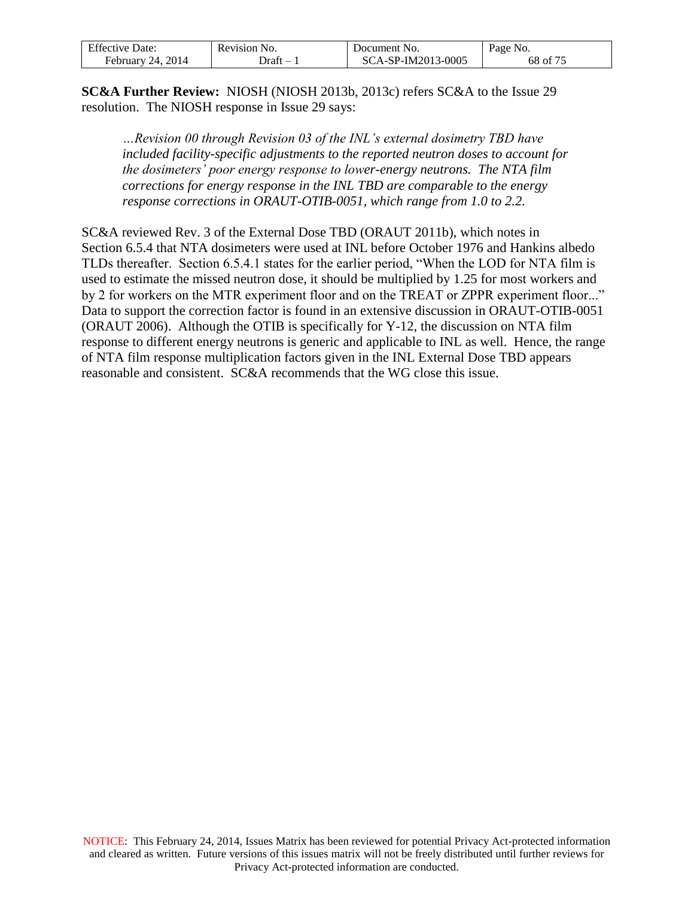**SC&A Further Review:** NIOSH (NIOSH 2013b, 2013c) refers SC&A to the Issue 29 resolution. The NIOSH response in Issue 29 says:

> *…Revision 00 through Revision 03 of the INL's external dosimetry TBD have included facility-specific adjustments to the reported neutron doses to account for the dosimeters' poor energy response to lower-energy neutrons. The NTA film corrections for energy response in the INL TBD are comparable to the energy response corrections in ORAUT-OTIB-0051, which range from 1.0 to 2.2.*

SC&A reviewed Rev. 3 of the External Dose TBD (ORAUT 2011b), which notes in Section 6.5.4 that NTA dosimeters were used at INL before October 1976 and Hankins albedo TLDs thereafter. Section 6.5.4.1 states for the earlier period, "When the LOD for NTA film is used to estimate the missed neutron dose, it should be multiplied by 1.25 for most workers and by 2 for workers on the MTR experiment floor and on the TREAT or ZPPR experiment floor..." Data to support the correction factor is found in an extensive discussion in ORAUT-OTIB-0051 (ORAUT 2006). Although the OTIB is specifically for Y-12, the discussion on NTA film response to different energy neutrons is generic and applicable to INL as well. Hence, the range of NTA film response multiplication factors given in the INL External Dose TBD appears reasonable and consistent. SC&A recommends that the WG close this issue.

NOTICE: This February 24, 2014, Issues Matrix has been reviewed for potential Privacy Act-protected information and cleared as written. Future versions of this issues matrix will not be freely distributed until further reviews for Privacy Act-protected information are conducted.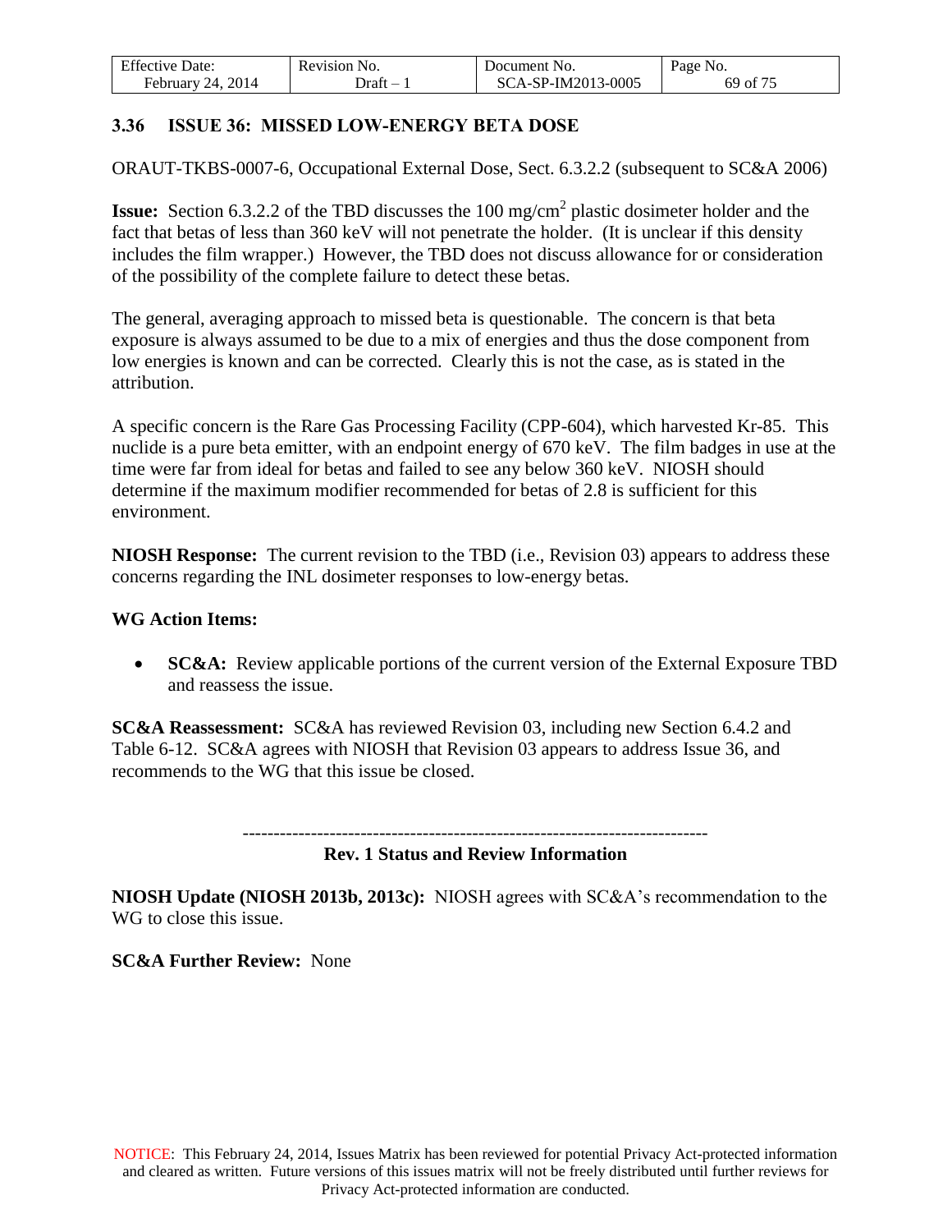### 3.36 ISSUE 36: MISSED LOW-ENERGY BETA DOSE

ORAUT-TKBS-0007-6, Occupational External Dose, Sect. 6.3.2.2 (subsequent to SC&A 2006)

**Issue:** Section 6.3.2.2 of the TBD discusses the 100 mg/cm$^2$ plastic dosimeter holder and the fact that betas of less than 360 keV will not penetrate the holder. (It is unclear if this density includes the film wrapper.) However, the TBD does not discuss allowance for or consideration of the possibility of the complete failure to detect these betas.

The general, averaging approach to missed beta is questionable. The concern is that beta exposure is always assumed to be due to a mix of energies and thus the dose component from low energies is known and can be corrected. Clearly this is not the case, as is stated in the attribution.

A specific concern is the Rare Gas Processing Facility (CPP-604), which harvested Kr-85. This nuclide is a pure beta emitter, with an endpoint energy of 670 keV. The film badges in use at the time were far from ideal for betas and failed to see any below 360 keV. NIOSH should determine if the maximum modifier recommended for betas of 2.8 is sufficient for this environment.

**NIOSH Response:** The current revision to the TBD (i.e., Revision 03) appears to address these concerns regarding the INL dosimeter responses to low-energy betas.

**WG Action Items:**

- **SC&A:** Review applicable portions of the current version of the External Exposure TBD and reassess the issue.

**SC&A Reassessment:** SC&A has reviewed Revision 03, including new Section 6.4.2 and Table 6-12. SC&A agrees with NIOSH that Revision 03 appears to address Issue 36, and recommends to the WG that this issue be closed.

---

**Rev. 1 Status and Review Information**

**NIOSH Update (NIOSH 2013b, 2013c):** NIOSH agrees with SC&A's recommendation to the WG to close this issue.

**SC&A Further Review:** None

NOTICE: This February 24, 2014, Issues Matrix has been reviewed for potential Privacy Act-protected information and cleared as written. Future versions of this issues matrix will not be freely distributed until further reviews for Privacy Act-protected information are conducted.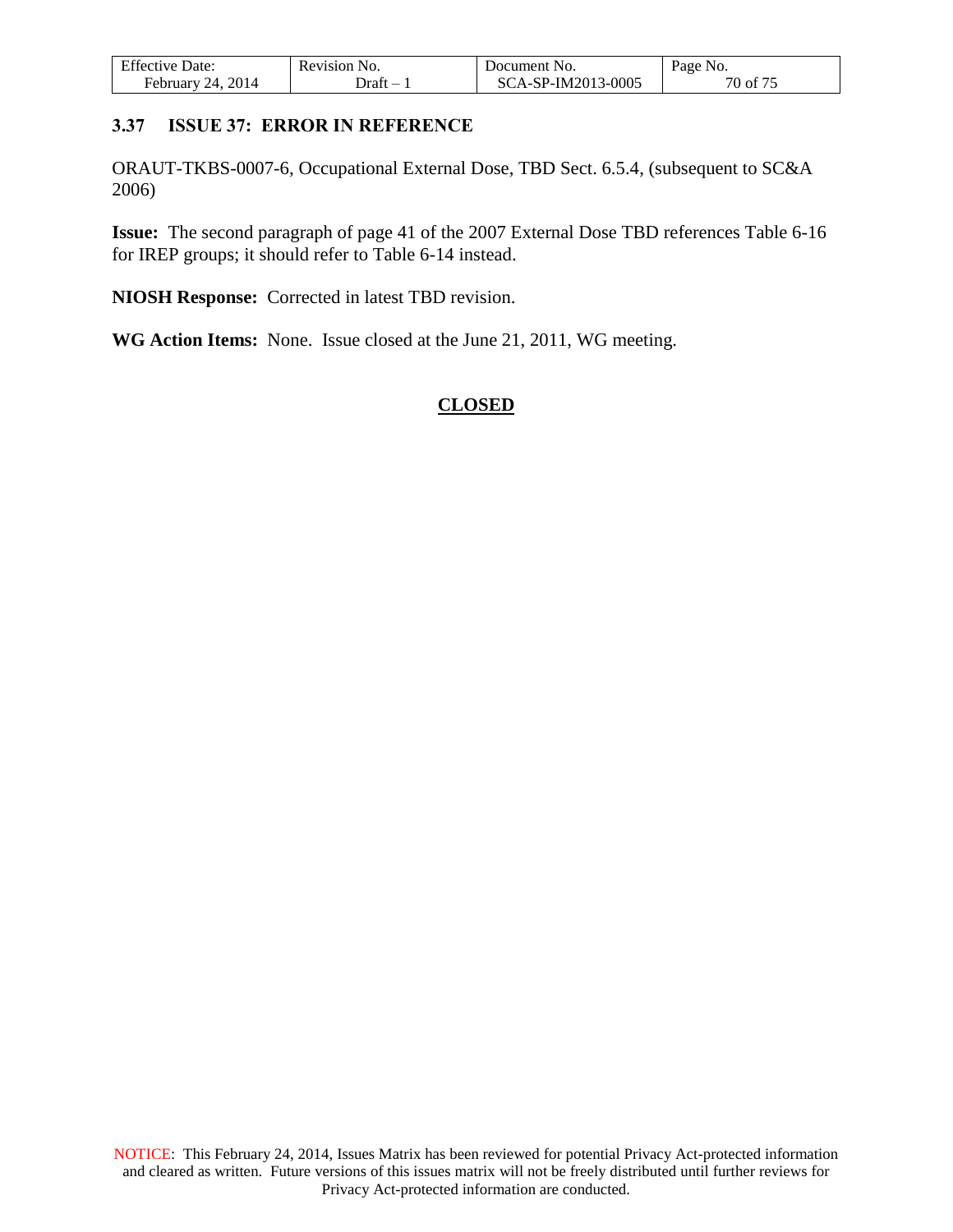### 3.37 ISSUE 37: ERROR IN REFERENCE

ORAUT-TKBS-0007-6, Occupational External Dose, TBD Sect. 6.5.4, (subsequent to SC&A 2006)

**Issue:** The second paragraph of page 41 of the 2007 External Dose TBD references Table 6-16 for IREP groups; it should refer to Table 6-14 instead.

**NIOSH Response:** Corrected in latest TBD revision.

**WG Action Items:** None. Issue closed at the June 21, 2011, WG meeting.

**CLOSED**

NOTICE: This February 24, 2014, Issues Matrix has been reviewed for potential Privacy Act-protected information and cleared as written. Future versions of this issues matrix will not be freely distributed until further reviews for Privacy Act-protected information are conducted.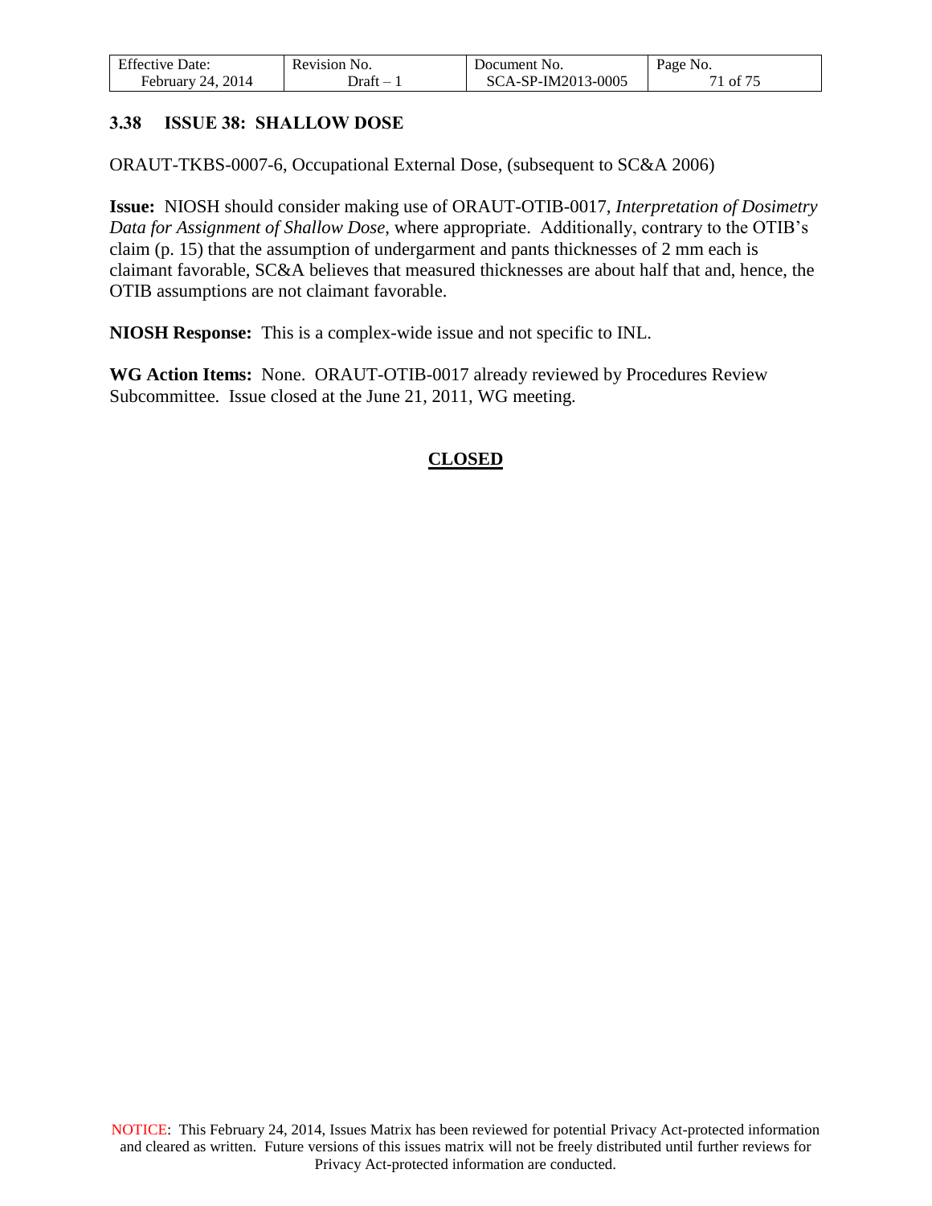### 3.38 ISSUE 38: SHALLOW DOSE

ORAUT-TKBS-0007-6, Occupational External Dose, (subsequent to SC&A 2006)

**Issue:** NIOSH should consider making use of ORAUT-OTIB-0017, *Interpretation of Dosimetry Data for Assignment of Shallow Dose*, where appropriate. Additionally, contrary to the OTIB's claim (p. 15) that the assumption of undergarment and pants thicknesses of 2 mm each is claimant favorable, SC&A believes that measured thicknesses are about half that and, hence, the OTIB assumptions are not claimant favorable.

**NIOSH Response:** This is a complex-wide issue and not specific to INL.

**WG Action Items:** None. ORAUT-OTIB-0017 already reviewed by Procedures Review Subcommittee. Issue closed at the June 21, 2011, WG meeting.

**CLOSED**

NOTICE: This February 24, 2014, Issues Matrix has been reviewed for potential Privacy Act-protected information and cleared as written. Future versions of this issues matrix will not be freely distributed until further reviews for Privacy Act-protected information are conducted.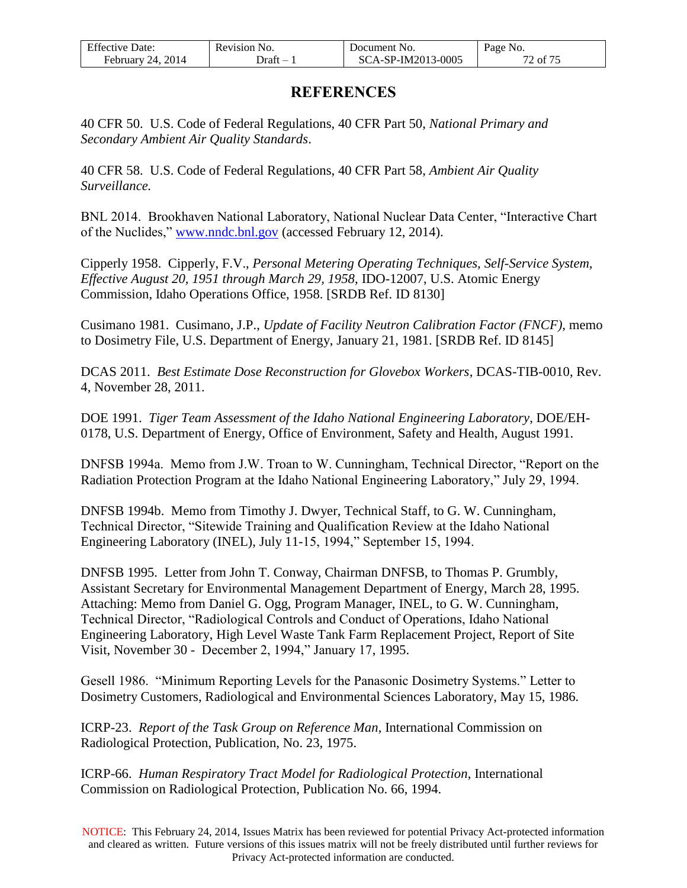# REFERENCES

40 CFR 50. U.S. Code of Federal Regulations, 40 CFR Part 50, *National Primary and Secondary Ambient Air Quality Standards*.

40 CFR 58. U.S. Code of Federal Regulations, 40 CFR Part 58, *Ambient Air Quality Surveillance.*

BNL 2014. Brookhaven National Laboratory, National Nuclear Data Center, "Interactive Chart of the Nuclides," www.nndc.bnl.gov (accessed February 12, 2014).

Cipperly 1958. Cipperly, F.V., *Personal Metering Operating Techniques, Self-Service System, Effective August 20, 1951 through March 29, 1958*, IDO-12007, U.S. Atomic Energy Commission, Idaho Operations Office, 1958. [SRDB Ref. ID 8130]

Cusimano 1981. Cusimano, J.P., *Update of Facility Neutron Calibration Factor (FNCF),* memo to Dosimetry File, U.S. Department of Energy, January 21, 1981. [SRDB Ref. ID 8145]

DCAS 2011. *Best Estimate Dose Reconstruction for Glovebox Workers*, DCAS-TIB-0010, Rev. 4, November 28, 2011.

DOE 1991. *Tiger Team Assessment of the Idaho National Engineering Laboratory*, DOE/EH-0178, U.S. Department of Energy, Office of Environment, Safety and Health, August 1991.

DNFSB 1994a. Memo from J.W. Troan to W. Cunningham, Technical Director, "Report on the Radiation Protection Program at the Idaho National Engineering Laboratory," July 29, 1994.

DNFSB 1994b. Memo from Timothy J. Dwyer, Technical Staff, to G. W. Cunningham, Technical Director, "Sitewide Training and Qualification Review at the Idaho National Engineering Laboratory (INEL), July 11-15, 1994," September 15, 1994.

DNFSB 1995. Letter from John T. Conway, Chairman DNFSB, to Thomas P. Grumbly, Assistant Secretary for Environmental Management Department of Energy, March 28, 1995. Attaching: Memo from Daniel G. Ogg, Program Manager, INEL, to G. W. Cunningham, Technical Director, "Radiological Controls and Conduct of Operations, Idaho National Engineering Laboratory, High Level Waste Tank Farm Replacement Project, Report of Site Visit, November 30 - December 2, 1994," January 17, 1995.

Gesell 1986. "Minimum Reporting Levels for the Panasonic Dosimetry Systems." Letter to Dosimetry Customers, Radiological and Environmental Sciences Laboratory, May 15, 1986.

ICRP-23. *Report of the Task Group on Reference Man*, International Commission on Radiological Protection, Publication, No. 23, 1975.

ICRP-66. *Human Respiratory Tract Model for Radiological Protection*, International Commission on Radiological Protection, Publication No. 66, 1994.

NOTICE: This February 24, 2014, Issues Matrix has been reviewed for potential Privacy Act-protected information and cleared as written. Future versions of this issues matrix will not be freely distributed until further reviews for Privacy Act-protected information are conducted.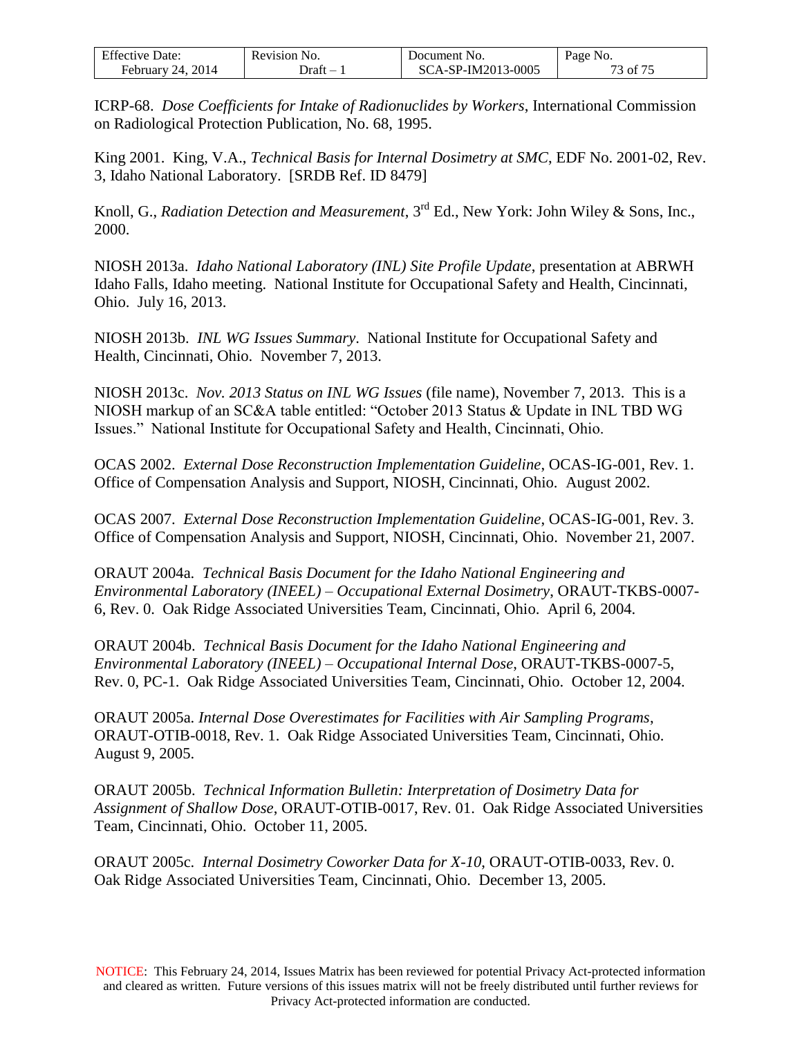ICRP-68. *Dose Coefficients for Intake of Radionuclides by Workers*, International Commission on Radiological Protection Publication, No. 68, 1995.

King 2001. King, V.A., *Technical Basis for Internal Dosimetry at SMC*, EDF No. 2001-02, Rev. 3, Idaho National Laboratory. [SRDB Ref. ID 8479]

Knoll, G., *Radiation Detection and Measurement*, 3rd Ed., New York: John Wiley & Sons, Inc., 2000.

NIOSH 2013a. *Idaho National Laboratory (INL) Site Profile Update*, presentation at ABRWH Idaho Falls, Idaho meeting. National Institute for Occupational Safety and Health, Cincinnati, Ohio. July 16, 2013.

NIOSH 2013b. *INL WG Issues Summary*. National Institute for Occupational Safety and Health, Cincinnati, Ohio. November 7, 2013.

NIOSH 2013c. *Nov. 2013 Status on INL WG Issues* (file name), November 7, 2013. This is a NIOSH markup of an SC&A table entitled: "October 2013 Status & Update in INL TBD WG Issues." National Institute for Occupational Safety and Health, Cincinnati, Ohio.

OCAS 2002. *External Dose Reconstruction Implementation Guideline*, OCAS-IG-001, Rev. 1. Office of Compensation Analysis and Support, NIOSH, Cincinnati, Ohio. August 2002.

OCAS 2007. *External Dose Reconstruction Implementation Guideline*, OCAS-IG-001, Rev. 3. Office of Compensation Analysis and Support, NIOSH, Cincinnati, Ohio. November 21, 2007.

ORAUT 2004a. *Technical Basis Document for the Idaho National Engineering and Environmental Laboratory (INEEL) – Occupational External Dosimetry*, ORAUT-TKBS-0007-6, Rev. 0. Oak Ridge Associated Universities Team, Cincinnati, Ohio. April 6, 2004.

ORAUT 2004b. *Technical Basis Document for the Idaho National Engineering and Environmental Laboratory (INEEL) – Occupational Internal Dose*, ORAUT-TKBS-0007-5, Rev. 0, PC-1. Oak Ridge Associated Universities Team, Cincinnati, Ohio. October 12, 2004.

ORAUT 2005a. *Internal Dose Overestimates for Facilities with Air Sampling Programs*, ORAUT-OTIB-0018, Rev. 1. Oak Ridge Associated Universities Team, Cincinnati, Ohio. August 9, 2005.

ORAUT 2005b. *Technical Information Bulletin: Interpretation of Dosimetry Data for Assignment of Shallow Dose*, ORAUT-OTIB-0017, Rev. 01. Oak Ridge Associated Universities Team, Cincinnati, Ohio. October 11, 2005.

ORAUT 2005c. *Internal Dosimetry Coworker Data for X-10*, ORAUT-OTIB-0033, Rev. 0. Oak Ridge Associated Universities Team, Cincinnati, Ohio. December 13, 2005.

NOTICE: This February 24, 2014, Issues Matrix has been reviewed for potential Privacy Act-protected information and cleared as written. Future versions of this issues matrix will not be freely distributed until further reviews for Privacy Act-protected information are conducted.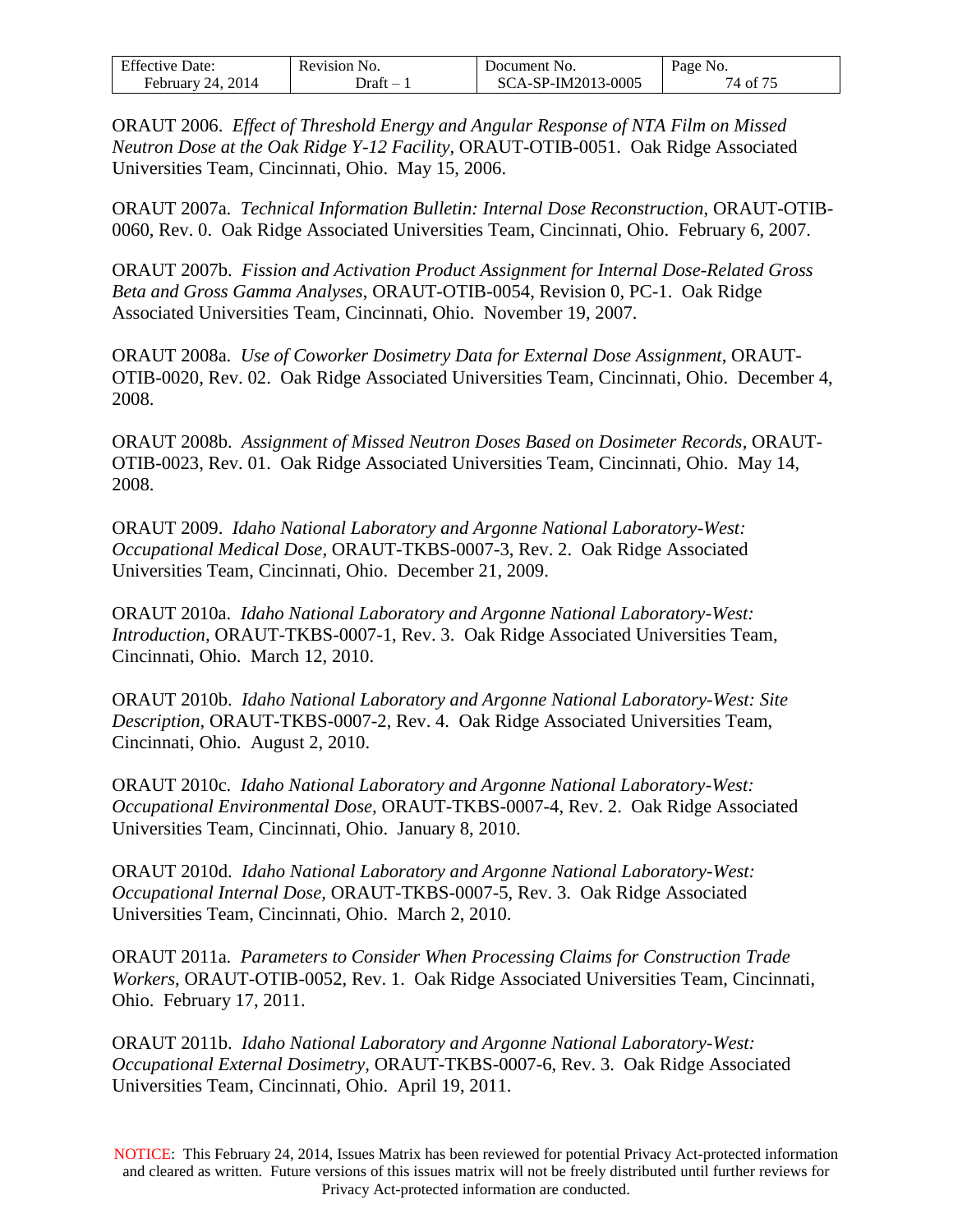ORAUT 2006. *Effect of Threshold Energy and Angular Response of NTA Film on Missed Neutron Dose at the Oak Ridge Y-12 Facility*, ORAUT-OTIB-0051. Oak Ridge Associated Universities Team, Cincinnati, Ohio. May 15, 2006.

ORAUT 2007a. *Technical Information Bulletin: Internal Dose Reconstruction*, ORAUT-OTIB-0060, Rev. 0. Oak Ridge Associated Universities Team, Cincinnati, Ohio. February 6, 2007.

ORAUT 2007b. *Fission and Activation Product Assignment for Internal Dose-Related Gross Beta and Gross Gamma Analyses*, ORAUT-OTIB-0054, Revision 0, PC-1. Oak Ridge Associated Universities Team, Cincinnati, Ohio. November 19, 2007.

ORAUT 2008a. *Use of Coworker Dosimetry Data for External Dose Assignment*, ORAUT-OTIB-0020, Rev. 02. Oak Ridge Associated Universities Team, Cincinnati, Ohio. December 4, 2008.

ORAUT 2008b. *Assignment of Missed Neutron Doses Based on Dosimeter Records*, ORAUT-OTIB-0023, Rev. 01. Oak Ridge Associated Universities Team, Cincinnati, Ohio. May 14, 2008.

ORAUT 2009. *Idaho National Laboratory and Argonne National Laboratory-West: Occupational Medical Dose,* ORAUT-TKBS-0007-3, Rev. 2. Oak Ridge Associated Universities Team, Cincinnati, Ohio. December 21, 2009.

ORAUT 2010a. *Idaho National Laboratory and Argonne National Laboratory-West: Introduction,* ORAUT-TKBS-0007-1, Rev. 3. Oak Ridge Associated Universities Team, Cincinnati, Ohio. March 12, 2010.

ORAUT 2010b. *Idaho National Laboratory and Argonne National Laboratory-West: Site Description,* ORAUT-TKBS-0007-2, Rev. 4. Oak Ridge Associated Universities Team, Cincinnati, Ohio. August 2, 2010.

ORAUT 2010c. *Idaho National Laboratory and Argonne National Laboratory-West: Occupational Environmental Dose,* ORAUT-TKBS-0007-4, Rev. 2. Oak Ridge Associated Universities Team, Cincinnati, Ohio. January 8, 2010.

ORAUT 2010d. *Idaho National Laboratory and Argonne National Laboratory-West: Occupational Internal Dose,* ORAUT-TKBS-0007-5, Rev. 3. Oak Ridge Associated Universities Team, Cincinnati, Ohio. March 2, 2010.

ORAUT 2011a. *Parameters to Consider When Processing Claims for Construction Trade Workers*, ORAUT-OTIB-0052, Rev. 1. Oak Ridge Associated Universities Team, Cincinnati, Ohio. February 17, 2011.

ORAUT 2011b. *Idaho National Laboratory and Argonne National Laboratory-West: Occupational External Dosimetry,* ORAUT-TKBS-0007-6, Rev. 3. Oak Ridge Associated Universities Team, Cincinnati, Ohio. April 19, 2011.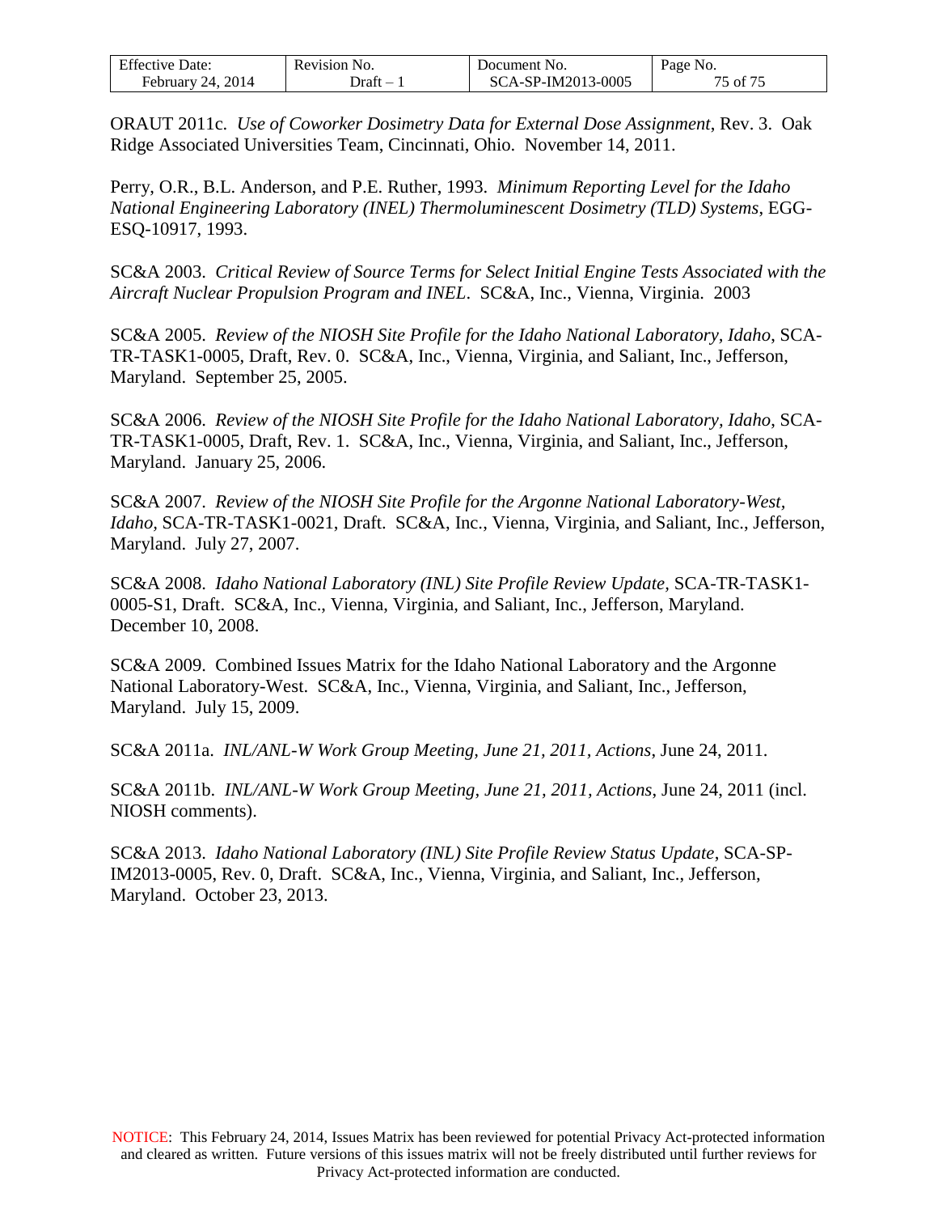ORAUT 2011c. *Use of Coworker Dosimetry Data for External Dose Assignment*, Rev. 3. Oak Ridge Associated Universities Team, Cincinnati, Ohio. November 14, 2011.

Perry, O.R., B.L. Anderson, and P.E. Ruther, 1993. *Minimum Reporting Level for the Idaho National Engineering Laboratory (INEL) Thermoluminescent Dosimetry (TLD) Systems*, EGG-ESQ-10917, 1993.

SC&A 2003. *Critical Review of Source Terms for Select Initial Engine Tests Associated with the Aircraft Nuclear Propulsion Program and INEL*. SC&A, Inc., Vienna, Virginia. 2003

SC&A 2005. *Review of the NIOSH Site Profile for the Idaho National Laboratory, Idaho*, SCA-TR-TASK1-0005, Draft, Rev. 0. SC&A, Inc., Vienna, Virginia, and Saliant, Inc., Jefferson, Maryland. September 25, 2005.

SC&A 2006. *Review of the NIOSH Site Profile for the Idaho National Laboratory, Idaho*, SCA-TR-TASK1-0005, Draft, Rev. 1. SC&A, Inc., Vienna, Virginia, and Saliant, Inc., Jefferson, Maryland. January 25, 2006.

SC&A 2007. *Review of the NIOSH Site Profile for the Argonne National Laboratory-West, Idaho,* SCA-TR-TASK1-0021, Draft. SC&A, Inc., Vienna, Virginia, and Saliant, Inc., Jefferson, Maryland. July 27, 2007.

SC&A 2008. *Idaho National Laboratory (INL) Site Profile Review Update*, SCA-TR-TASK1-0005-S1, Draft. SC&A, Inc., Vienna, Virginia, and Saliant, Inc., Jefferson, Maryland. December 10, 2008.

SC&A 2009. Combined Issues Matrix for the Idaho National Laboratory and the Argonne National Laboratory-West. SC&A, Inc., Vienna, Virginia, and Saliant, Inc., Jefferson, Maryland. July 15, 2009.

SC&A 2011a. *INL/ANL-W Work Group Meeting, June 21, 2011, Actions*, June 24, 2011.

SC&A 2011b. *INL/ANL-W Work Group Meeting, June 21, 2011, Actions*, June 24, 2011 (incl. NIOSH comments).

SC&A 2013. *Idaho National Laboratory (INL) Site Profile Review Status Update*, SCA-SP-IM2013-0005, Rev. 0, Draft. SC&A, Inc., Vienna, Virginia, and Saliant, Inc., Jefferson, Maryland. October 23, 2013.